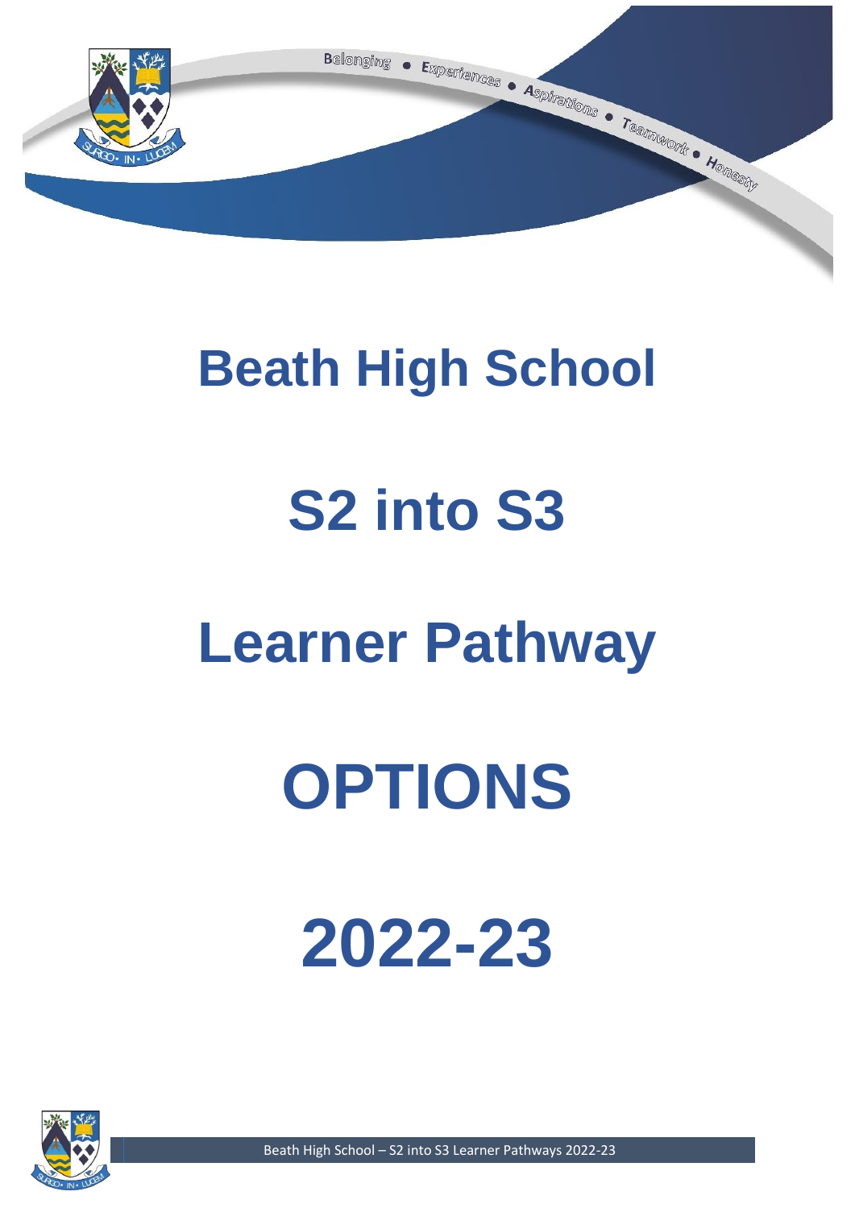Belonging • Experiences • Aspirations • Teamwork • Honesty

# Beath High School

# S2 into S3

# Learner Pathway

# OPTIONS

# 2022-23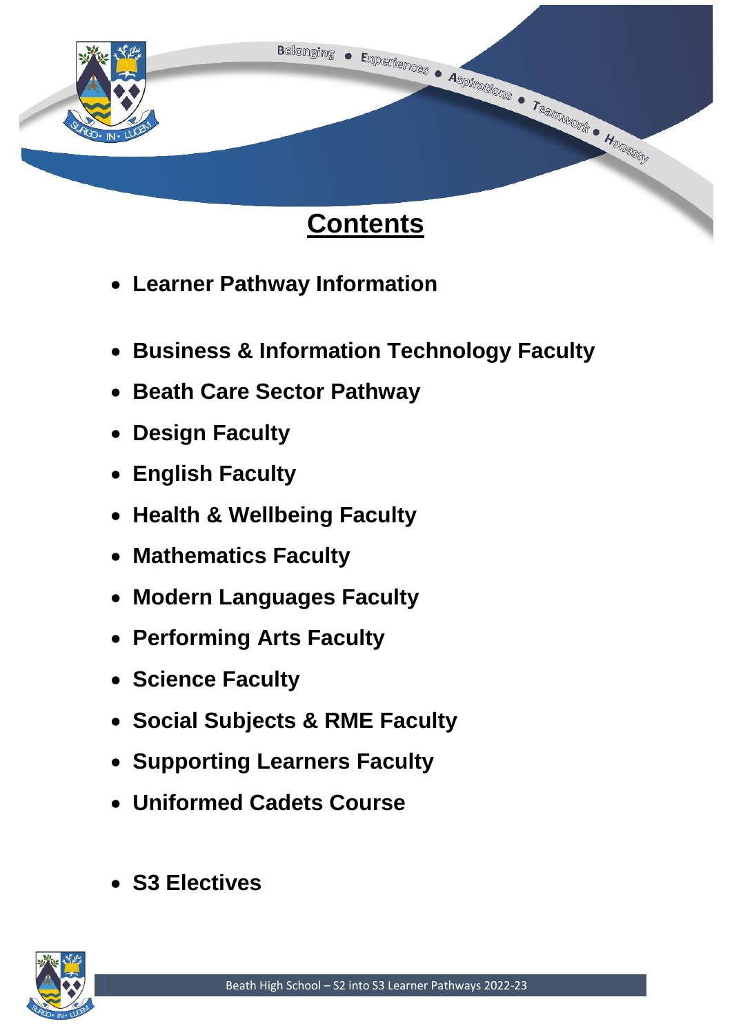# Contents

- **Learner Pathway Information**

- **Business & Information Technology Faculty**
- **Beath Care Sector Pathway**
- **Design Faculty**
- **English Faculty**
- **Health & Wellbeing Faculty**
- **Mathematics Faculty**
- **Modern Languages Faculty**
- **Performing Arts Faculty**
- **Science Faculty**
- **Social Subjects & RME Faculty**
- **Supporting Learners Faculty**
- **Uniformed Cadets Course**

- **S3 Electives**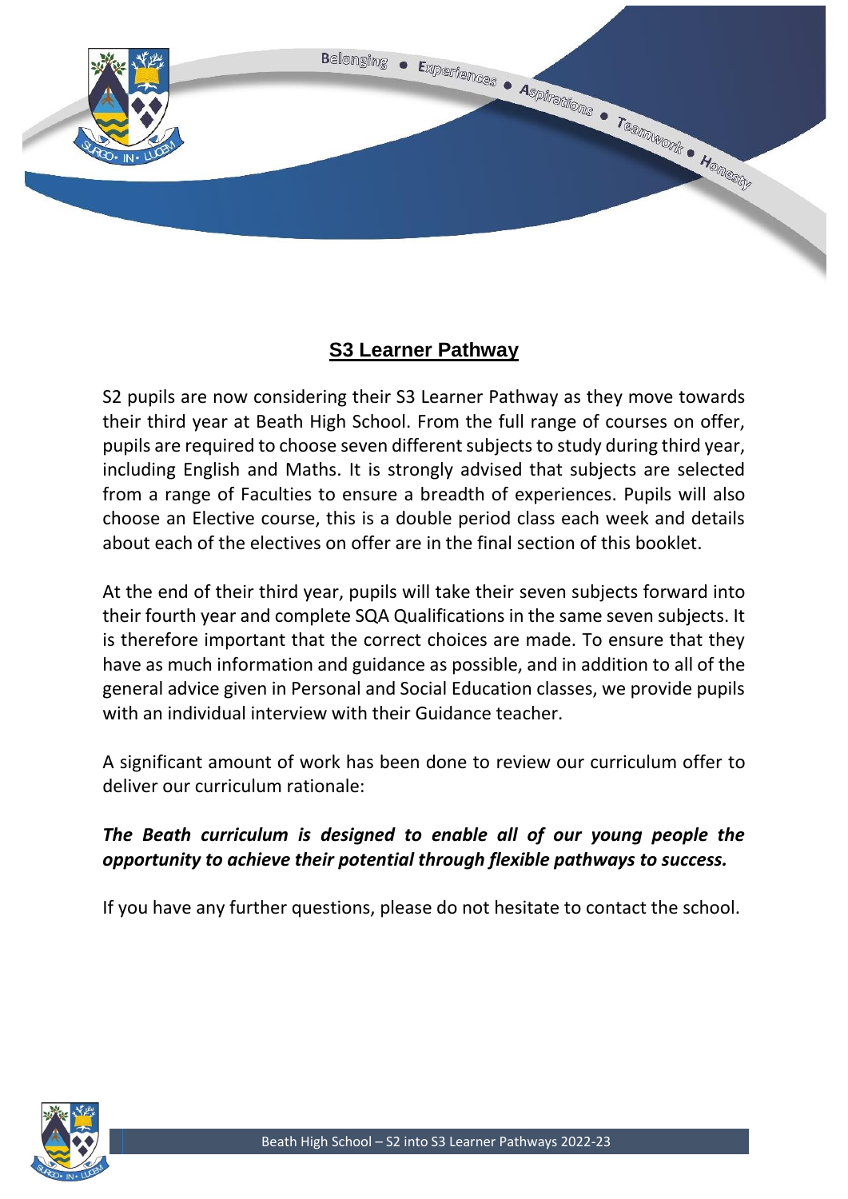## S3 Learner Pathway

S2 pupils are now considering their S3 Learner Pathway as they move towards their third year at Beath High School. From the full range of courses on offer, pupils are required to choose seven different subjects to study during third year, including English and Maths. It is strongly advised that subjects are selected from a range of Faculties to ensure a breadth of experiences. Pupils will also choose an Elective course, this is a double period class each week and details about each of the electives on offer are in the final section of this booklet.

At the end of their third year, pupils will take their seven subjects forward into their fourth year and complete SQA Qualifications in the same seven subjects. It is therefore important that the correct choices are made. To ensure that they have as much information and guidance as possible, and in addition to all of the general advice given in Personal and Social Education classes, we provide pupils with an individual interview with their Guidance teacher.

A significant amount of work has been done to review our curriculum offer to deliver our curriculum rationale:

***The Beath curriculum is designed to enable all of our young people the opportunity to achieve their potential through flexible pathways to success.***

If you have any further questions, please do not hesitate to contact the school.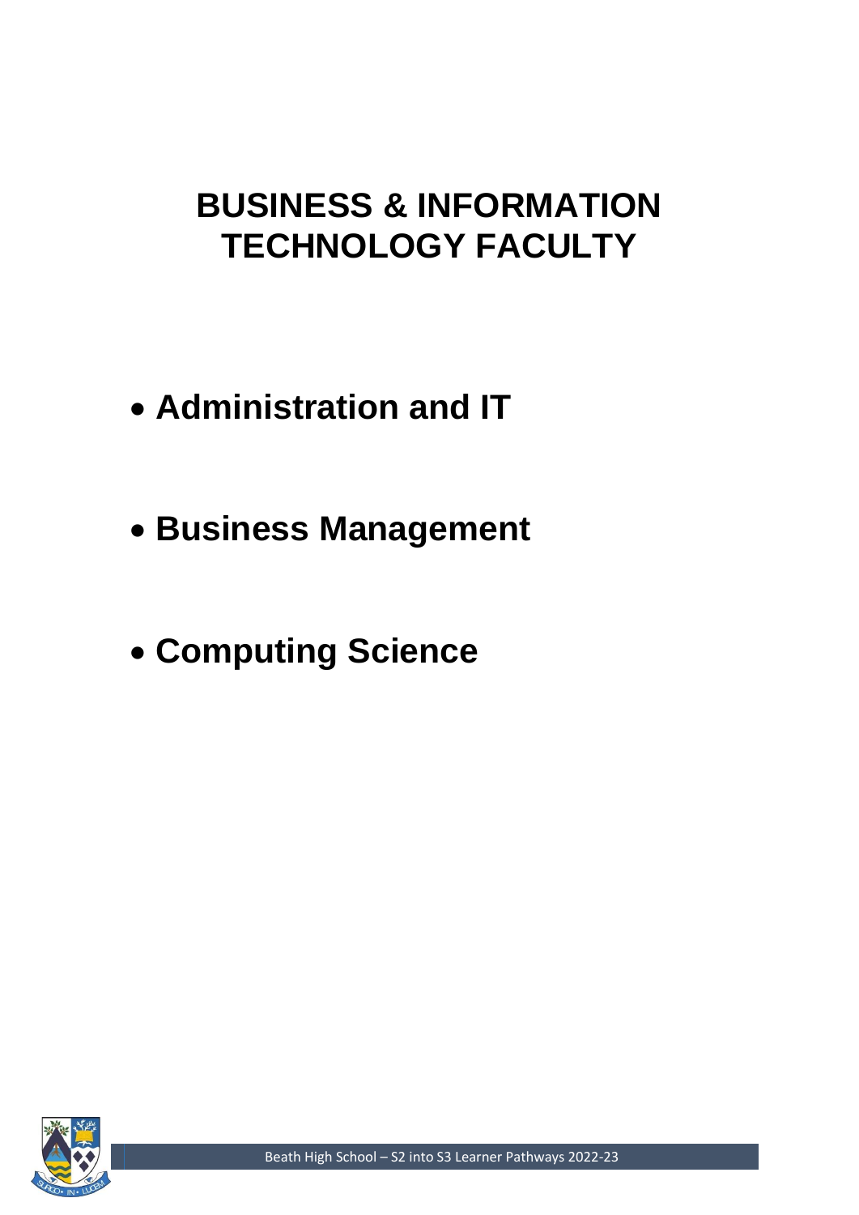# BUSINESS & INFORMATION TECHNOLOGY FACULTY

- **Administration and IT**
- **Business Management**
- **Computing Science**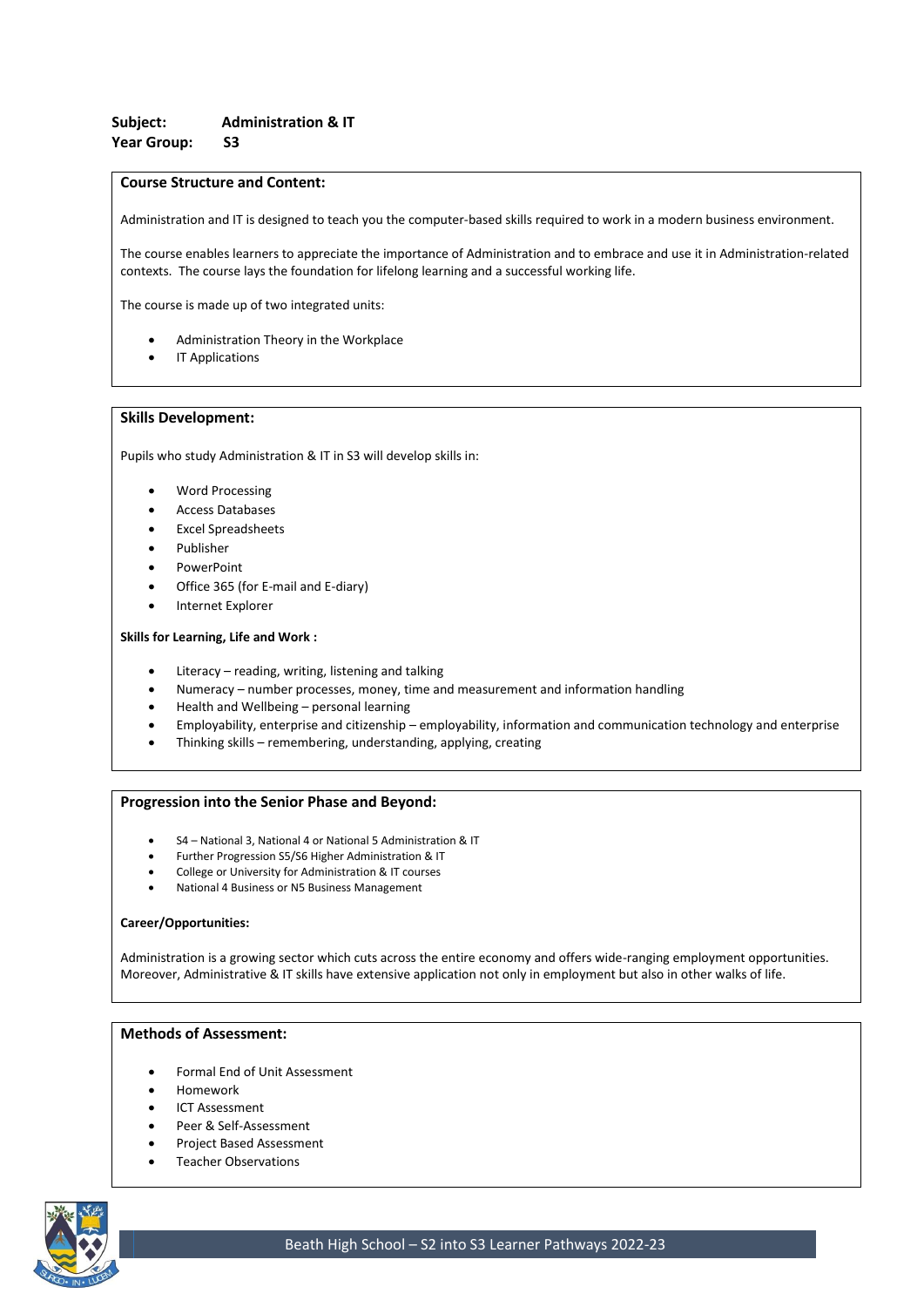**Subject:** Administration & IT
**Year Group:** S3

## Course Structure and Content:

Administration and IT is designed to teach you the computer-based skills required to work in a modern business environment.

The course enables learners to appreciate the importance of Administration and to embrace and use it in Administration-related contexts. The course lays the foundation for lifelong learning and a successful working life.

The course is made up of two integrated units:

- Administration Theory in the Workplace
- IT Applications

## Skills Development:

Pupils who study Administration & IT in S3 will develop skills in:

- Word Processing
- Access Databases
- Excel Spreadsheets
- Publisher
- PowerPoint
- Office 365 (for E-mail and E-diary)
- Internet Explorer

**Skills for Learning, Life and Work :**

- Literacy – reading, writing, listening and talking
- Numeracy – number processes, money, time and measurement and information handling
- Health and Wellbeing – personal learning
- Employability, enterprise and citizenship – employability, information and communication technology and enterprise
- Thinking skills – remembering, understanding, applying, creating

## Progression into the Senior Phase and Beyond:

- S4 – National 3, National 4 or National 5 Administration & IT
- Further Progression S5/S6 Higher Administration & IT
- College or University for Administration & IT courses
- National 4 Business or N5 Business Management

**Career/Opportunities:**

Administration is a growing sector which cuts across the entire economy and offers wide-ranging employment opportunities. Moreover, Administrative & IT skills have extensive application not only in employment but also in other walks of life.

## Methods of Assessment:

- Formal End of Unit Assessment
- Homework
- ICT Assessment
- Peer & Self-Assessment
- Project Based Assessment
- Teacher Observations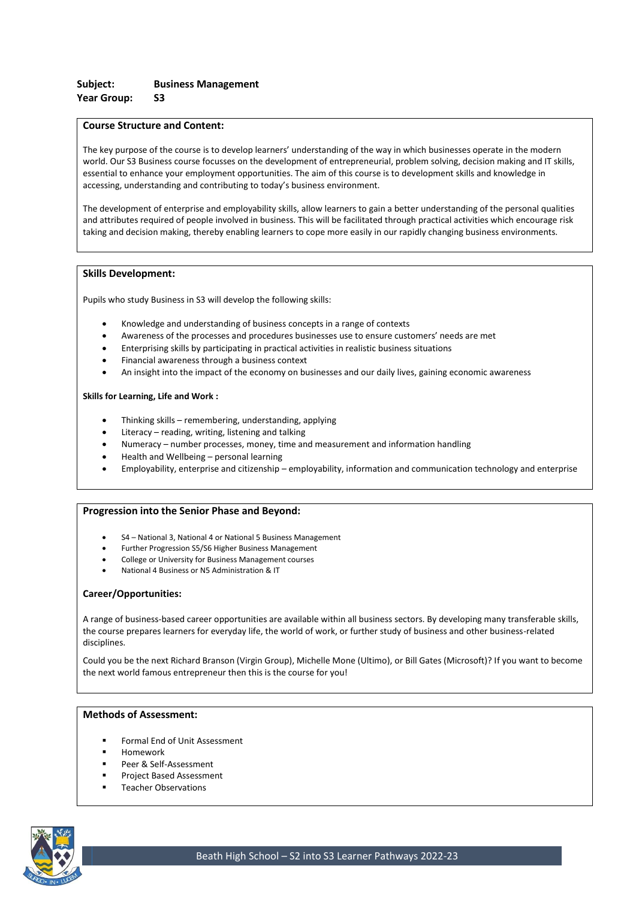**Subject:** **Business Management**
**Year Group:** **S3**

### Course Structure and Content:

The key purpose of the course is to develop learners' understanding of the way in which businesses operate in the modern world. Our S3 Business course focusses on the development of entrepreneurial, problem solving, decision making and IT skills, essential to enhance your employment opportunities. The aim of this course is to development skills and knowledge in accessing, understanding and contributing to today's business environment.

The development of enterprise and employability skills, allow learners to gain a better understanding of the personal qualities and attributes required of people involved in business. This will be facilitated through practical activities which encourage risk taking and decision making, thereby enabling learners to cope more easily in our rapidly changing business environments.

### Skills Development:

Pupils who study Business in S3 will develop the following skills:

- Knowledge and understanding of business concepts in a range of contexts
- Awareness of the processes and procedures businesses use to ensure customers' needs are met
- Enterprising skills by participating in practical activities in realistic business situations
- Financial awareness through a business context
- An insight into the impact of the economy on businesses and our daily lives, gaining economic awareness

**Skills for Learning, Life and Work :**

- Thinking skills – remembering, understanding, applying
- Literacy – reading, writing, listening and talking
- Numeracy – number processes, money, time and measurement and information handling
- Health and Wellbeing – personal learning
- Employability, enterprise and citizenship – employability, information and communication technology and enterprise

### Progression into the Senior Phase and Beyond:

- S4 – National 3, National 4 or National 5 Business Management
- Further Progression S5/S6 Higher Business Management
- College or University for Business Management courses
- National 4 Business or N5 Administration & IT

### Career/Opportunities:

A range of business-based career opportunities are available within all business sectors. By developing many transferable skills, the course prepares learners for everyday life, the world of work, or further study of business and other business-related disciplines.

Could you be the next Richard Branson (Virgin Group), Michelle Mone (Ultimo), or Bill Gates (Microsoft)? If you want to become the next world famous entrepreneur then this is the course for you!

### Methods of Assessment:

- Formal End of Unit Assessment
- Homework
- Peer & Self-Assessment
- Project Based Assessment
- Teacher Observations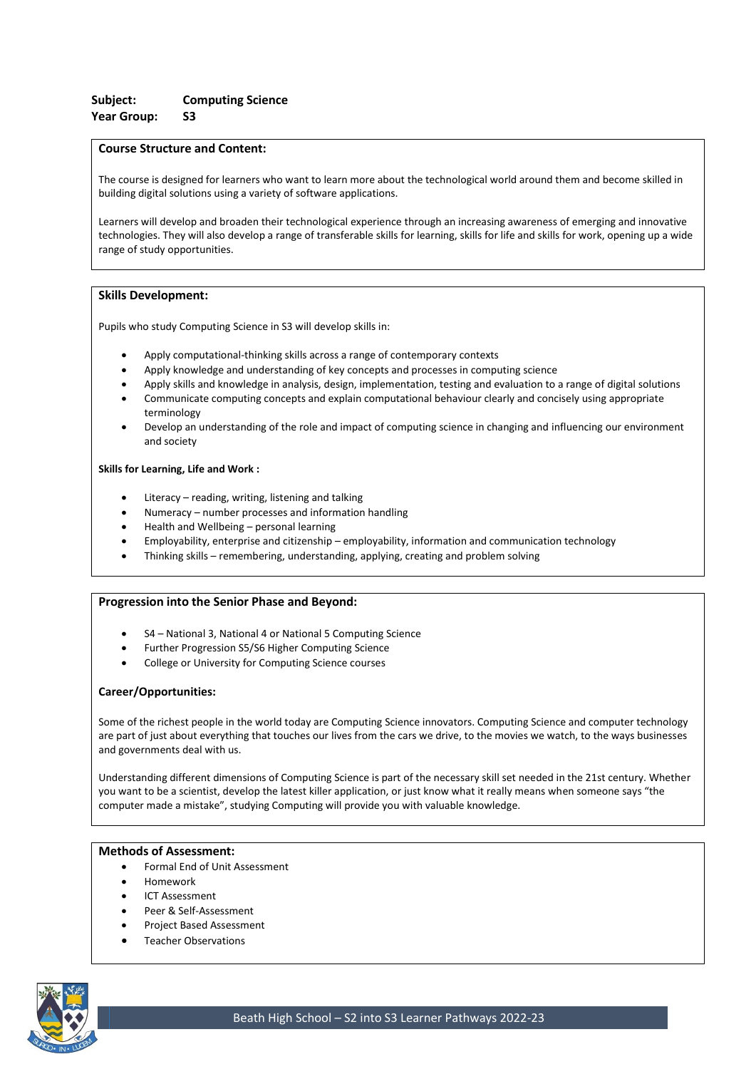**Subject:** **Computing Science**
**Year Group:** **S3**

## Course Structure and Content:

The course is designed for learners who want to learn more about the technological world around them and become skilled in building digital solutions using a variety of software applications.

Learners will develop and broaden their technological experience through an increasing awareness of emerging and innovative technologies. They will also develop a range of transferable skills for learning, skills for life and skills for work, opening up a wide range of study opportunities.

## Skills Development:

Pupils who study Computing Science in S3 will develop skills in:

- Apply computational-thinking skills across a range of contemporary contexts
- Apply knowledge and understanding of key concepts and processes in computing science
- Apply skills and knowledge in analysis, design, implementation, testing and evaluation to a range of digital solutions
- Communicate computing concepts and explain computational behaviour clearly and concisely using appropriate terminology
- Develop an understanding of the role and impact of computing science in changing and influencing our environment and society

**Skills for Learning, Life and Work :**

- Literacy – reading, writing, listening and talking
- Numeracy – number processes and information handling
- Health and Wellbeing – personal learning
- Employability, enterprise and citizenship – employability, information and communication technology
- Thinking skills – remembering, understanding, applying, creating and problem solving

## Progression into the Senior Phase and Beyond:

- S4 – National 3, National 4 or National 5 Computing Science
- Further Progression S5/S6 Higher Computing Science
- College or University for Computing Science courses

### Career/Opportunities:

Some of the richest people in the world today are Computing Science innovators. Computing Science and computer technology are part of just about everything that touches our lives from the cars we drive, to the movies we watch, to the ways businesses and governments deal with us.

Understanding different dimensions of Computing Science is part of the necessary skill set needed in the 21st century. Whether you want to be a scientist, develop the latest killer application, or just know what it really means when someone says "the computer made a mistake", studying Computing will provide you with valuable knowledge.

## Methods of Assessment:

- Formal End of Unit Assessment
- Homework
- ICT Assessment
- Peer & Self-Assessment
- Project Based Assessment
- Teacher Observations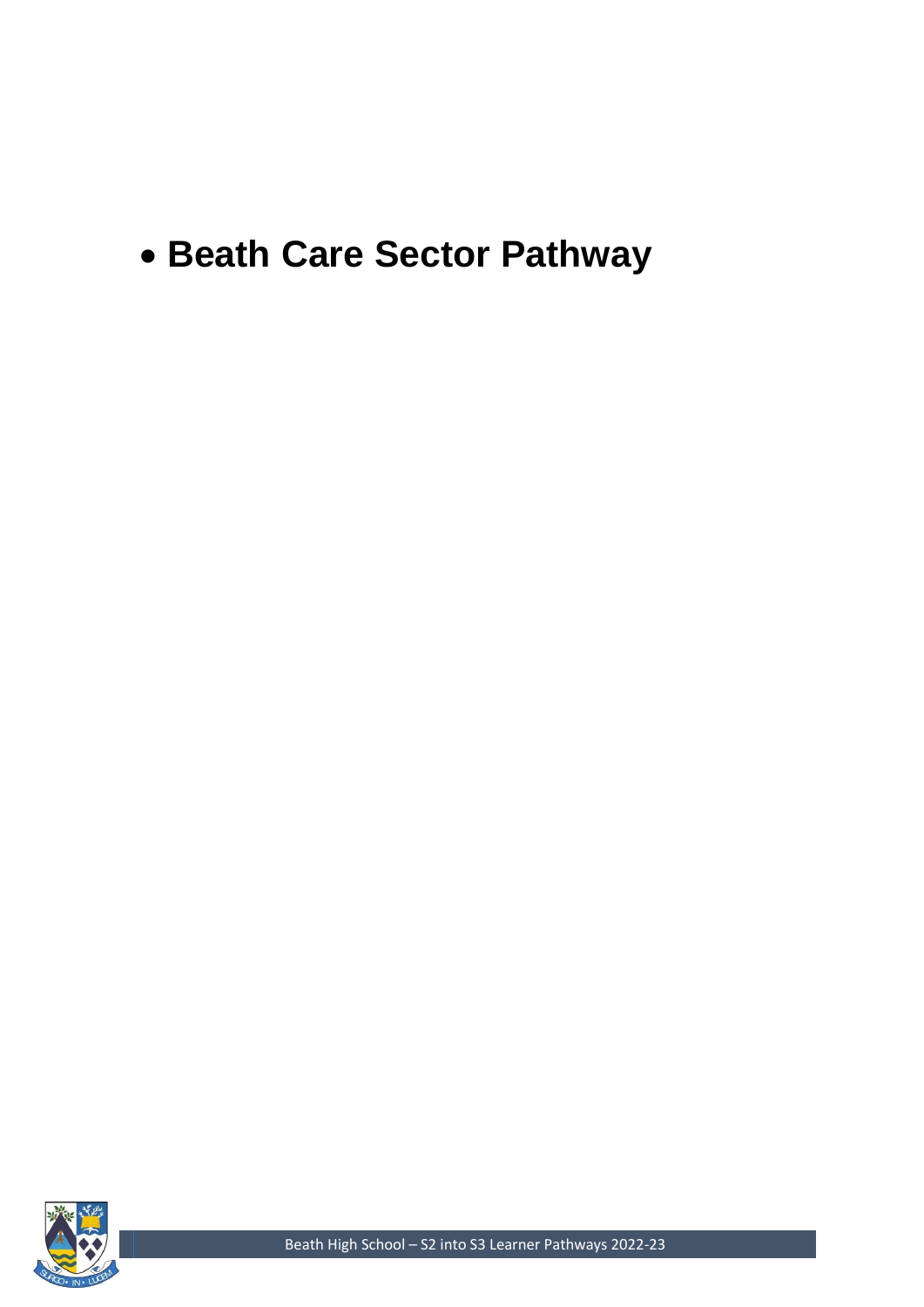- **Beath Care Sector Pathway**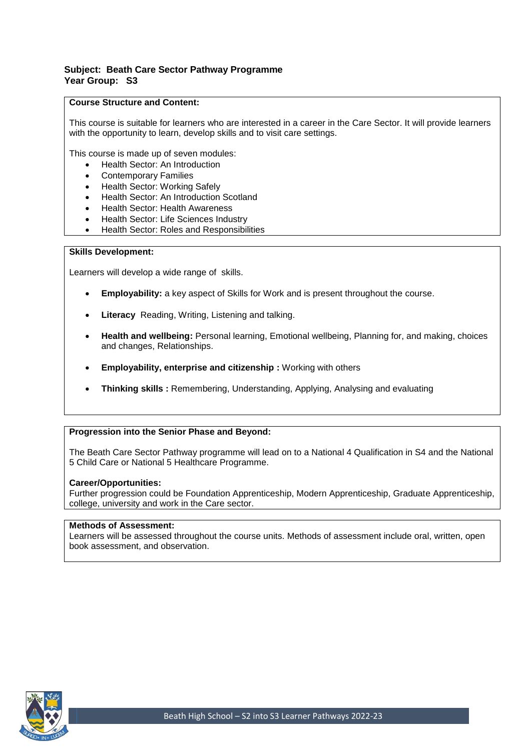**Subject: Beath Care Sector Pathway Programme**
**Year Group: S3**

**Course Structure and Content:**

This course is suitable for learners who are interested in a career in the Care Sector. It will provide learners with the opportunity to learn, develop skills and to visit care settings.

This course is made up of seven modules:

- Health Sector: An Introduction
- Contemporary Families
- Health Sector: Working Safely
- Health Sector: An Introduction Scotland
- Health Sector: Health Awareness
- Health Sector: Life Sciences Industry
- Health Sector: Roles and Responsibilities

**Skills Development:**

Learners will develop a wide range of skills.

- **Employability:** a key aspect of Skills for Work and is present throughout the course.
- **Literacy** Reading, Writing, Listening and talking.
- **Health and wellbeing:** Personal learning, Emotional wellbeing, Planning for, and making, choices and changes, Relationships.
- **Employability, enterprise and citizenship :** Working with others
- **Thinking skills :** Remembering, Understanding, Applying, Analysing and evaluating

**Progression into the Senior Phase and Beyond:**

The Beath Care Sector Pathway programme will lead on to a National 4 Qualification in S4 and the National 5 Child Care or National 5 Healthcare Programme.

**Career/Opportunities:**
Further progression could be Foundation Apprenticeship, Modern Apprenticeship, Graduate Apprenticeship, college, university and work in the Care sector.

**Methods of Assessment:**
Learners will be assessed throughout the course units. Methods of assessment include oral, written, open book assessment, and observation.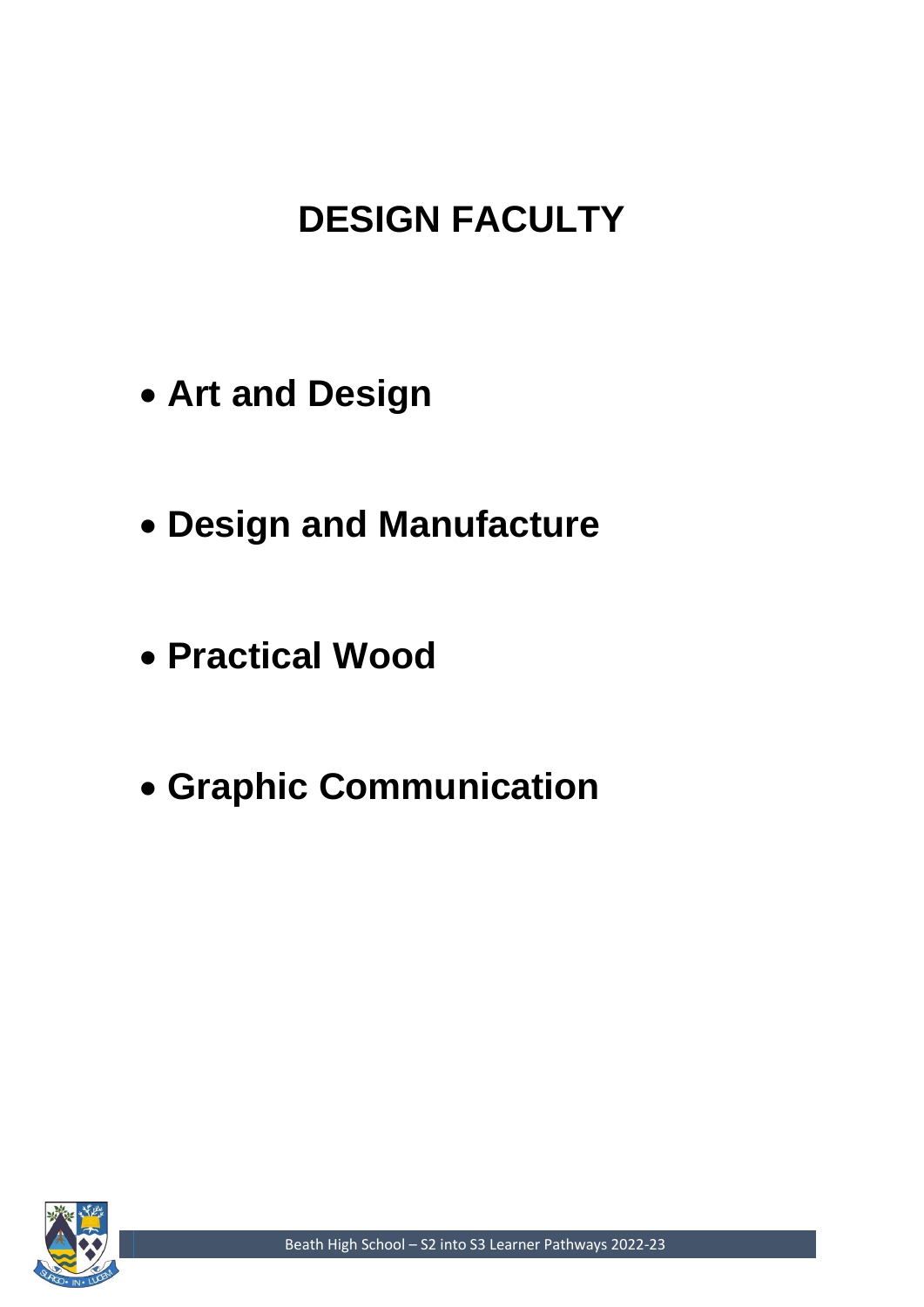# DESIGN FACULTY

- **Art and Design**
- **Design and Manufacture**
- **Practical Wood**
- **Graphic Communication**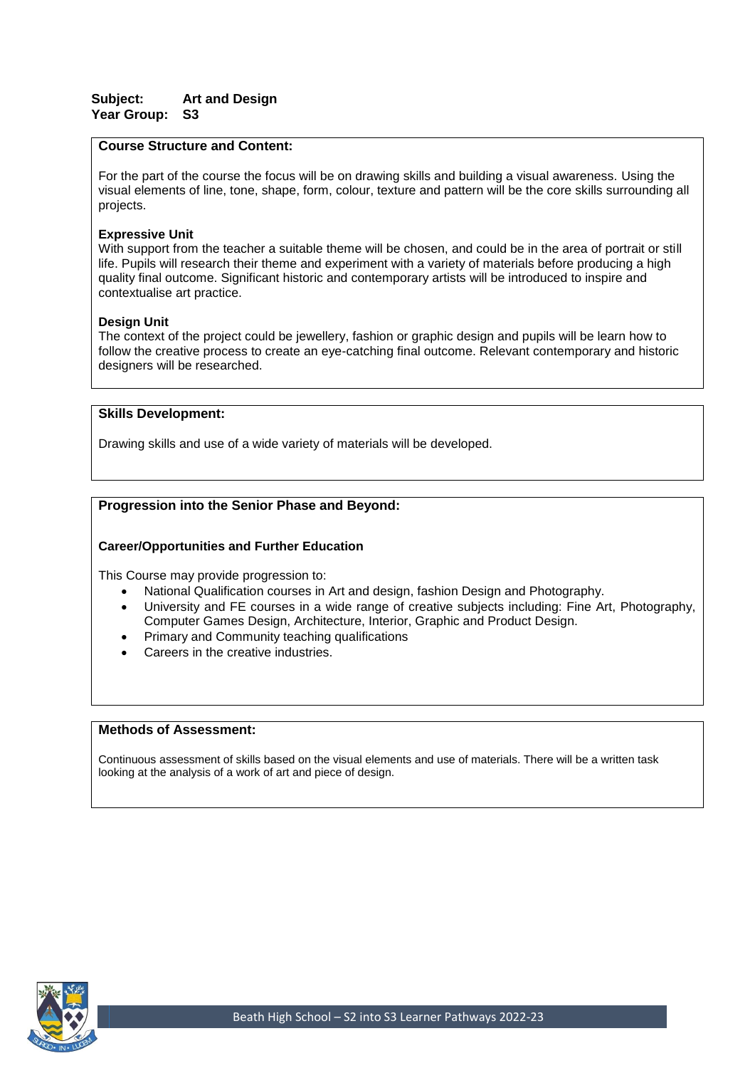**Subject:** Art and Design
**Year Group:** S3

## Course Structure and Content:

For the part of the course the focus will be on drawing skills and building a visual awareness. Using the visual elements of line, tone, shape, form, colour, texture and pattern will be the core skills surrounding all projects.

### Expressive Unit

With support from the teacher a suitable theme will be chosen, and could be in the area of portrait or still life. Pupils will research their theme and experiment with a variety of materials before producing a high quality final outcome. Significant historic and contemporary artists will be introduced to inspire and contextualise art practice.

### Design Unit

The context of the project could be jewellery, fashion or graphic design and pupils will be learn how to follow the creative process to create an eye-catching final outcome. Relevant contemporary and historic designers will be researched.

## Skills Development:

Drawing skills and use of a wide variety of materials will be developed.

## Progression into the Senior Phase and Beyond:

### Career/Opportunities and Further Education

This Course may provide progression to:

- National Qualification courses in Art and design, fashion Design and Photography.
- University and FE courses in a wide range of creative subjects including: Fine Art, Photography, Computer Games Design, Architecture, Interior, Graphic and Product Design.
- Primary and Community teaching qualifications
- Careers in the creative industries.

## Methods of Assessment:

Continuous assessment of skills based on the visual elements and use of materials. There will be a written task looking at the analysis of a work of art and piece of design.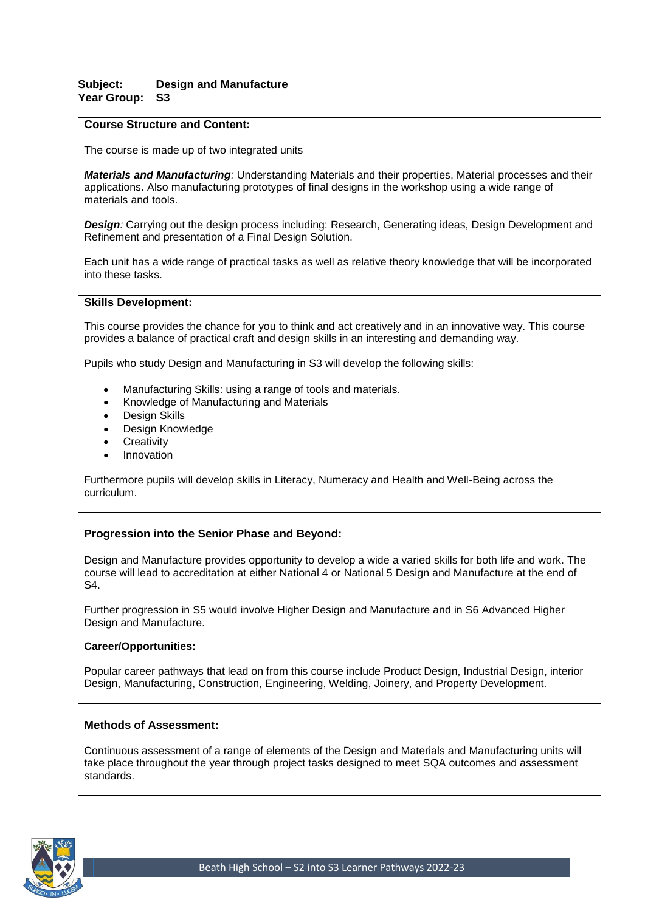**Subject:** **Design and Manufacture**
**Year Group:** **S3**

## Course Structure and Content:

The course is made up of two integrated units

***Materials and Manufacturing**:* Understanding Materials and their properties, Material processes and their applications. Also manufacturing prototypes of final designs in the workshop using a wide range of materials and tools.

***Design**:* Carrying out the design process including: Research, Generating ideas, Design Development and Refinement and presentation of a Final Design Solution.

Each unit has a wide range of practical tasks as well as relative theory knowledge that will be incorporated into these tasks.

## Skills Development:

This course provides the chance for you to think and act creatively and in an innovative way. This course provides a balance of practical craft and design skills in an interesting and demanding way.

Pupils who study Design and Manufacturing in S3 will develop the following skills:

- Manufacturing Skills: using a range of tools and materials.
- Knowledge of Manufacturing and Materials
- Design Skills
- Design Knowledge
- Creativity
- Innovation

Furthermore pupils will develop skills in Literacy, Numeracy and Health and Well-Being across the curriculum.

## Progression into the Senior Phase and Beyond:

Design and Manufacture provides opportunity to develop a wide a varied skills for both life and work. The course will lead to accreditation at either National 4 or National 5 Design and Manufacture at the end of S4.

Further progression in S5 would involve Higher Design and Manufacture and in S6 Advanced Higher Design and Manufacture.

### Career/Opportunities:

Popular career pathways that lead on from this course include Product Design, Industrial Design, interior Design, Manufacturing, Construction, Engineering, Welding, Joinery, and Property Development.

## Methods of Assessment:

Continuous assessment of a range of elements of the Design and Materials and Manufacturing units will take place throughout the year through project tasks designed to meet SQA outcomes and assessment standards.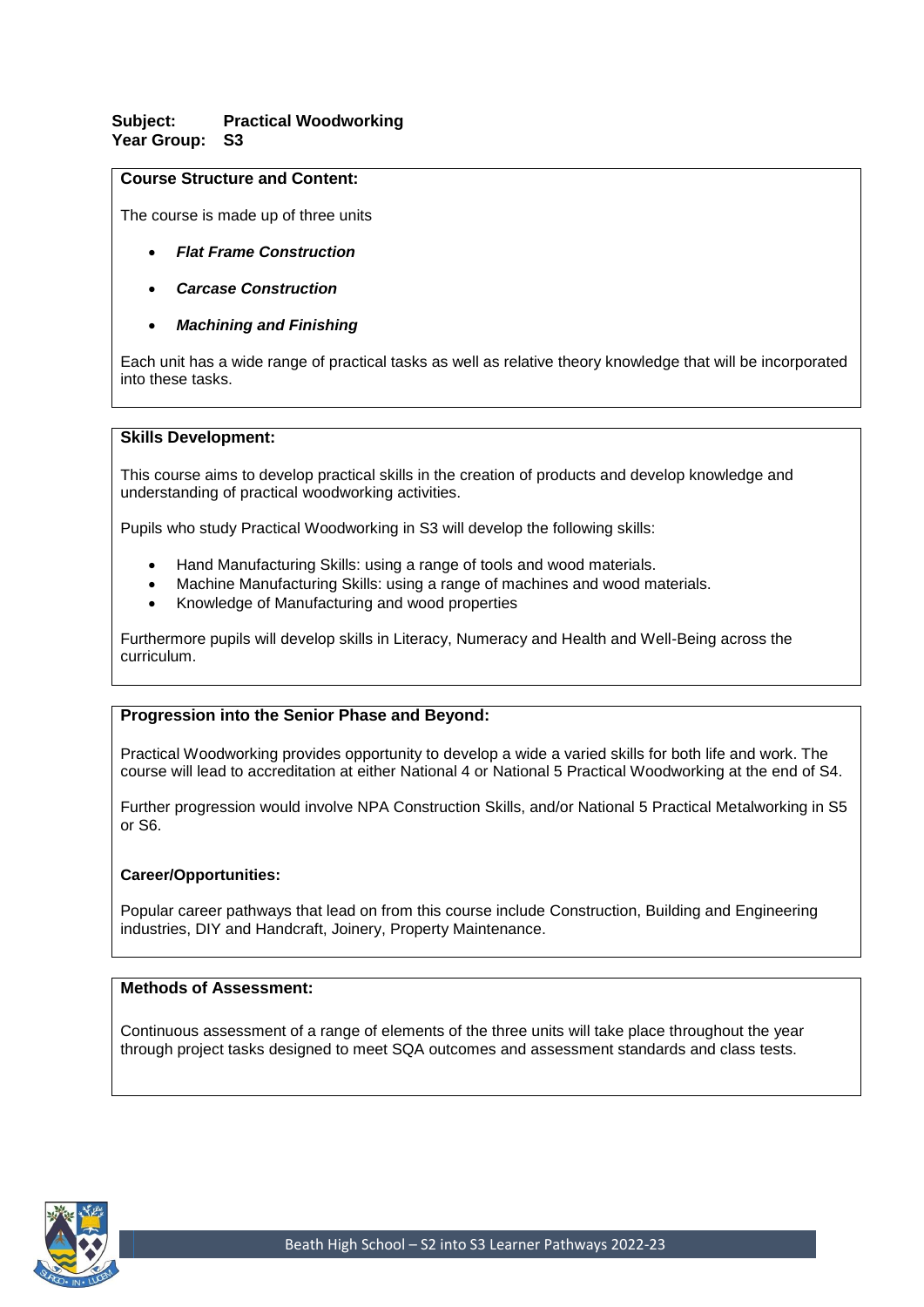**Subject:** **Practical Woodworking**
**Year Group:** **S3**

### Course Structure and Content:

The course is made up of three units

- ***Flat Frame Construction***
- ***Carcase Construction***
- ***Machining and Finishing***

Each unit has a wide range of practical tasks as well as relative theory knowledge that will be incorporated into these tasks.

### Skills Development:

This course aims to develop practical skills in the creation of products and develop knowledge and understanding of practical woodworking activities.

Pupils who study Practical Woodworking in S3 will develop the following skills:

- Hand Manufacturing Skills: using a range of tools and wood materials.
- Machine Manufacturing Skills: using a range of machines and wood materials.
- Knowledge of Manufacturing and wood properties

Furthermore pupils will develop skills in Literacy, Numeracy and Health and Well-Being across the curriculum.

### Progression into the Senior Phase and Beyond:

Practical Woodworking provides opportunity to develop a wide a varied skills for both life and work. The course will lead to accreditation at either National 4 or National 5 Practical Woodworking at the end of S4.

Further progression would involve NPA Construction Skills, and/or National 5 Practical Metalworking in S5 or S6.

### Career/Opportunities:

Popular career pathways that lead on from this course include Construction, Building and Engineering industries, DIY and Handcraft, Joinery, Property Maintenance.

### Methods of Assessment:

Continuous assessment of a range of elements of the three units will take place throughout the year through project tasks designed to meet SQA outcomes and assessment standards and class tests.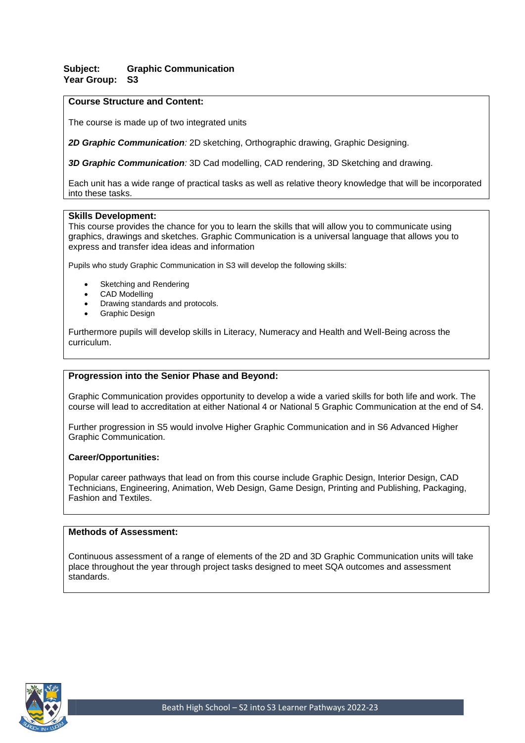**Subject:** **Graphic Communication**
**Year Group:** **S3**

### Course Structure and Content:

The course is made up of two integrated units

***2D Graphic Communication****:* 2D sketching, Orthographic drawing, Graphic Designing.

***3D Graphic Communication****:* 3D Cad modelling, CAD rendering, 3D Sketching and drawing.

Each unit has a wide range of practical tasks as well as relative theory knowledge that will be incorporated into these tasks.

### Skills Development:

This course provides the chance for you to learn the skills that will allow you to communicate using graphics, drawings and sketches. Graphic Communication is a universal language that allows you to express and transfer idea ideas and information

Pupils who study Graphic Communication in S3 will develop the following skills:

- Sketching and Rendering
- CAD Modelling
- Drawing standards and protocols.
- Graphic Design

Furthermore pupils will develop skills in Literacy, Numeracy and Health and Well-Being across the curriculum.

### Progression into the Senior Phase and Beyond:

Graphic Communication provides opportunity to develop a wide a varied skills for both life and work. The course will lead to accreditation at either National 4 or National 5 Graphic Communication at the end of S4.

Further progression in S5 would involve Higher Graphic Communication and in S6 Advanced Higher Graphic Communication.

**Career/Opportunities:**

Popular career pathways that lead on from this course include Graphic Design, Interior Design, CAD Technicians, Engineering, Animation, Web Design, Game Design, Printing and Publishing, Packaging, Fashion and Textiles.

### Methods of Assessment:

Continuous assessment of a range of elements of the 2D and 3D Graphic Communication units will take place throughout the year through project tasks designed to meet SQA outcomes and assessment standards.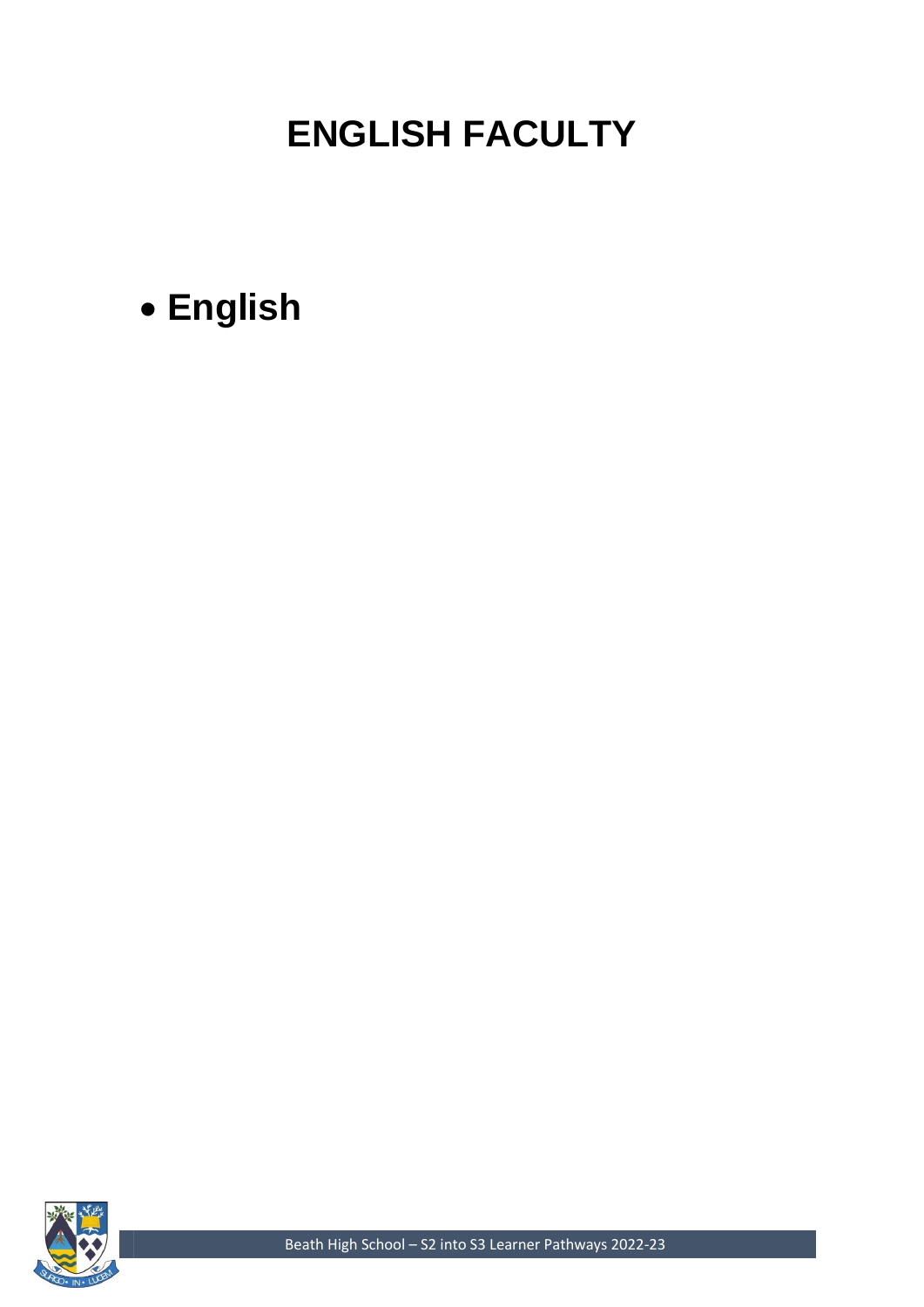# ENGLISH FACULTY

- **English**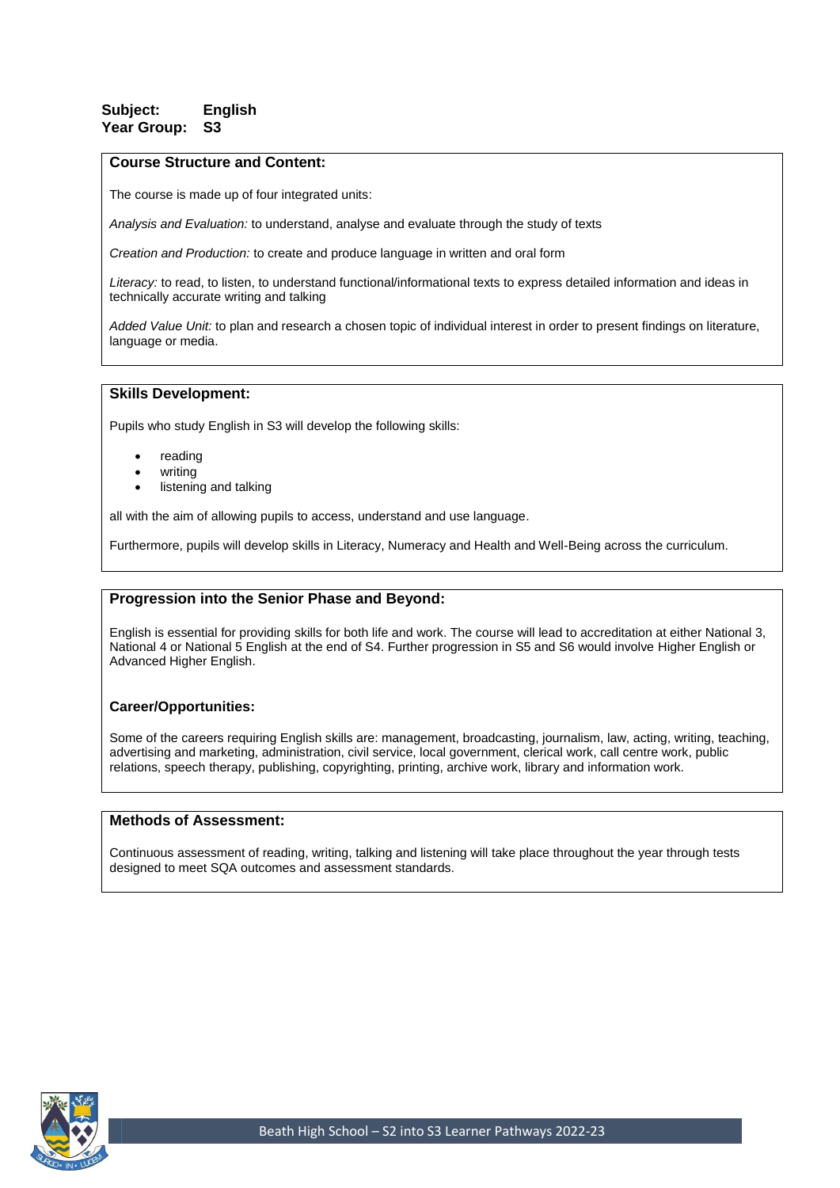**Subject:** **English**
**Year Group:** **S3**

## Course Structure and Content:

The course is made up of four integrated units:

*Analysis and Evaluation:* to understand, analyse and evaluate through the study of texts

*Creation and Production:* to create and produce language in written and oral form

*Literacy:* to read, to listen, to understand functional/informational texts to express detailed information and ideas in technically accurate writing and talking

*Added Value Unit:* to plan and research a chosen topic of individual interest in order to present findings on literature, language or media.

## Skills Development:

Pupils who study English in S3 will develop the following skills:

- reading
- writing
- listening and talking

all with the aim of allowing pupils to access, understand and use language.

Furthermore, pupils will develop skills in Literacy, Numeracy and Health and Well-Being across the curriculum.

## Progression into the Senior Phase and Beyond:

English is essential for providing skills for both life and work. The course will lead to accreditation at either National 3, National 4 or National 5 English at the end of S4. Further progression in S5 and S6 would involve Higher English or Advanced Higher English.

### Career/Opportunities:

Some of the careers requiring English skills are: management, broadcasting, journalism, law, acting, writing, teaching, advertising and marketing, administration, civil service, local government, clerical work, call centre work, public relations, speech therapy, publishing, copyrighting, printing, archive work, library and information work.

## Methods of Assessment:

Continuous assessment of reading, writing, talking and listening will take place throughout the year through tests designed to meet SQA outcomes and assessment standards.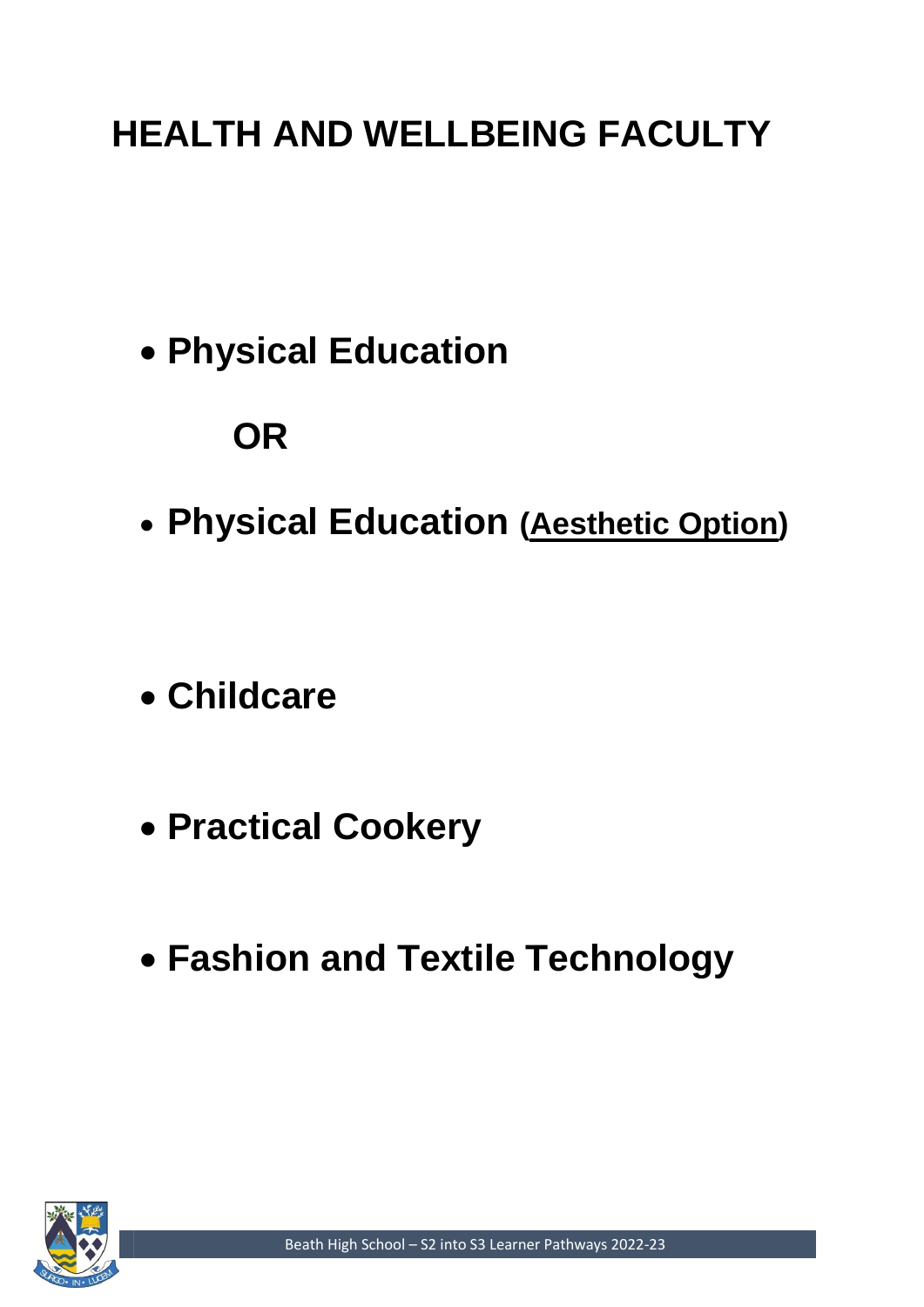# HEALTH AND WELLBEING FACULTY

- **Physical Education**

  **OR**

- **Physical Education (Aesthetic Option)**

- **Childcare**

- **Practical Cookery**

- **Fashion and Textile Technology**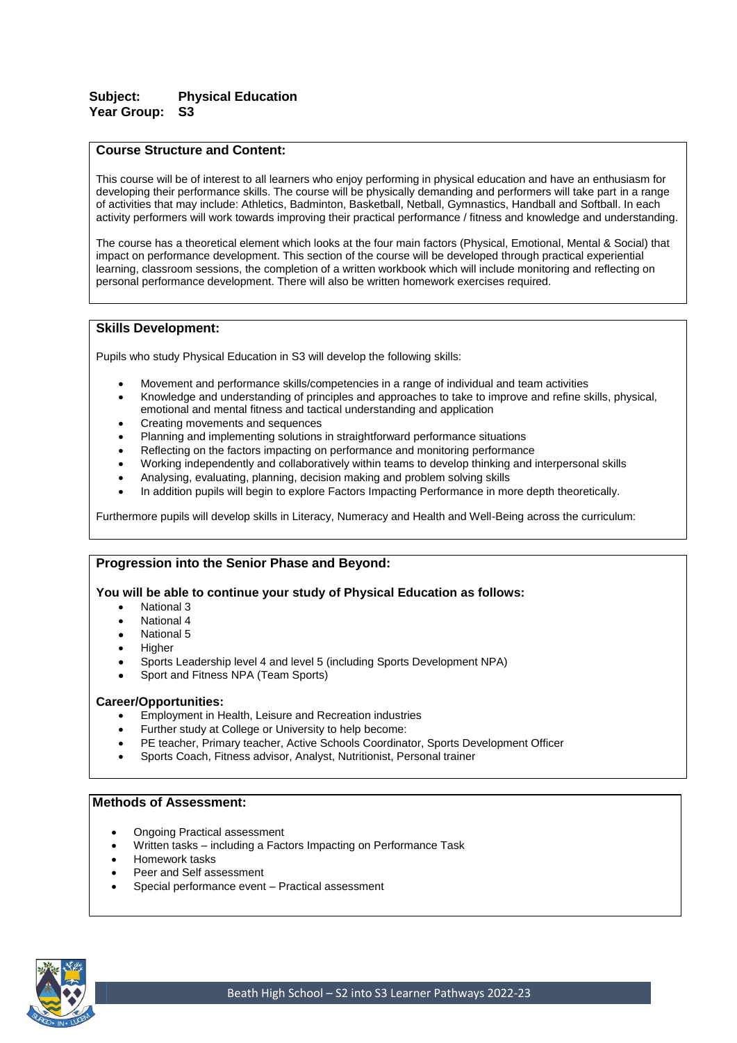**Subject:** **Physical Education**
**Year Group:** **S3**

## Course Structure and Content:

This course will be of interest to all learners who enjoy performing in physical education and have an enthusiasm for developing their performance skills. The course will be physically demanding and performers will take part in a range of activities that may include: Athletics, Badminton, Basketball, Netball, Gymnastics, Handball and Softball. In each activity performers will work towards improving their practical performance / fitness and knowledge and understanding.

The course has a theoretical element which looks at the four main factors (Physical, Emotional, Mental & Social) that impact on performance development. This section of the course will be developed through practical experiential learning, classroom sessions, the completion of a written workbook which will include monitoring and reflecting on personal performance development. There will also be written homework exercises required.

## Skills Development:

Pupils who study Physical Education in S3 will develop the following skills:

- Movement and performance skills/competencies in a range of individual and team activities
- Knowledge and understanding of principles and approaches to take to improve and refine skills, physical, emotional and mental fitness and tactical understanding and application
- Creating movements and sequences
- Planning and implementing solutions in straightforward performance situations
- Reflecting on the factors impacting on performance and monitoring performance
- Working independently and collaboratively within teams to develop thinking and interpersonal skills
- Analysing, evaluating, planning, decision making and problem solving skills
- In addition pupils will begin to explore Factors Impacting Performance in more depth theoretically.

Furthermore pupils will develop skills in Literacy, Numeracy and Health and Well-Being across the curriculum:

## Progression into the Senior Phase and Beyond:

**You will be able to continue your study of Physical Education as follows:**

- National 3
- National 4
- National 5
- Higher
- Sports Leadership level 4 and level 5 (including Sports Development NPA)
- Sport and Fitness NPA (Team Sports)

**Career/Opportunities:**

- Employment in Health, Leisure and Recreation industries
- Further study at College or University to help become:
- PE teacher, Primary teacher, Active Schools Coordinator, Sports Development Officer
- Sports Coach, Fitness advisor, Analyst, Nutritionist, Personal trainer

## Methods of Assessment:

- Ongoing Practical assessment
- Written tasks – including a Factors Impacting on Performance Task
- Homework tasks
- Peer and Self assessment
- Special performance event – Practical assessment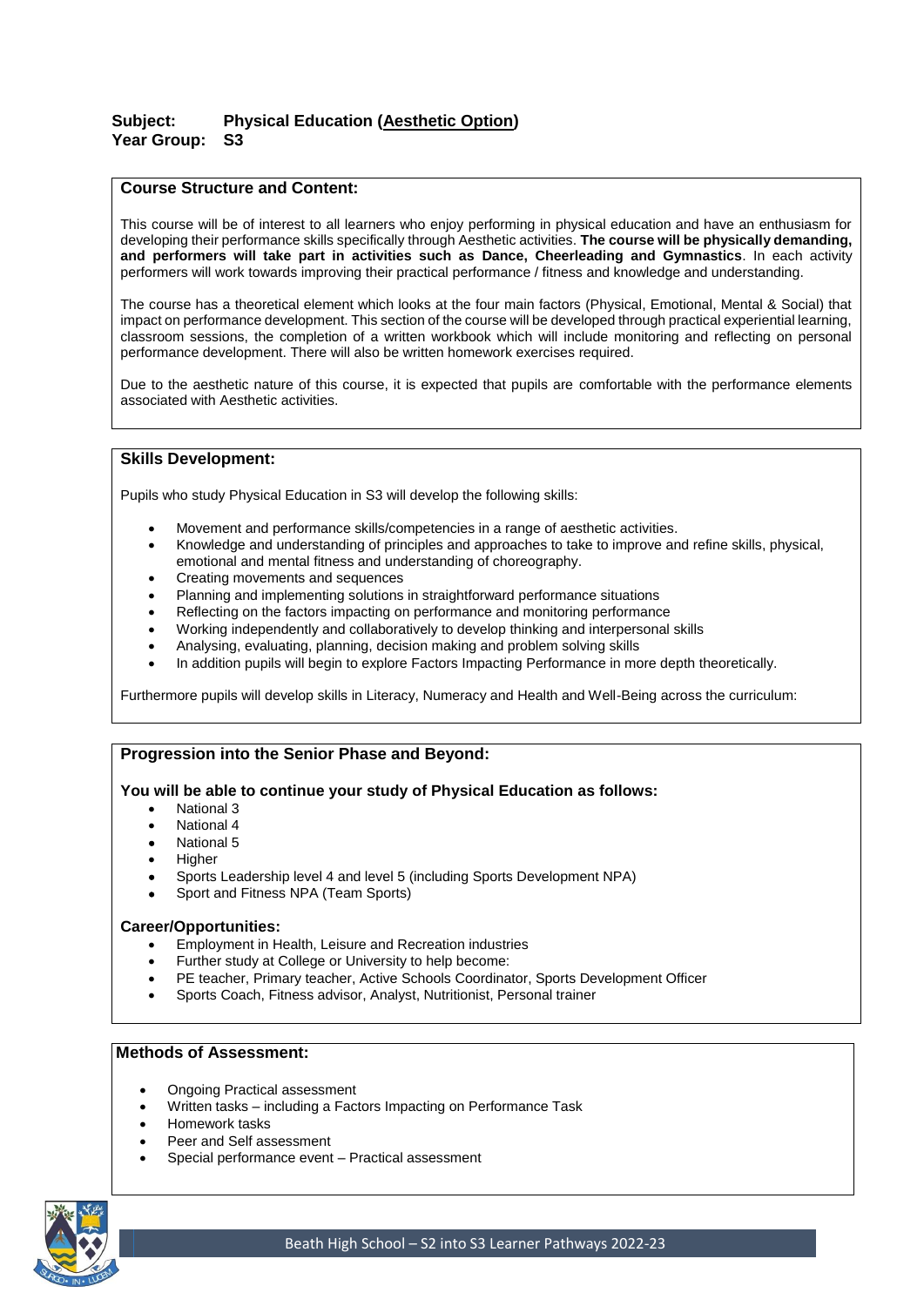**Subject:** **Physical Education (Aesthetic Option)**
**Year Group:** **S3**

## Course Structure and Content:

This course will be of interest to all learners who enjoy performing in physical education and have an enthusiasm for developing their performance skills specifically through Aesthetic activities. **The course will be physically demanding, and performers will take part in activities such as Dance, Cheerleading and Gymnastics**. In each activity performers will work towards improving their practical performance / fitness and knowledge and understanding.

The course has a theoretical element which looks at the four main factors (Physical, Emotional, Mental & Social) that impact on performance development. This section of the course will be developed through practical experiential learning, classroom sessions, the completion of a written workbook which will include monitoring and reflecting on personal performance development. There will also be written homework exercises required.

Due to the aesthetic nature of this course, it is expected that pupils are comfortable with the performance elements associated with Aesthetic activities.

## Skills Development:

Pupils who study Physical Education in S3 will develop the following skills:

- Movement and performance skills/competencies in a range of aesthetic activities.
- Knowledge and understanding of principles and approaches to take to improve and refine skills, physical, emotional and mental fitness and understanding of choreography.
- Creating movements and sequences
- Planning and implementing solutions in straightforward performance situations
- Reflecting on the factors impacting on performance and monitoring performance
- Working independently and collaboratively to develop thinking and interpersonal skills
- Analysing, evaluating, planning, decision making and problem solving skills
- In addition pupils will begin to explore Factors Impacting Performance in more depth theoretically.

Furthermore pupils will develop skills in Literacy, Numeracy and Health and Well-Being across the curriculum:

## Progression into the Senior Phase and Beyond:

**You will be able to continue your study of Physical Education as follows:**

- National 3
- National 4
- National 5
- Higher
- Sports Leadership level 4 and level 5 (including Sports Development NPA)
- Sport and Fitness NPA (Team Sports)

**Career/Opportunities:**

- Employment in Health, Leisure and Recreation industries
- Further study at College or University to help become:
- PE teacher, Primary teacher, Active Schools Coordinator, Sports Development Officer
- Sports Coach, Fitness advisor, Analyst, Nutritionist, Personal trainer

## Methods of Assessment:

- Ongoing Practical assessment
- Written tasks – including a Factors Impacting on Performance Task
- Homework tasks
- Peer and Self assessment
- Special performance event – Practical assessment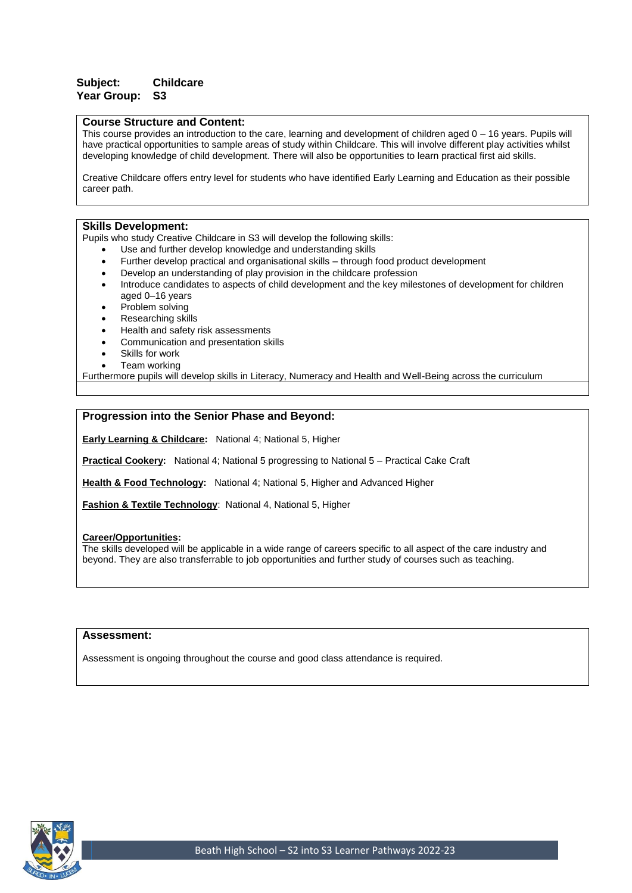**Subject:** **Childcare**
**Year Group:** **S3**

## Course Structure and Content:

This course provides an introduction to the care, learning and development of children aged 0 – 16 years. Pupils will have practical opportunities to sample areas of study within Childcare. This will involve different play activities whilst developing knowledge of child development. There will also be opportunities to learn practical first aid skills.

Creative Childcare offers entry level for students who have identified Early Learning and Education as their possible career path.

## Skills Development:

Pupils who study Creative Childcare in S3 will develop the following skills:

- Use and further develop knowledge and understanding skills
- Further develop practical and organisational skills – through food product development
- Develop an understanding of play provision in the childcare profession
- Introduce candidates to aspects of child development and the key milestones of development for children aged 0–16 years
- Problem solving
- Researching skills
- Health and safety risk assessments
- Communication and presentation skills
- Skills for work
- Team working

Furthermore pupils will develop skills in Literacy, Numeracy and Health and Well-Being across the curriculum

## Progression into the Senior Phase and Beyond:

**Early Learning & Childcare:** National 4; National 5, Higher

**Practical Cookery:** National 4; National 5 progressing to National 5 – Practical Cake Craft

**Health & Food Technology:** National 4; National 5, Higher and Advanced Higher

**Fashion & Textile Technology**: National 4, National 5, Higher

**Career/Opportunities:**

The skills developed will be applicable in a wide range of careers specific to all aspect of the care industry and beyond. They are also transferrable to job opportunities and further study of courses such as teaching.

## Assessment:

Assessment is ongoing throughout the course and good class attendance is required.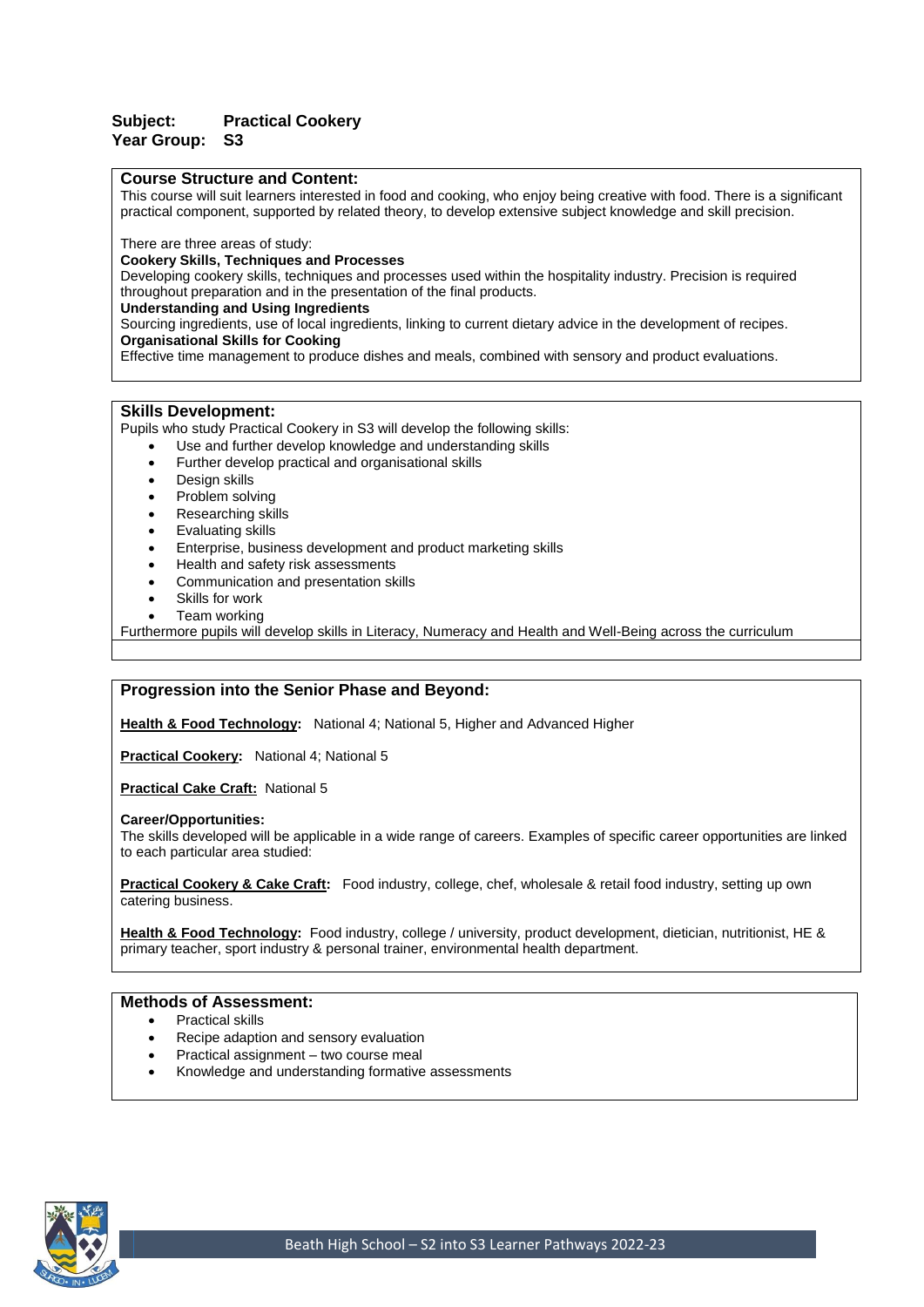**Subject:** **Practical Cookery**
**Year Group:** **S3**

## Course Structure and Content:

This course will suit learners interested in food and cooking, who enjoy being creative with food. There is a significant practical component, supported by related theory, to develop extensive subject knowledge and skill precision.

There are three areas of study:

**Cookery Skills, Techniques and Processes**
Developing cookery skills, techniques and processes used within the hospitality industry. Precision is required throughout preparation and in the presentation of the final products.

**Understanding and Using Ingredients**
Sourcing ingredients, use of local ingredients, linking to current dietary advice in the development of recipes.

**Organisational Skills for Cooking**
Effective time management to produce dishes and meals, combined with sensory and product evaluations.

## Skills Development:

Pupils who study Practical Cookery in S3 will develop the following skills:

- Use and further develop knowledge and understanding skills
- Further develop practical and organisational skills
- Design skills
- Problem solving
- Researching skills
- Evaluating skills
- Enterprise, business development and product marketing skills
- Health and safety risk assessments
- Communication and presentation skills
- Skills for work
- Team working

Furthermore pupils will develop skills in Literacy, Numeracy and Health and Well-Being across the curriculum

## Progression into the Senior Phase and Beyond:

**Health & Food Technology:** National 4; National 5, Higher and Advanced Higher

**Practical Cookery:** National 4; National 5

**Practical Cake Craft:** National 5

**Career/Opportunities:**
The skills developed will be applicable in a wide range of careers. Examples of specific career opportunities are linked to each particular area studied:

**Practical Cookery & Cake Craft:** Food industry, college, chef, wholesale & retail food industry, setting up own catering business.

**Health & Food Technology:** Food industry, college / university, product development, dietician, nutritionist, HE & primary teacher, sport industry & personal trainer, environmental health department.

## Methods of Assessment:

- Practical skills
- Recipe adaption and sensory evaluation
- Practical assignment – two course meal
- Knowledge and understanding formative assessments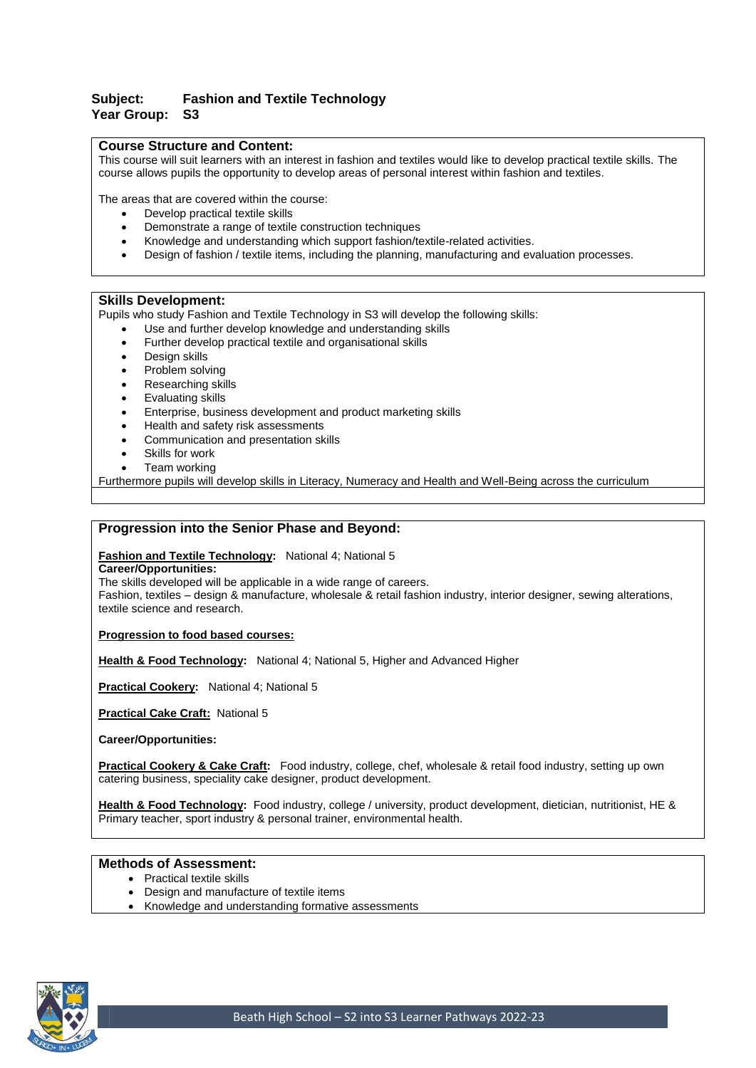**Subject:** **Fashion and Textile Technology**
**Year Group:** **S3**

## Course Structure and Content:

This course will suit learners with an interest in fashion and textiles would like to develop practical textile skills. The course allows pupils the opportunity to develop areas of personal interest within fashion and textiles.

The areas that are covered within the course:

- Develop practical textile skills
- Demonstrate a range of textile construction techniques
- Knowledge and understanding which support fashion/textile-related activities.
- Design of fashion / textile items, including the planning, manufacturing and evaluation processes.

## Skills Development:

Pupils who study Fashion and Textile Technology in S3 will develop the following skills:

- Use and further develop knowledge and understanding skills
- Further develop practical textile and organisational skills
- Design skills
- Problem solving
- Researching skills
- Evaluating skills
- Enterprise, business development and product marketing skills
- Health and safety risk assessments
- Communication and presentation skills
- Skills for work
- Team working

Furthermore pupils will develop skills in Literacy, Numeracy and Health and Well-Being across the curriculum

## Progression into the Senior Phase and Beyond:

**Fashion and Textile Technology:** National 4; National 5

**Career/Opportunities:**

The skills developed will be applicable in a wide range of careers.
Fashion, textiles – design & manufacture, wholesale & retail fashion industry, interior designer, sewing alterations, textile science and research.

**Progression to food based courses:**

**Health & Food Technology:** National 4; National 5, Higher and Advanced Higher

**Practical Cookery:** National 4; National 5

**Practical Cake Craft:** National 5

**Career/Opportunities:**

**Practical Cookery & Cake Craft:** Food industry, college, chef, wholesale & retail food industry, setting up own catering business, speciality cake designer, product development.

**Health & Food Technology:** Food industry, college / university, product development, dietician, nutritionist, HE & Primary teacher, sport industry & personal trainer, environmental health.

## Methods of Assessment:

- Practical textile skills
- Design and manufacture of textile items
- Knowledge and understanding formative assessments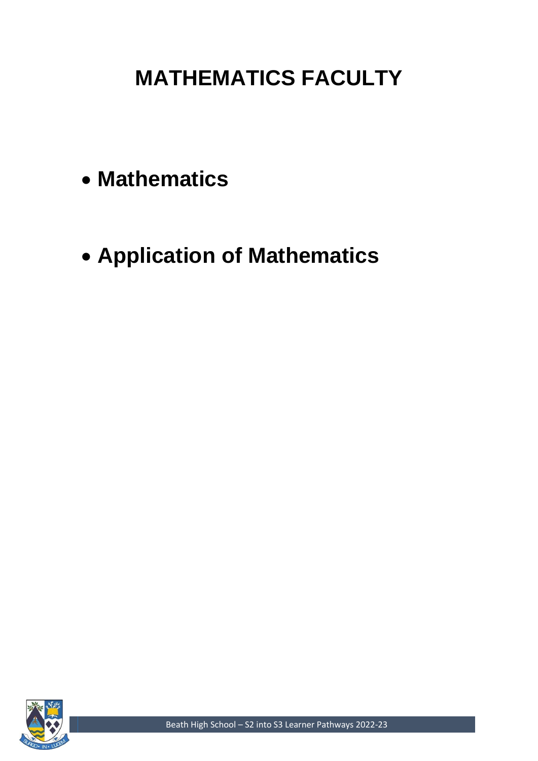# MATHEMATICS FACULTY

- **Mathematics**
- **Application of Mathematics**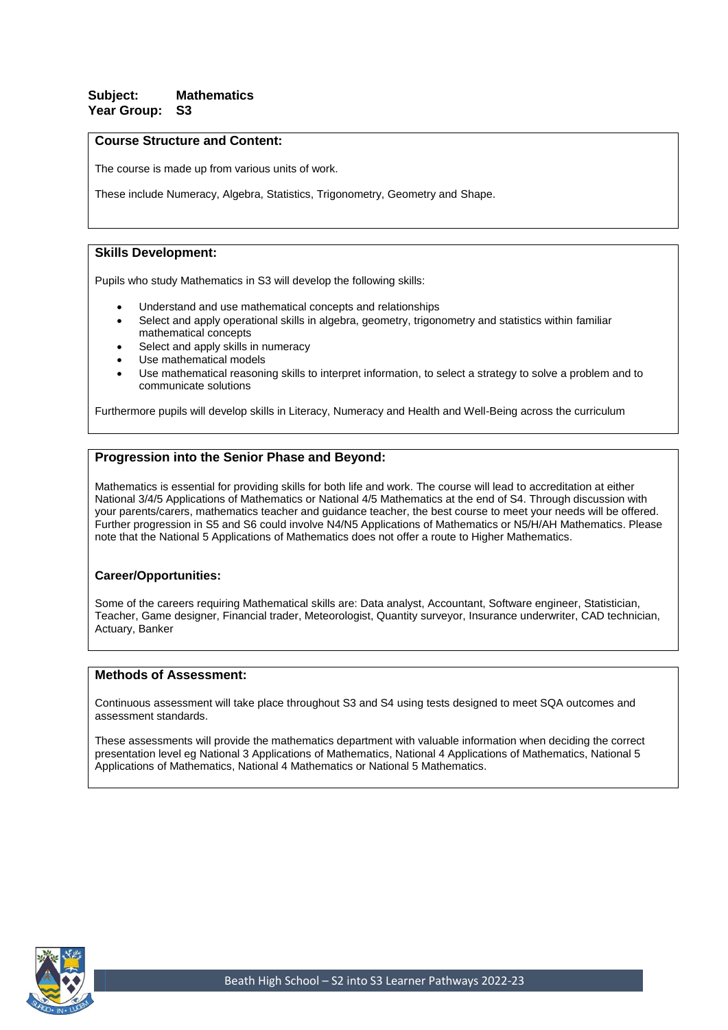**Subject:** **Mathematics**
**Year Group:** **S3**

### Course Structure and Content:

The course is made up from various units of work.

These include Numeracy, Algebra, Statistics, Trigonometry, Geometry and Shape.

### Skills Development:

Pupils who study Mathematics in S3 will develop the following skills:

- Understand and use mathematical concepts and relationships
- Select and apply operational skills in algebra, geometry, trigonometry and statistics within familiar mathematical concepts
- Select and apply skills in numeracy
- Use mathematical models
- Use mathematical reasoning skills to interpret information, to select a strategy to solve a problem and to communicate solutions

Furthermore pupils will develop skills in Literacy, Numeracy and Health and Well-Being across the curriculum

### Progression into the Senior Phase and Beyond:

Mathematics is essential for providing skills for both life and work. The course will lead to accreditation at either National 3/4/5 Applications of Mathematics or National 4/5 Mathematics at the end of S4. Through discussion with your parents/carers, mathematics teacher and guidance teacher, the best course to meet your needs will be offered. Further progression in S5 and S6 could involve N4/N5 Applications of Mathematics or N5/H/AH Mathematics. Please note that the National 5 Applications of Mathematics does not offer a route to Higher Mathematics.

### Career/Opportunities:

Some of the careers requiring Mathematical skills are: Data analyst, Accountant, Software engineer, Statistician, Teacher, Game designer, Financial trader, Meteorologist, Quantity surveyor, Insurance underwriter, CAD technician, Actuary, Banker

### Methods of Assessment:

Continuous assessment will take place throughout S3 and S4 using tests designed to meet SQA outcomes and assessment standards.

These assessments will provide the mathematics department with valuable information when deciding the correct presentation level eg National 3 Applications of Mathematics, National 4 Applications of Mathematics, National 5 Applications of Mathematics, National 4 Mathematics or National 5 Mathematics.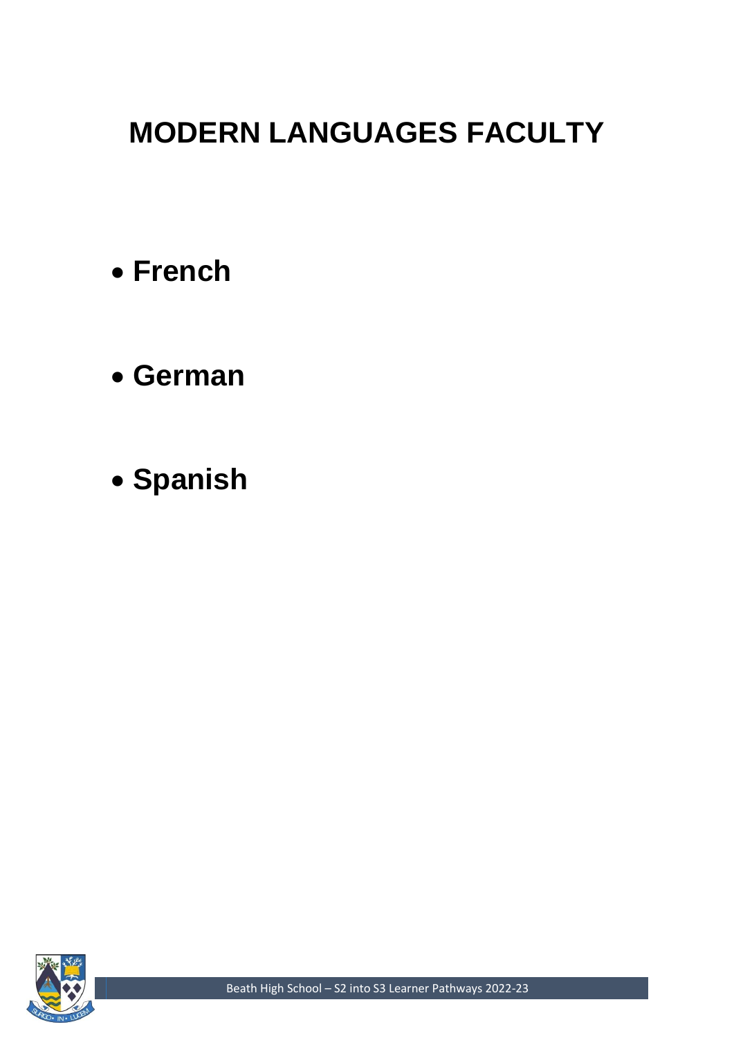# MODERN LANGUAGES FACULTY

- **French**
- **German**
- **Spanish**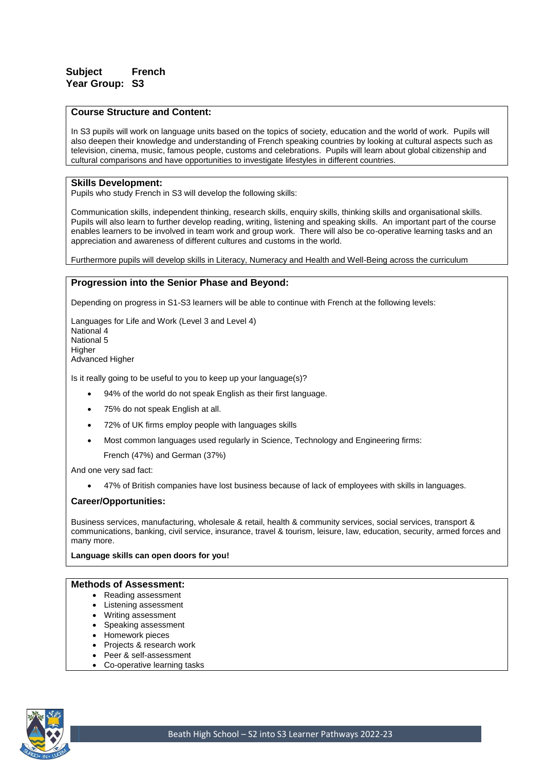**Subject French**
**Year Group: S3**

## Course Structure and Content:

In S3 pupils will work on language units based on the topics of society, education and the world of work. Pupils will also deepen their knowledge and understanding of French speaking countries by looking at cultural aspects such as television, cinema, music, famous people, customs and celebrations. Pupils will learn about global citizenship and cultural comparisons and have opportunities to investigate lifestyles in different countries.

## Skills Development:

Pupils who study French in S3 will develop the following skills:

Communication skills, independent thinking, research skills, enquiry skills, thinking skills and organisational skills. Pupils will also learn to further develop reading, writing, listening and speaking skills. An important part of the course enables learners to be involved in team work and group work. There will also be co-operative learning tasks and an appreciation and awareness of different cultures and customs in the world.

Furthermore pupils will develop skills in Literacy, Numeracy and Health and Well-Being across the curriculum

## Progression into the Senior Phase and Beyond:

Depending on progress in S1-S3 learners will be able to continue with French at the following levels:

Languages for Life and Work (Level 3 and Level 4)
National 4
National 5
Higher
Advanced Higher

Is it really going to be useful to you to keep up your language(s)?

- 94% of the world do not speak English as their first language.
- 75% do not speak English at all.
- 72% of UK firms employ people with languages skills
- Most common languages used regularly in Science, Technology and Engineering firms:
  French (47%) and German (37%)

And one very sad fact:

- 47% of British companies have lost business because of lack of employees with skills in languages.

### Career/Opportunities:

Business services, manufacturing, wholesale & retail, health & community services, social services, transport & communications, banking, civil service, insurance, travel & tourism, leisure, law, education, security, armed forces and many more.

**Language skills can open doors for you!**

## Methods of Assessment:

- Reading assessment
- Listening assessment
- Writing assessment
- Speaking assessment
- Homework pieces
- Projects & research work
- Peer & self-assessment
- Co-operative learning tasks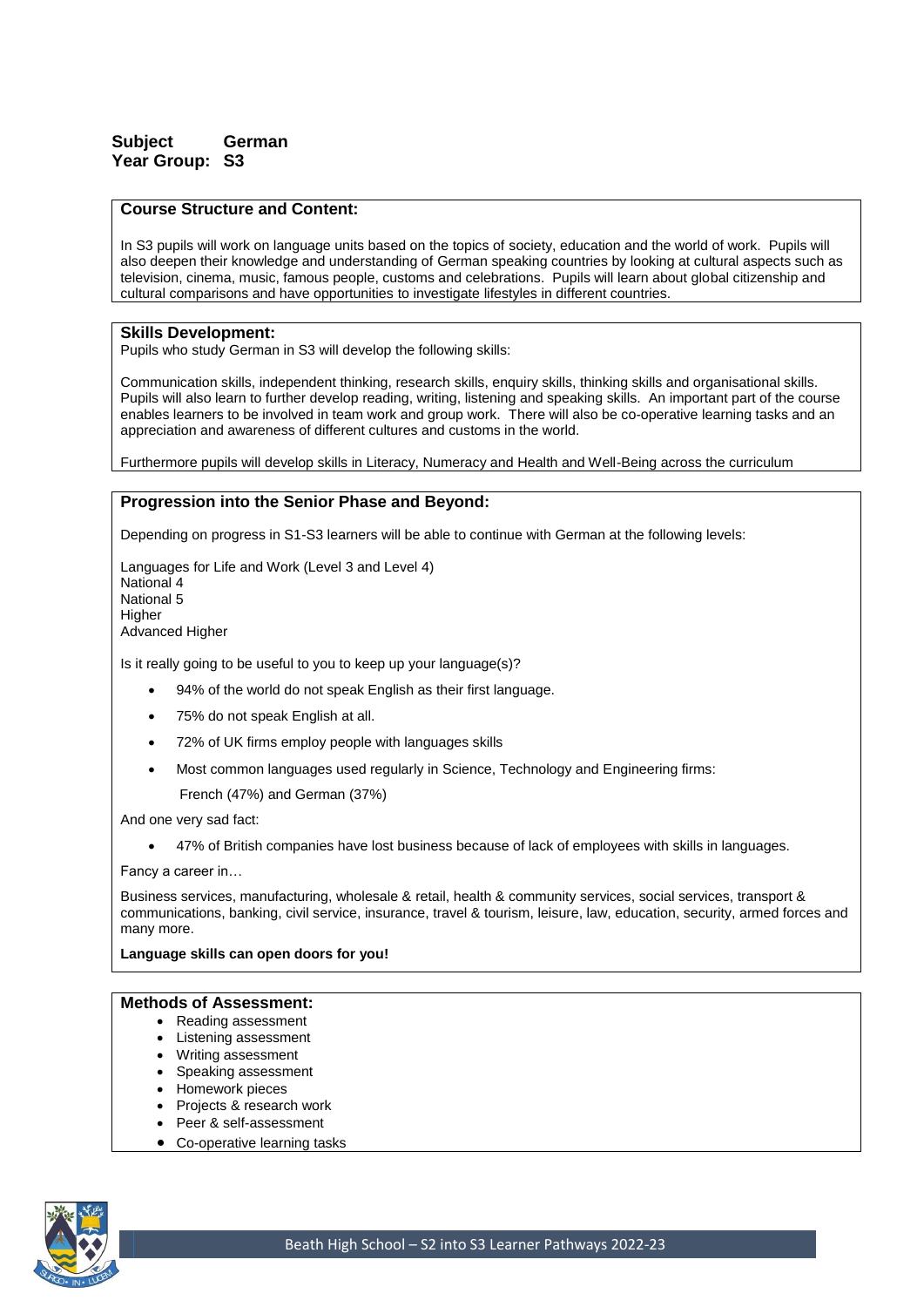**Subject** **German**
**Year Group: S3**

## Course Structure and Content:

In S3 pupils will work on language units based on the topics of society, education and the world of work. Pupils will also deepen their knowledge and understanding of German speaking countries by looking at cultural aspects such as television, cinema, music, famous people, customs and celebrations. Pupils will learn about global citizenship and cultural comparisons and have opportunities to investigate lifestyles in different countries.

## Skills Development:

Pupils who study German in S3 will develop the following skills:

Communication skills, independent thinking, research skills, enquiry skills, thinking skills and organisational skills. Pupils will also learn to further develop reading, writing, listening and speaking skills. An important part of the course enables learners to be involved in team work and group work. There will also be co-operative learning tasks and an appreciation and awareness of different cultures and customs in the world.

Furthermore pupils will develop skills in Literacy, Numeracy and Health and Well-Being across the curriculum

## Progression into the Senior Phase and Beyond:

Depending on progress in S1-S3 learners will be able to continue with German at the following levels:

Languages for Life and Work (Level 3 and Level 4)
National 4
National 5
Higher
Advanced Higher

Is it really going to be useful to you to keep up your language(s)?

- 94% of the world do not speak English as their first language.
- 75% do not speak English at all.
- 72% of UK firms employ people with languages skills
- Most common languages used regularly in Science, Technology and Engineering firms:
  French (47%) and German (37%)

And one very sad fact:

- 47% of British companies have lost business because of lack of employees with skills in languages.

Fancy a career in…

Business services, manufacturing, wholesale & retail, health & community services, social services, transport & communications, banking, civil service, insurance, travel & tourism, leisure, law, education, security, armed forces and many more.

**Language skills can open doors for you!**

## Methods of Assessment:

- Reading assessment
- Listening assessment
- Writing assessment
- Speaking assessment
- Homework pieces
- Projects & research work
- Peer & self-assessment
- Co-operative learning tasks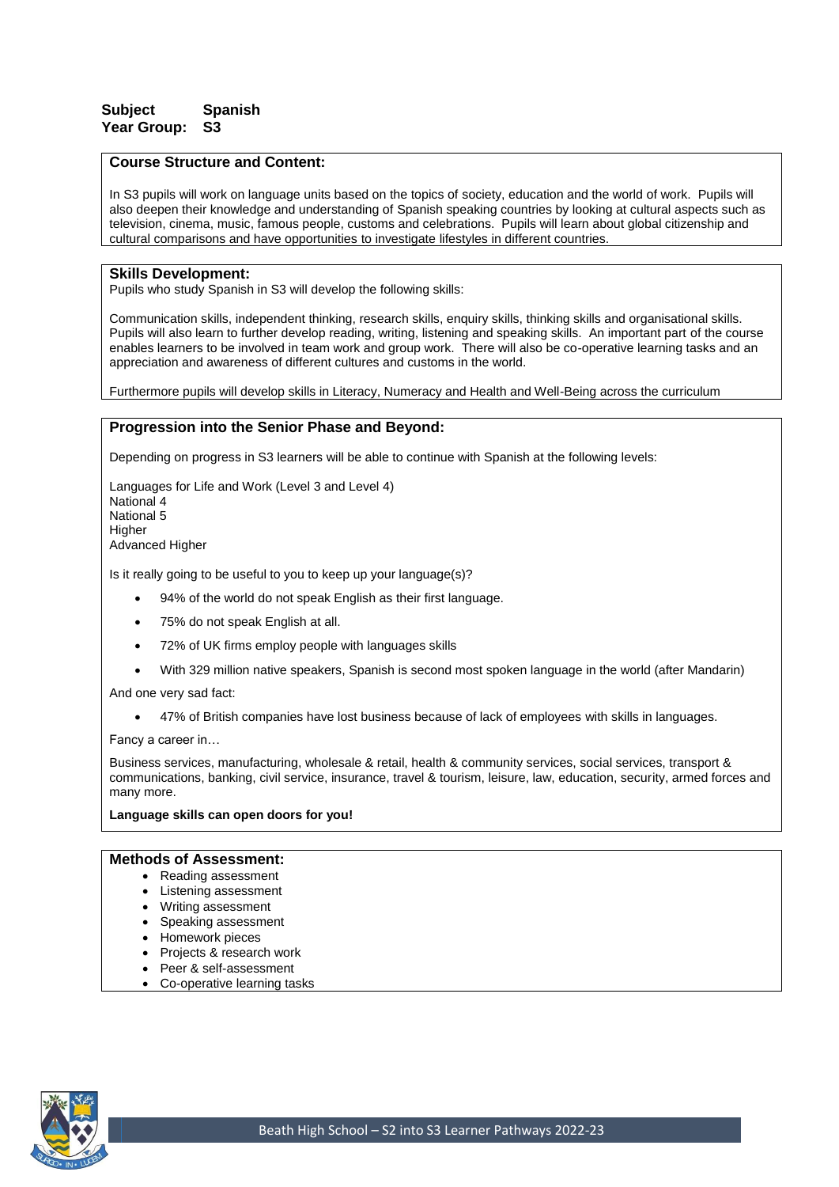**Subject** **Spanish**
**Year Group:** **S3**

## Course Structure and Content:

In S3 pupils will work on language units based on the topics of society, education and the world of work. Pupils will also deepen their knowledge and understanding of Spanish speaking countries by looking at cultural aspects such as television, cinema, music, famous people, customs and celebrations. Pupils will learn about global citizenship and cultural comparisons and have opportunities to investigate lifestyles in different countries.

## Skills Development:

Pupils who study Spanish in S3 will develop the following skills:

Communication skills, independent thinking, research skills, enquiry skills, thinking skills and organisational skills. Pupils will also learn to further develop reading, writing, listening and speaking skills. An important part of the course enables learners to be involved in team work and group work. There will also be co-operative learning tasks and an appreciation and awareness of different cultures and customs in the world.

Furthermore pupils will develop skills in Literacy, Numeracy and Health and Well-Being across the curriculum

## Progression into the Senior Phase and Beyond:

Depending on progress in S3 learners will be able to continue with Spanish at the following levels:

Languages for Life and Work (Level 3 and Level 4)
National 4
National 5
Higher
Advanced Higher

Is it really going to be useful to you to keep up your language(s)?

- 94% of the world do not speak English as their first language.
- 75% do not speak English at all.
- 72% of UK firms employ people with languages skills
- With 329 million native speakers, Spanish is second most spoken language in the world (after Mandarin)

And one very sad fact:

- 47% of British companies have lost business because of lack of employees with skills in languages.

Fancy a career in…

Business services, manufacturing, wholesale & retail, health & community services, social services, transport & communications, banking, civil service, insurance, travel & tourism, leisure, law, education, security, armed forces and many more.

**Language skills can open doors for you!**

## Methods of Assessment:

- Reading assessment
- Listening assessment
- Writing assessment
- Speaking assessment
- Homework pieces
- Projects & research work
- Peer & self-assessment
- Co-operative learning tasks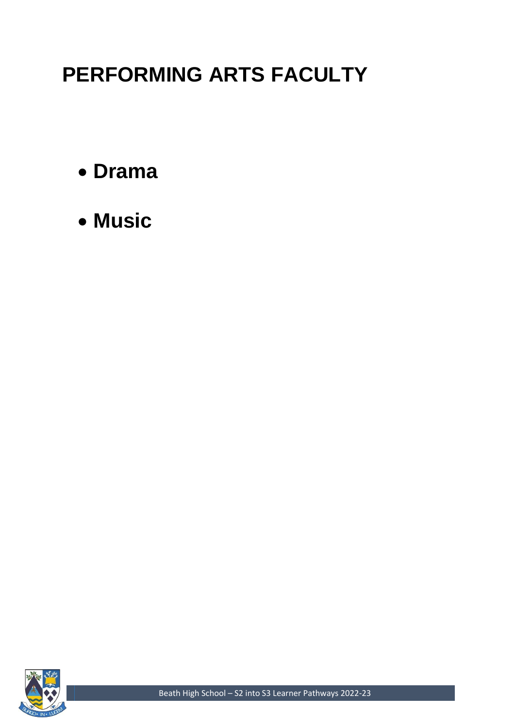# PERFORMING ARTS FACULTY

- **Drama**
- **Music**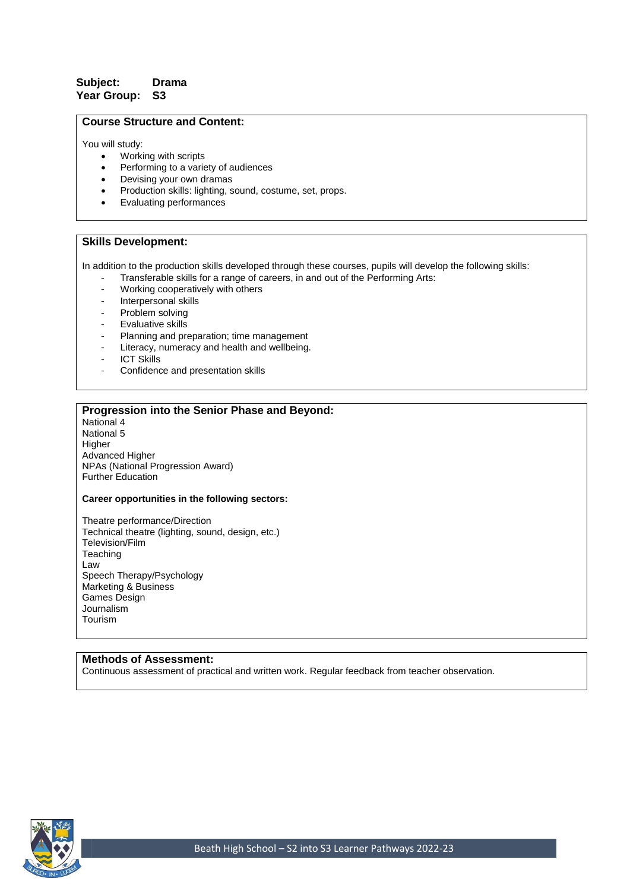**Subject:** **Drama**
**Year Group:** **S3**

## Course Structure and Content:

You will study:

- Working with scripts
- Performing to a variety of audiences
- Devising your own dramas
- Production skills: lighting, sound, costume, set, props.
- Evaluating performances

## Skills Development:

In addition to the production skills developed through these courses, pupils will develop the following skills:

- Transferable skills for a range of careers, in and out of the Performing Arts:
- Working cooperatively with others
- Interpersonal skills
- Problem solving
- Evaluative skills
- Planning and preparation; time management
- Literacy, numeracy and health and wellbeing.
- ICT Skills
- Confidence and presentation skills

## Progression into the Senior Phase and Beyond:

National 4
National 5
Higher
Advanced Higher
NPAs (National Progression Award)
Further Education

**Career opportunities in the following sectors:**

Theatre performance/Direction
Technical theatre (lighting, sound, design, etc.)
Television/Film
Teaching
Law
Speech Therapy/Psychology
Marketing & Business
Games Design
Journalism
Tourism

## Methods of Assessment:

Continuous assessment of practical and written work. Regular feedback from teacher observation.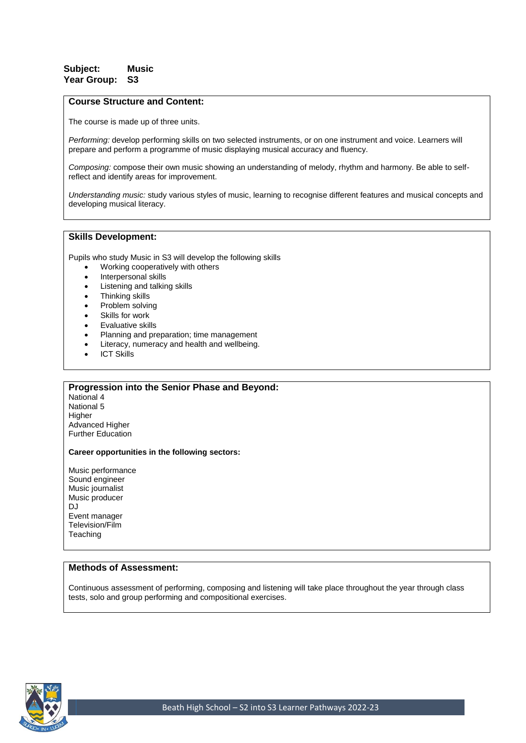**Subject:** **Music**
**Year Group:** **S3**

## Course Structure and Content:

The course is made up of three units.

*Performing:* develop performing skills on two selected instruments, or on one instrument and voice. Learners will prepare and perform a programme of music displaying musical accuracy and fluency.

*Composing:* compose their own music showing an understanding of melody, rhythm and harmony. Be able to self-reflect and identify areas for improvement.

*Understanding music:* study various styles of music, learning to recognise different features and musical concepts and developing musical literacy.

## Skills Development:

Pupils who study Music in S3 will develop the following skills

- Working cooperatively with others
- Interpersonal skills
- Listening and talking skills
- Thinking skills
- Problem solving
- Skills for work
- Evaluative skills
- Planning and preparation; time management
- Literacy, numeracy and health and wellbeing.
- ICT Skills

## Progression into the Senior Phase and Beyond:

National 4
National 5
Higher
Advanced Higher
Further Education

**Career opportunities in the following sectors:**

Music performance
Sound engineer
Music journalist
Music producer
DJ
Event manager
Television/Film
Teaching

## Methods of Assessment:

Continuous assessment of performing, composing and listening will take place throughout the year through class tests, solo and group performing and compositional exercises.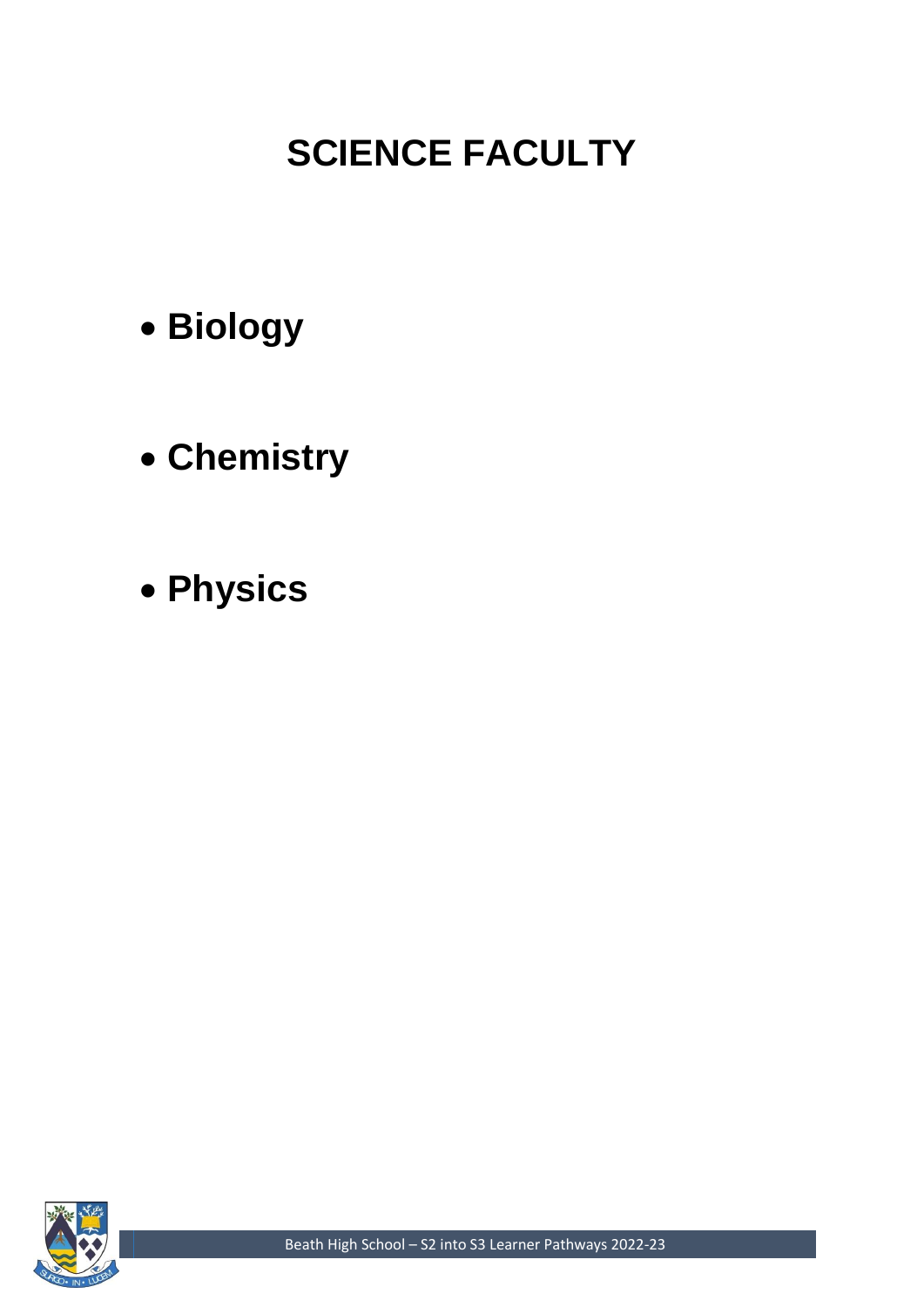# SCIENCE FACULTY

- **Biology**
- **Chemistry**
- **Physics**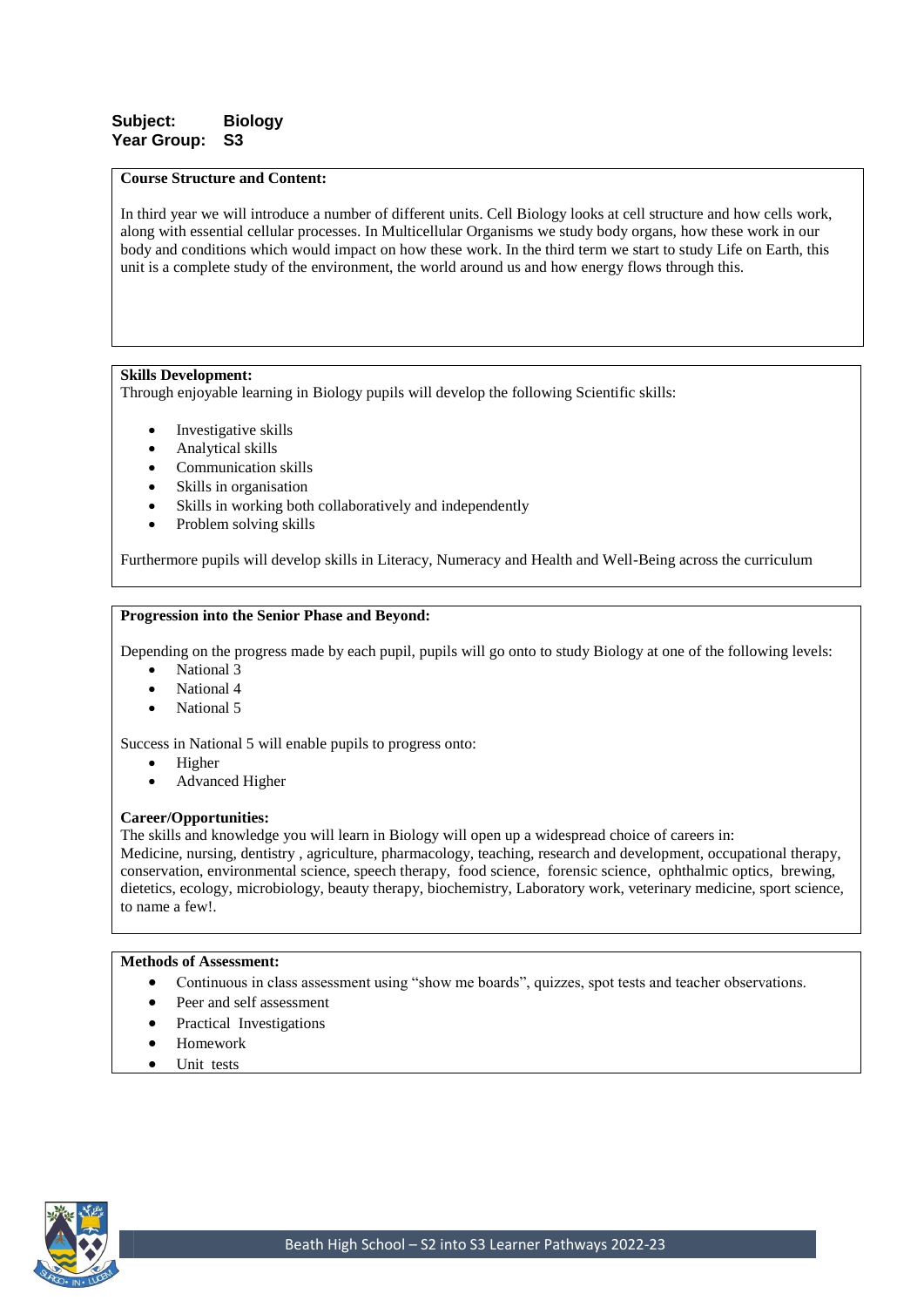**Subject:** **Biology**
**Year Group:** **S3**

**Course Structure and Content:**

In third year we will introduce a number of different units. Cell Biology looks at cell structure and how cells work, along with essential cellular processes. In Multicellular Organisms we study body organs, how these work in our body and conditions which would impact on how these work. In the third term we start to study Life on Earth, this unit is a complete study of the environment, the world around us and how energy flows through this.

**Skills Development:**
Through enjoyable learning in Biology pupils will develop the following Scientific skills:

- Investigative skills
- Analytical skills
- Communication skills
- Skills in organisation
- Skills in working both collaboratively and independently
- Problem solving skills

Furthermore pupils will develop skills in Literacy, Numeracy and Health and Well-Being across the curriculum

**Progression into the Senior Phase and Beyond:**

Depending on the progress made by each pupil, pupils will go onto to study Biology at one of the following levels:

- National 3
- National 4
- National 5

Success in National 5 will enable pupils to progress onto:

- Higher
- Advanced Higher

**Career/Opportunities:**
The skills and knowledge you will learn in Biology will open up a widespread choice of careers in:
Medicine, nursing, dentistry , agriculture, pharmacology, teaching, research and development, occupational therapy, conservation, environmental science, speech therapy, food science, forensic science, ophthalmic optics, brewing, dietetics, ecology, microbiology, beauty therapy, biochemistry, Laboratory work, veterinary medicine, sport science, to name a few!.

**Methods of Assessment:**

- Continuous in class assessment using “show me boards”, quizzes, spot tests and teacher observations.
- Peer and self assessment
- Practical Investigations
- Homework
- Unit tests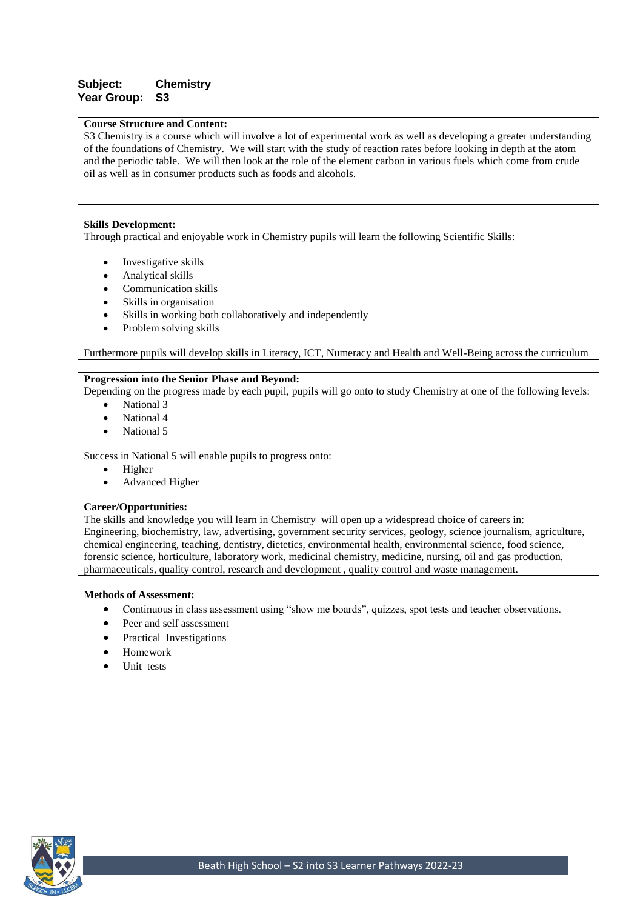**Subject:** Chemistry
**Year Group:** S3

**Course Structure and Content:**

S3 Chemistry is a course which will involve a lot of experimental work as well as developing a greater understanding of the foundations of Chemistry. We will start with the study of reaction rates before looking in depth at the atom and the periodic table. We will then look at the role of the element carbon in various fuels which come from crude oil as well as in consumer products such as foods and alcohols.

**Skills Development:**

Through practical and enjoyable work in Chemistry pupils will learn the following Scientific Skills:

- Investigative skills
- Analytical skills
- Communication skills
- Skills in organisation
- Skills in working both collaboratively and independently
- Problem solving skills

Furthermore pupils will develop skills in Literacy, ICT, Numeracy and Health and Well-Being across the curriculum

**Progression into the Senior Phase and Beyond:**

Depending on the progress made by each pupil, pupils will go onto to study Chemistry at one of the following levels:

- National 3
- National 4
- National 5

Success in National 5 will enable pupils to progress onto:

- Higher
- Advanced Higher

**Career/Opportunities:**

The skills and knowledge you will learn in Chemistry will open up a widespread choice of careers in: Engineering, biochemistry, law, advertising, government security services, geology, science journalism, agriculture, chemical engineering, teaching, dentistry, dietetics, environmental health, environmental science, food science, forensic science, horticulture, laboratory work, medicinal chemistry, medicine, nursing, oil and gas production, pharmaceuticals, quality control, research and development , quality control and waste management.

**Methods of Assessment:**

- Continuous in class assessment using "show me boards", quizzes, spot tests and teacher observations.
- Peer and self assessment
- Practical Investigations
- Homework
- Unit tests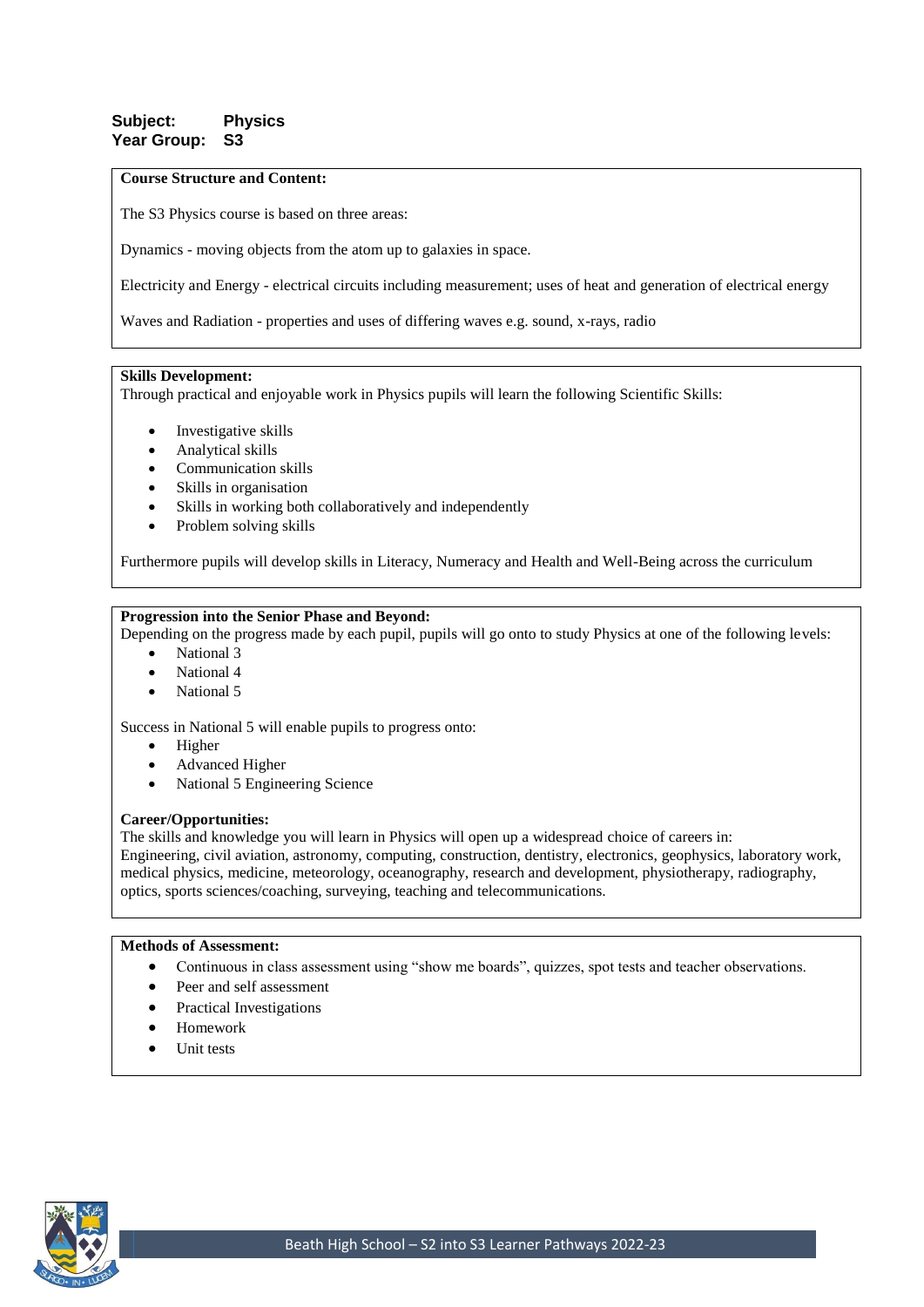**Subject:** **Physics**
**Year Group:** **S3**

**Course Structure and Content:**

The S3 Physics course is based on three areas:

Dynamics - moving objects from the atom up to galaxies in space.

Electricity and Energy - electrical circuits including measurement; uses of heat and generation of electrical energy

Waves and Radiation - properties and uses of differing waves e.g. sound, x-rays, radio

**Skills Development:**

Through practical and enjoyable work in Physics pupils will learn the following Scientific Skills:

- Investigative skills
- Analytical skills
- Communication skills
- Skills in organisation
- Skills in working both collaboratively and independently
- Problem solving skills

Furthermore pupils will develop skills in Literacy, Numeracy and Health and Well-Being across the curriculum

**Progression into the Senior Phase and Beyond:**

Depending on the progress made by each pupil, pupils will go onto to study Physics at one of the following levels:

- National 3
- National 4
- National 5

Success in National 5 will enable pupils to progress onto:

- Higher
- Advanced Higher
- National 5 Engineering Science

**Career/Opportunities:**

The skills and knowledge you will learn in Physics will open up a widespread choice of careers in:
Engineering, civil aviation, astronomy, computing, construction, dentistry, electronics, geophysics, laboratory work, medical physics, medicine, meteorology, oceanography, research and development, physiotherapy, radiography, optics, sports sciences/coaching, surveying, teaching and telecommunications.

**Methods of Assessment:**

- Continuous in class assessment using “show me boards”, quizzes, spot tests and teacher observations.
- Peer and self assessment
- Practical Investigations
- Homework
- Unit tests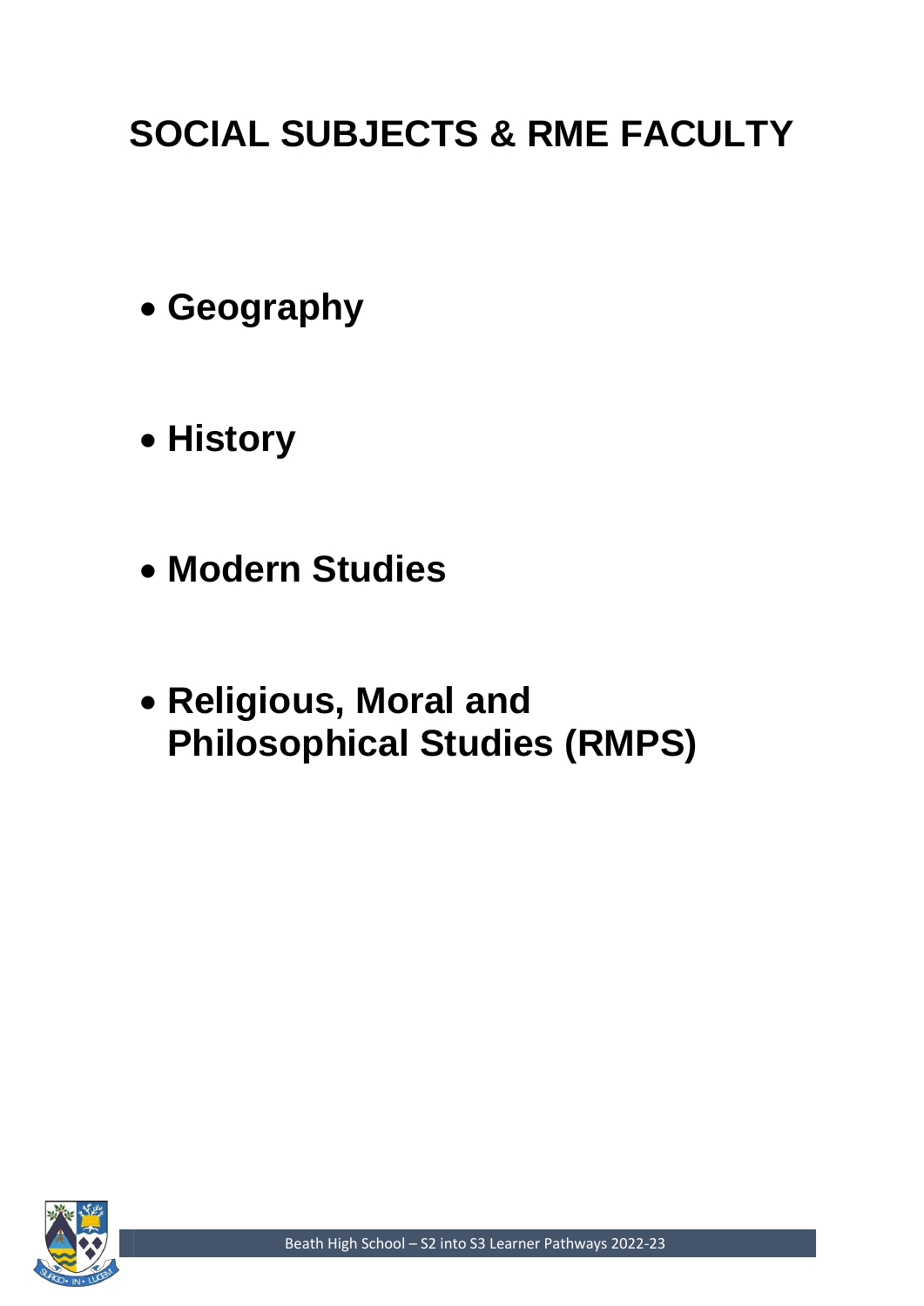# SOCIAL SUBJECTS & RME FACULTY

- **Geography**
- **History**
- **Modern Studies**
- **Religious, Moral and Philosophical Studies (RMPS)**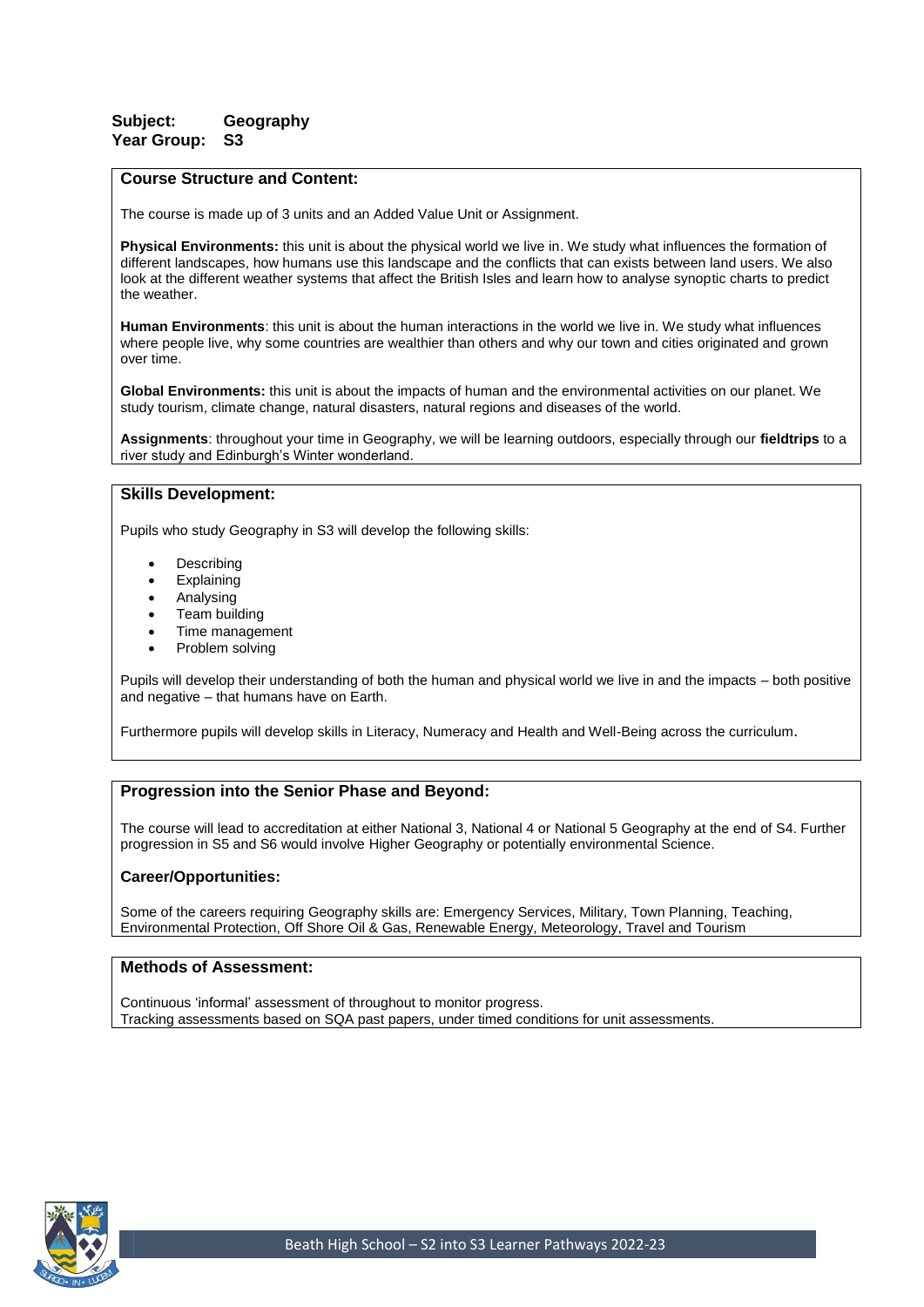**Subject:** **Geography**
**Year Group:** **S3**

## Course Structure and Content:

The course is made up of 3 units and an Added Value Unit or Assignment.

**Physical Environments:** this unit is about the physical world we live in. We study what influences the formation of different landscapes, how humans use this landscape and the conflicts that can exists between land users. We also look at the different weather systems that affect the British Isles and learn how to analyse synoptic charts to predict the weather.

**Human Environments**: this unit is about the human interactions in the world we live in. We study what influences where people live, why some countries are wealthier than others and why our town and cities originated and grown over time.

**Global Environments:** this unit is about the impacts of human and the environmental activities on our planet. We study tourism, climate change, natural disasters, natural regions and diseases of the world.

**Assignments**: throughout your time in Geography, we will be learning outdoors, especially through our **fieldtrips** to a river study and Edinburgh's Winter wonderland.

## Skills Development:

Pupils who study Geography in S3 will develop the following skills:

- Describing
- Explaining
- Analysing
- Team building
- Time management
- Problem solving

Pupils will develop their understanding of both the human and physical world we live in and the impacts – both positive and negative – that humans have on Earth.

Furthermore pupils will develop skills in Literacy, Numeracy and Health and Well-Being across the curriculum.

## Progression into the Senior Phase and Beyond:

The course will lead to accreditation at either National 3, National 4 or National 5 Geography at the end of S4. Further progression in S5 and S6 would involve Higher Geography or potentially environmental Science.

### Career/Opportunities:

Some of the careers requiring Geography skills are: Emergency Services, Military, Town Planning, Teaching, Environmental Protection, Off Shore Oil & Gas, Renewable Energy, Meteorology, Travel and Tourism

## Methods of Assessment:

Continuous 'informal' assessment of throughout to monitor progress.
Tracking assessments based on SQA past papers, under timed conditions for unit assessments.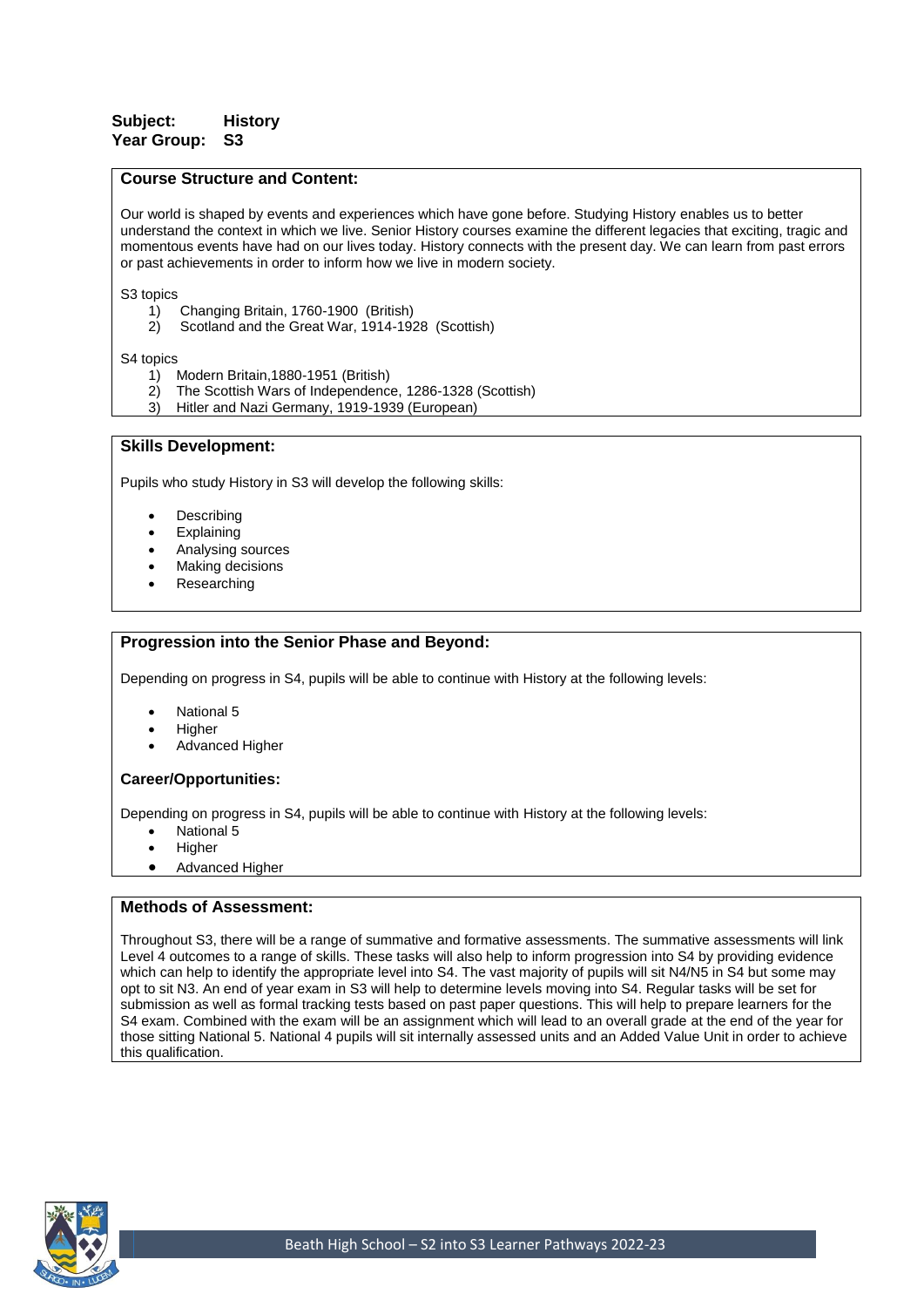**Subject:** History
**Year Group:** S3

## Course Structure and Content:

Our world is shaped by events and experiences which have gone before. Studying History enables us to better understand the context in which we live. Senior History courses examine the different legacies that exciting, tragic and momentous events have had on our lives today. History connects with the present day. We can learn from past errors or past achievements in order to inform how we live in modern society.

S3 topics

1) Changing Britain, 1760-1900 (British)
2) Scotland and the Great War, 1914-1928 (Scottish)

S4 topics

1) Modern Britain,1880-1951 (British)
2) The Scottish Wars of Independence, 1286-1328 (Scottish)
3) Hitler and Nazi Germany, 1919-1939 (European)

## Skills Development:

Pupils who study History in S3 will develop the following skills:

- Describing
- Explaining
- Analysing sources
- Making decisions
- Researching

## Progression into the Senior Phase and Beyond:

Depending on progress in S4, pupils will be able to continue with History at the following levels:

- National 5
- Higher
- Advanced Higher

### Career/Opportunities:

Depending on progress in S4, pupils will be able to continue with History at the following levels:

- National 5
- Higher
- Advanced Higher

## Methods of Assessment:

Throughout S3, there will be a range of summative and formative assessments. The summative assessments will link Level 4 outcomes to a range of skills. These tasks will also help to inform progression into S4 by providing evidence which can help to identify the appropriate level into S4. The vast majority of pupils will sit N4/N5 in S4 but some may opt to sit N3. An end of year exam in S3 will help to determine levels moving into S4. Regular tasks will be set for submission as well as formal tracking tests based on past paper questions. This will help to prepare learners for the S4 exam. Combined with the exam will be an assignment which will lead to an overall grade at the end of the year for those sitting National 5. National 4 pupils will sit internally assessed units and an Added Value Unit in order to achieve this qualification.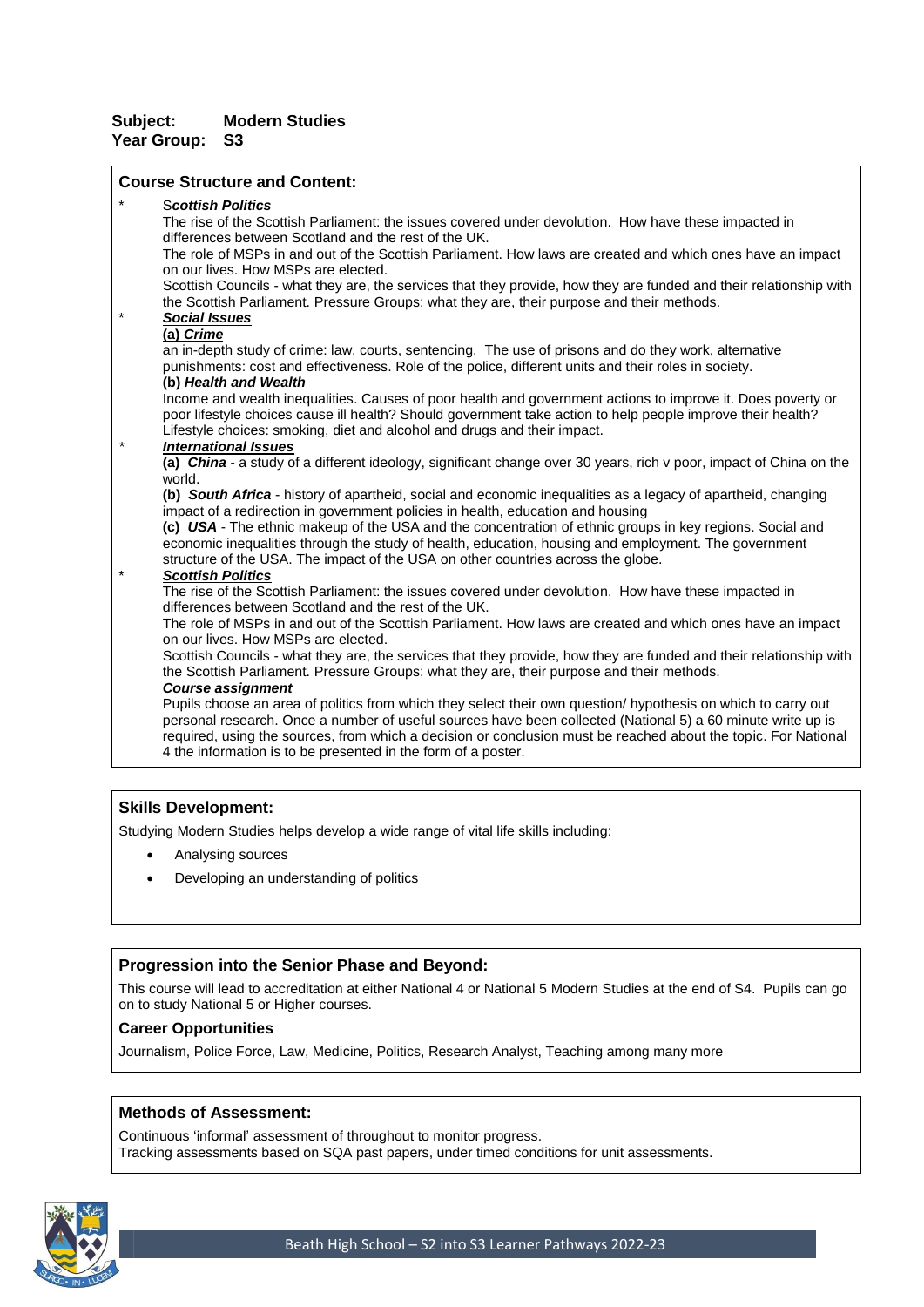**Subject:** **Modern Studies**
**Year Group:** **S3**

## Course Structure and Content:

* S***cottish Politics***
  The rise of the Scottish Parliament: the issues covered under devolution. How have these impacted in differences between Scotland and the rest of the UK.
  The role of MSPs in and out of the Scottish Parliament. How laws are created and which ones have an impact on our lives. How MSPs are elected.
  Scottish Councils - what they are, the services that they provide, how they are funded and their relationship with the Scottish Parliament. Pressure Groups: what they are, their purpose and their methods.
* ***Social Issues***
  ***(a) Crime***
  an in-depth study of crime: law, courts, sentencing. The use of prisons and do they work, alternative punishments: cost and effectiveness. Role of the police, different units and their roles in society.
  **(b) *Health and Wealth***
  Income and wealth inequalities. Causes of poor health and government actions to improve it. Does poverty or poor lifestyle choices cause ill health? Should government take action to help people improve their health? Lifestyle choices: smoking, diet and alcohol and drugs and their impact.
* ***International Issues***
  **(a) *China*** - a study of a different ideology, significant change over 30 years, rich v poor, impact of China on the world.
  **(b) *South Africa*** - history of apartheid, social and economic inequalities as a legacy of apartheid, changing impact of a redirection in government policies in health, education and housing
  **(c) *USA*** - The ethnic makeup of the USA and the concentration of ethnic groups in key regions. Social and economic inequalities through the study of health, education, housing and employment. The government structure of the USA. The impact of the USA on other countries across the globe.
* ***Scottish Politics***
  The rise of the Scottish Parliament: the issues covered under devolution. How have these impacted in differences between Scotland and the rest of the UK.
  The role of MSPs in and out of the Scottish Parliament. How laws are created and which ones have an impact on our lives. How MSPs are elected.
  Scottish Councils - what they are, the services that they provide, how they are funded and their relationship with the Scottish Parliament. Pressure Groups: what they are, their purpose and their methods.
  ***Course assignment***
  Pupils choose an area of politics from which they select their own question/ hypothesis on which to carry out personal research. Once a number of useful sources have been collected (National 5) a 60 minute write up is required, using the sources, from which a decision or conclusion must be reached about the topic. For National 4 the information is to be presented in the form of a poster.

## Skills Development:

Studying Modern Studies helps develop a wide range of vital life skills including:

- Analysing sources
- Developing an understanding of politics

## Progression into the Senior Phase and Beyond:

This course will lead to accreditation at either National 4 or National 5 Modern Studies at the end of S4. Pupils can go on to study National 5 or Higher courses.

### Career Opportunities

Journalism, Police Force, Law, Medicine, Politics, Research Analyst, Teaching among many more

## Methods of Assessment:

Continuous 'informal' assessment of throughout to monitor progress.
Tracking assessments based on SQA past papers, under timed conditions for unit assessments.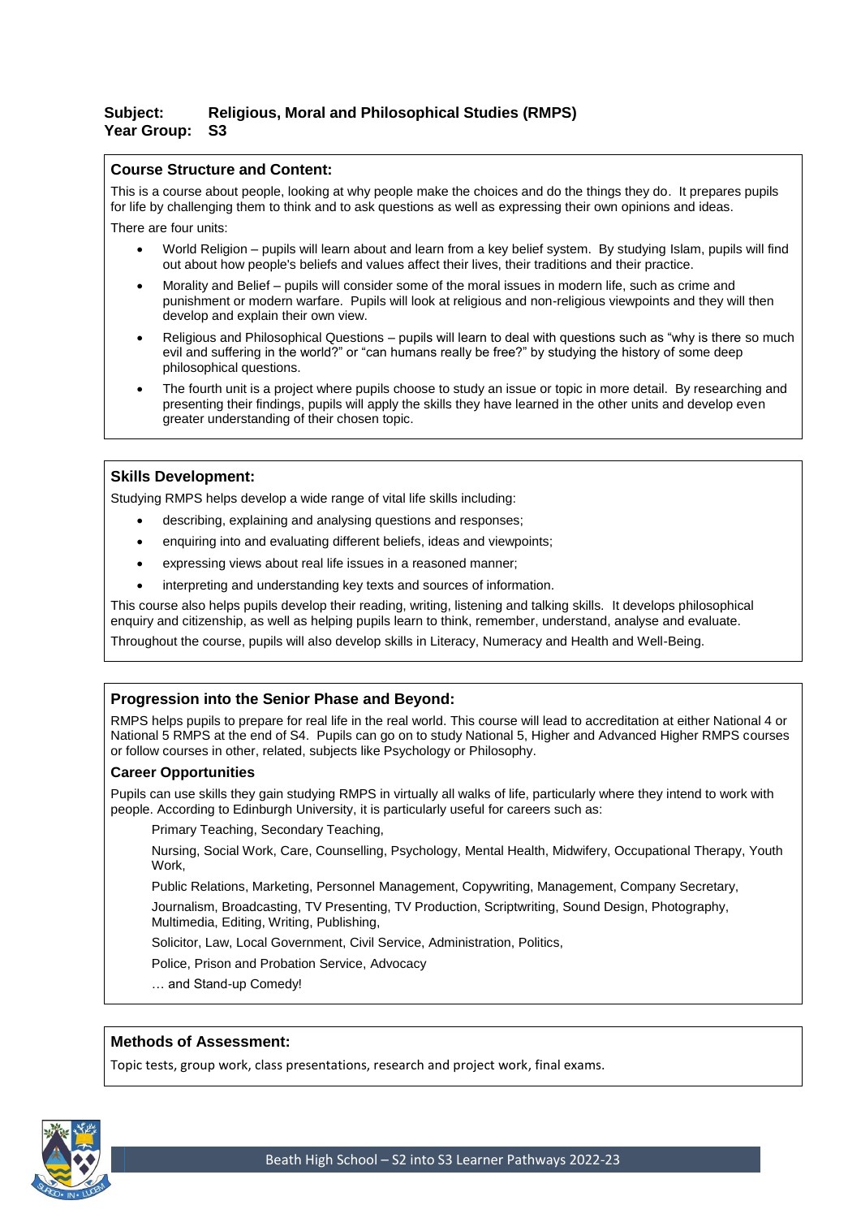**Subject:** **Religious, Moral and Philosophical Studies (RMPS)**
**Year Group:** **S3**

### Course Structure and Content:

This is a course about people, looking at why people make the choices and do the things they do. It prepares pupils for life by challenging them to think and to ask questions as well as expressing their own opinions and ideas.

There are four units:

- World Religion – pupils will learn about and learn from a key belief system. By studying Islam, pupils will find out about how people's beliefs and values affect their lives, their traditions and their practice.
- Morality and Belief – pupils will consider some of the moral issues in modern life, such as crime and punishment or modern warfare. Pupils will look at religious and non-religious viewpoints and they will then develop and explain their own view.
- Religious and Philosophical Questions – pupils will learn to deal with questions such as "why is there so much evil and suffering in the world?" or "can humans really be free?" by studying the history of some deep philosophical questions.
- The fourth unit is a project where pupils choose to study an issue or topic in more detail. By researching and presenting their findings, pupils will apply the skills they have learned in the other units and develop even greater understanding of their chosen topic.

### Skills Development:

Studying RMPS helps develop a wide range of vital life skills including:

- describing, explaining and analysing questions and responses;
- enquiring into and evaluating different beliefs, ideas and viewpoints;
- expressing views about real life issues in a reasoned manner;
- interpreting and understanding key texts and sources of information.

This course also helps pupils develop their reading, writing, listening and talking skills. It develops philosophical enquiry and citizenship, as well as helping pupils learn to think, remember, understand, analyse and evaluate.

Throughout the course, pupils will also develop skills in Literacy, Numeracy and Health and Well-Being.

### Progression into the Senior Phase and Beyond:

RMPS helps pupils to prepare for real life in the real world. This course will lead to accreditation at either National 4 or National 5 RMPS at the end of S4. Pupils can go on to study National 5, Higher and Advanced Higher RMPS courses or follow courses in other, related, subjects like Psychology or Philosophy.

#### Career Opportunities

Pupils can use skills they gain studying RMPS in virtually all walks of life, particularly where they intend to work with people. According to Edinburgh University, it is particularly useful for careers such as:

Primary Teaching, Secondary Teaching,

Nursing, Social Work, Care, Counselling, Psychology, Mental Health, Midwifery, Occupational Therapy, Youth Work,

Public Relations, Marketing, Personnel Management, Copywriting, Management, Company Secretary,

Journalism, Broadcasting, TV Presenting, TV Production, Scriptwriting, Sound Design, Photography, Multimedia, Editing, Writing, Publishing,

Solicitor, Law, Local Government, Civil Service, Administration, Politics,

Police, Prison and Probation Service, Advocacy

… and Stand-up Comedy!

### Methods of Assessment:

Topic tests, group work, class presentations, research and project work, final exams.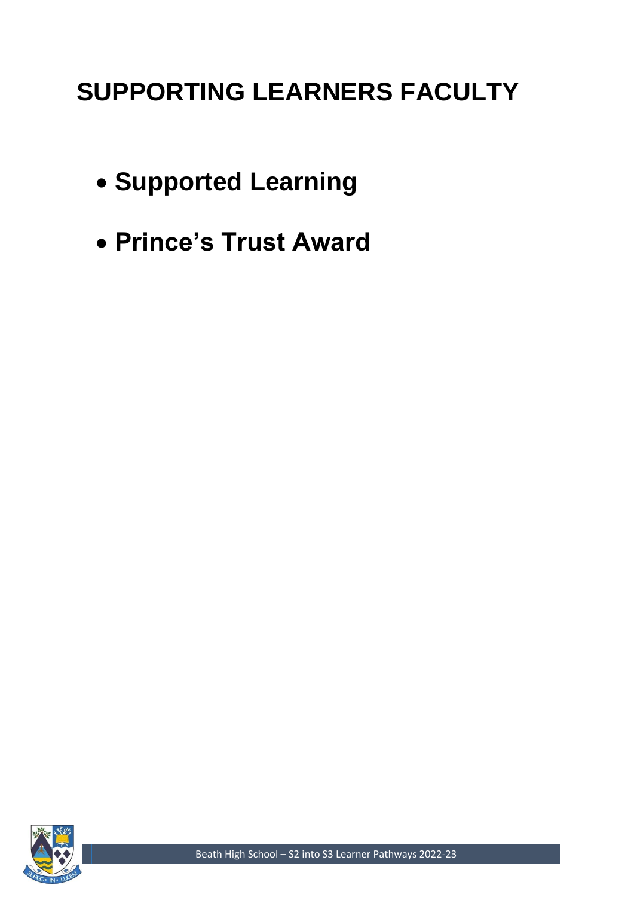# SUPPORTING LEARNERS FACULTY

- **Supported Learning**
- **Prince's Trust Award**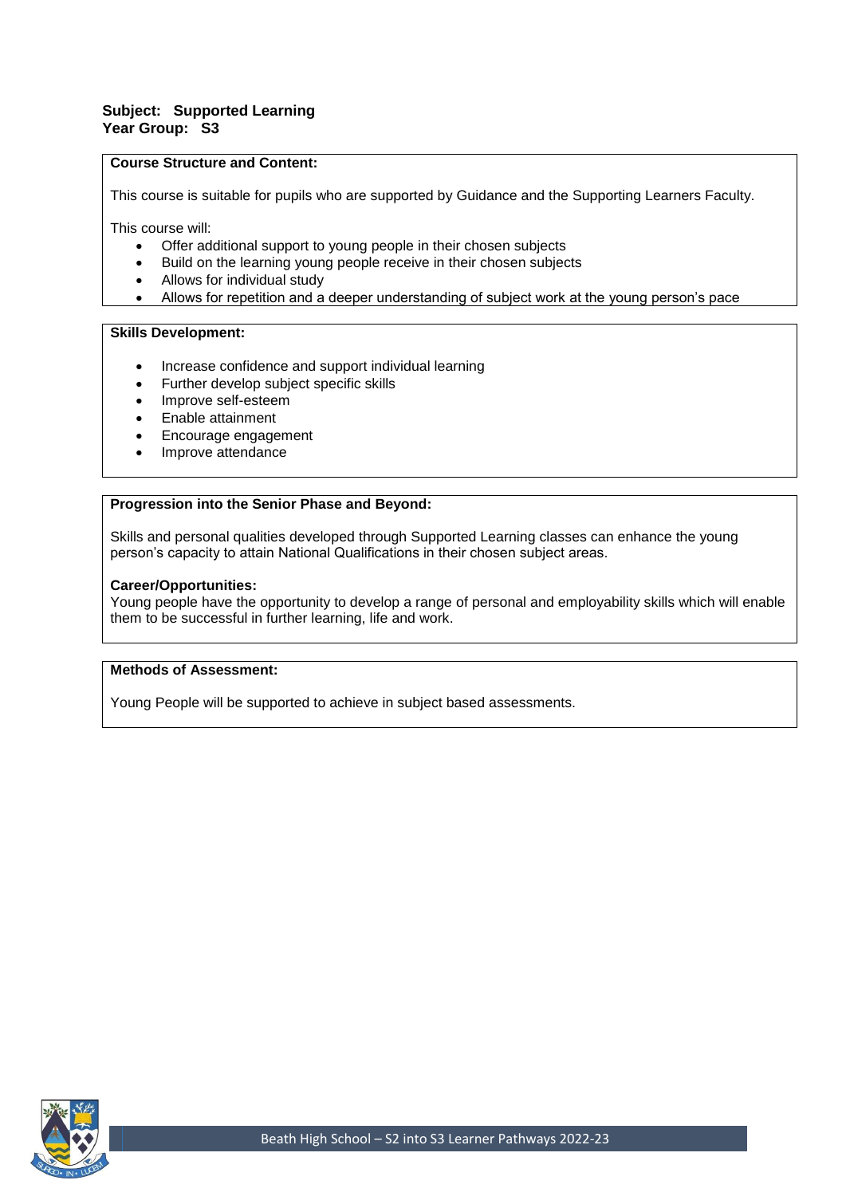**Subject: Supported Learning**
**Year Group: S3**

**Course Structure and Content:**

This course is suitable for pupils who are supported by Guidance and the Supporting Learners Faculty.

This course will:

- Offer additional support to young people in their chosen subjects
- Build on the learning young people receive in their chosen subjects
- Allows for individual study
- Allows for repetition and a deeper understanding of subject work at the young person's pace

**Skills Development:**

- Increase confidence and support individual learning
- Further develop subject specific skills
- Improve self-esteem
- Enable attainment
- Encourage engagement
- Improve attendance

**Progression into the Senior Phase and Beyond:**

Skills and personal qualities developed through Supported Learning classes can enhance the young person's capacity to attain National Qualifications in their chosen subject areas.

**Career/Opportunities:**
Young people have the opportunity to develop a range of personal and employability skills which will enable them to be successful in further learning, life and work.

**Methods of Assessment:**

Young People will be supported to achieve in subject based assessments.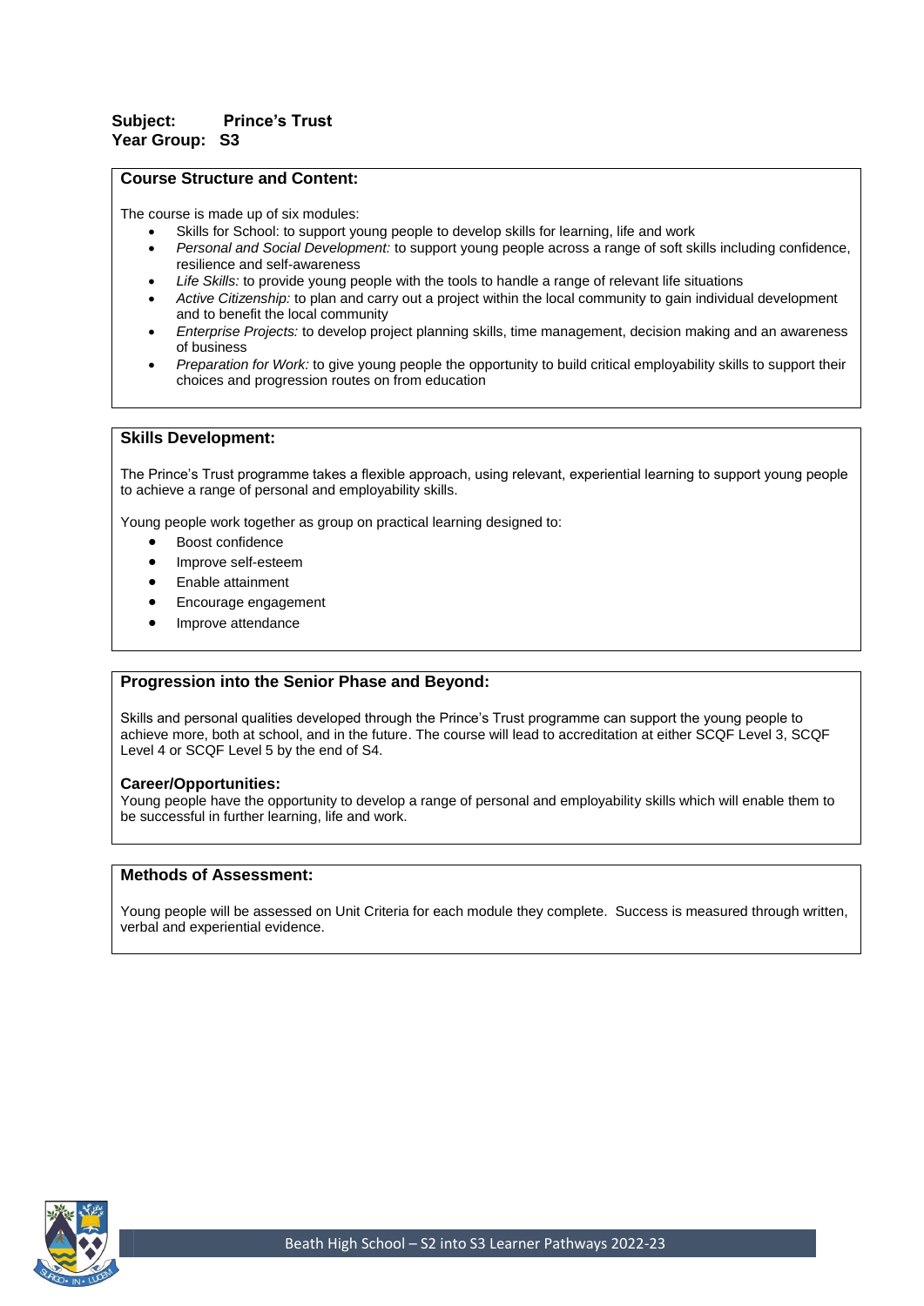**Subject:** **Prince's Trust**
**Year Group:** **S3**

## Course Structure and Content:

The course is made up of six modules:

- Skills for School: to support young people to develop skills for learning, life and work
- *Personal and Social Development:* to support young people across a range of soft skills including confidence, resilience and self-awareness
- *Life Skills:* to provide young people with the tools to handle a range of relevant life situations
- *Active Citizenship:* to plan and carry out a project within the local community to gain individual development and to benefit the local community
- *Enterprise Projects:* to develop project planning skills, time management, decision making and an awareness of business
- *Preparation for Work:* to give young people the opportunity to build critical employability skills to support their choices and progression routes on from education

## Skills Development:

The Prince's Trust programme takes a flexible approach, using relevant, experiential learning to support young people to achieve a range of personal and employability skills.

Young people work together as group on practical learning designed to:

- Boost confidence
- Improve self-esteem
- Enable attainment
- Encourage engagement
- Improve attendance

## Progression into the Senior Phase and Beyond:

Skills and personal qualities developed through the Prince's Trust programme can support the young people to achieve more, both at school, and in the future. The course will lead to accreditation at either SCQF Level 3, SCQF Level 4 or SCQF Level 5 by the end of S4.

### Career/Opportunities:

Young people have the opportunity to develop a range of personal and employability skills which will enable them to be successful in further learning, life and work.

## Methods of Assessment:

Young people will be assessed on Unit Criteria for each module they complete. Success is measured through written, verbal and experiential evidence.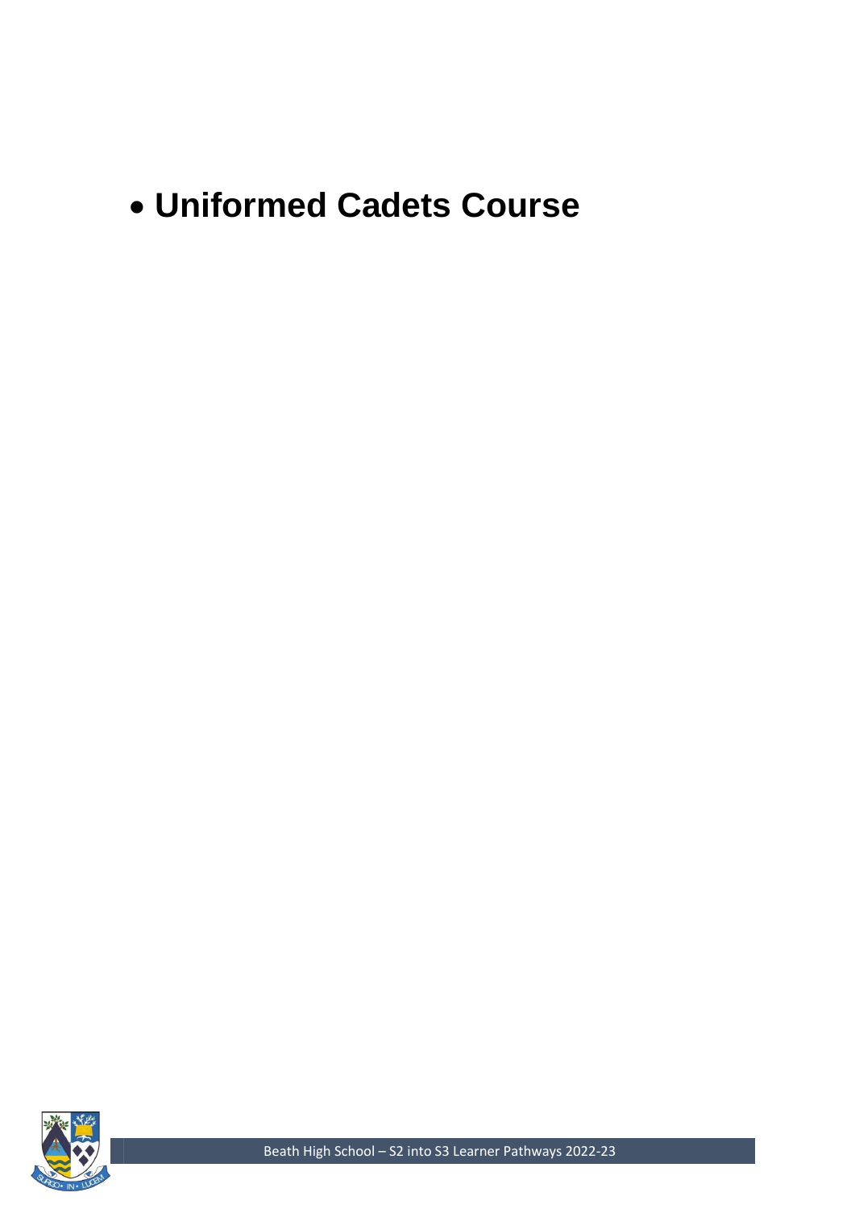- **Uniformed Cadets Course**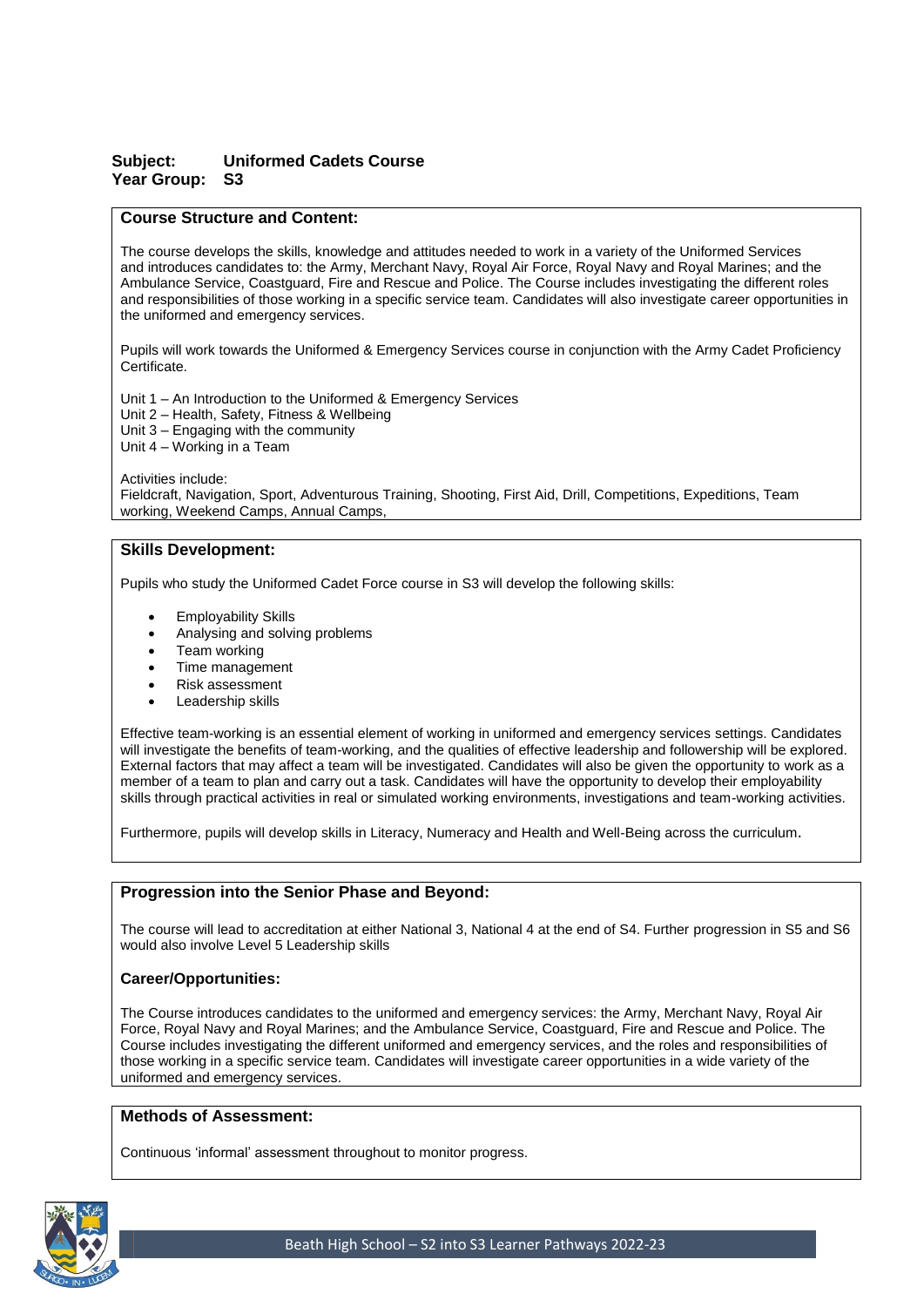**Subject:** **Uniformed Cadets Course**
**Year Group:** **S3**

## Course Structure and Content:

The course develops the skills, knowledge and attitudes needed to work in a variety of the Uniformed Services and introduces candidates to: the Army, Merchant Navy, Royal Air Force, Royal Navy and Royal Marines; and the Ambulance Service, Coastguard, Fire and Rescue and Police. The Course includes investigating the different roles and responsibilities of those working in a specific service team. Candidates will also investigate career opportunities in the uniformed and emergency services.

Pupils will work towards the Uniformed & Emergency Services course in conjunction with the Army Cadet Proficiency Certificate.

Unit 1 – An Introduction to the Uniformed & Emergency Services
Unit 2 – Health, Safety, Fitness & Wellbeing
Unit 3 – Engaging with the community
Unit 4 – Working in a Team

Activities include:
Fieldcraft, Navigation, Sport, Adventurous Training, Shooting, First Aid, Drill, Competitions, Expeditions, Team working, Weekend Camps, Annual Camps,

## Skills Development:

Pupils who study the Uniformed Cadet Force course in S3 will develop the following skills:

- Employability Skills
- Analysing and solving problems
- Team working
- Time management
- Risk assessment
- Leadership skills

Effective team-working is an essential element of working in uniformed and emergency services settings. Candidates will investigate the benefits of team-working, and the qualities of effective leadership and followership will be explored. External factors that may affect a team will be investigated. Candidates will also be given the opportunity to work as a member of a team to plan and carry out a task. Candidates will have the opportunity to develop their employability skills through practical activities in real or simulated working environments, investigations and team-working activities.

Furthermore, pupils will develop skills in Literacy, Numeracy and Health and Well-Being across the curriculum.

## Progression into the Senior Phase and Beyond:

The course will lead to accreditation at either National 3, National 4 at the end of S4. Further progression in S5 and S6 would also involve Level 5 Leadership skills

### Career/Opportunities:

The Course introduces candidates to the uniformed and emergency services: the Army, Merchant Navy, Royal Air Force, Royal Navy and Royal Marines; and the Ambulance Service, Coastguard, Fire and Rescue and Police. The Course includes investigating the different uniformed and emergency services, and the roles and responsibilities of those working in a specific service team. Candidates will investigate career opportunities in a wide variety of the uniformed and emergency services.

## Methods of Assessment:

Continuous 'informal' assessment throughout to monitor progress.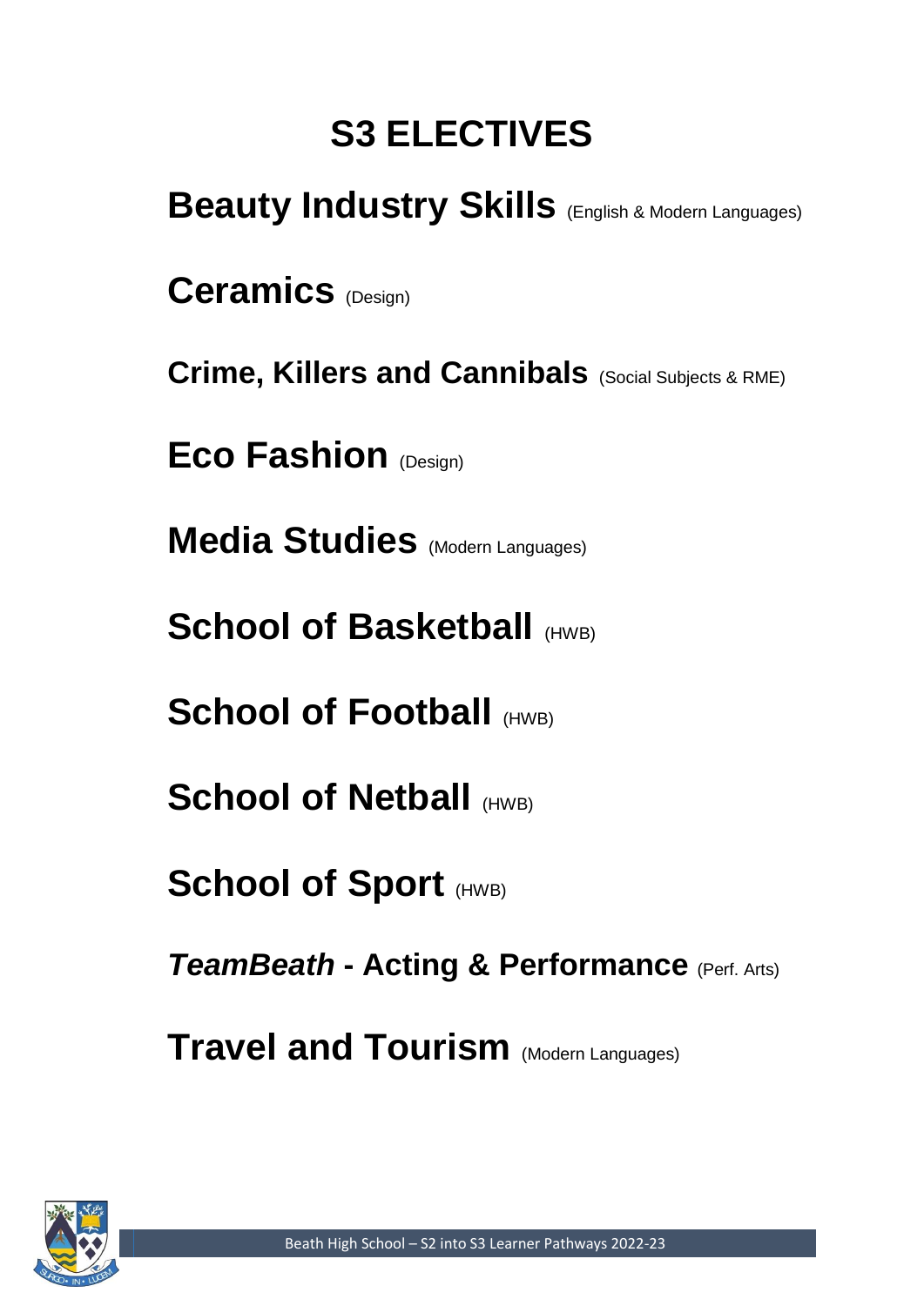# S3 ELECTIVES

**Beauty Industry Skills** (English & Modern Languages)

**Ceramics** (Design)

**Crime, Killers and Cannibals** (Social Subjects & RME)

**Eco Fashion** (Design)

**Media Studies** (Modern Languages)

**School of Basketball** (HWB)

**School of Football** (HWB)

**School of Netball** (HWB)

**School of Sport** (HWB)

***TeamBeath* - Acting & Performance** (Perf. Arts)

**Travel and Tourism** (Modern Languages)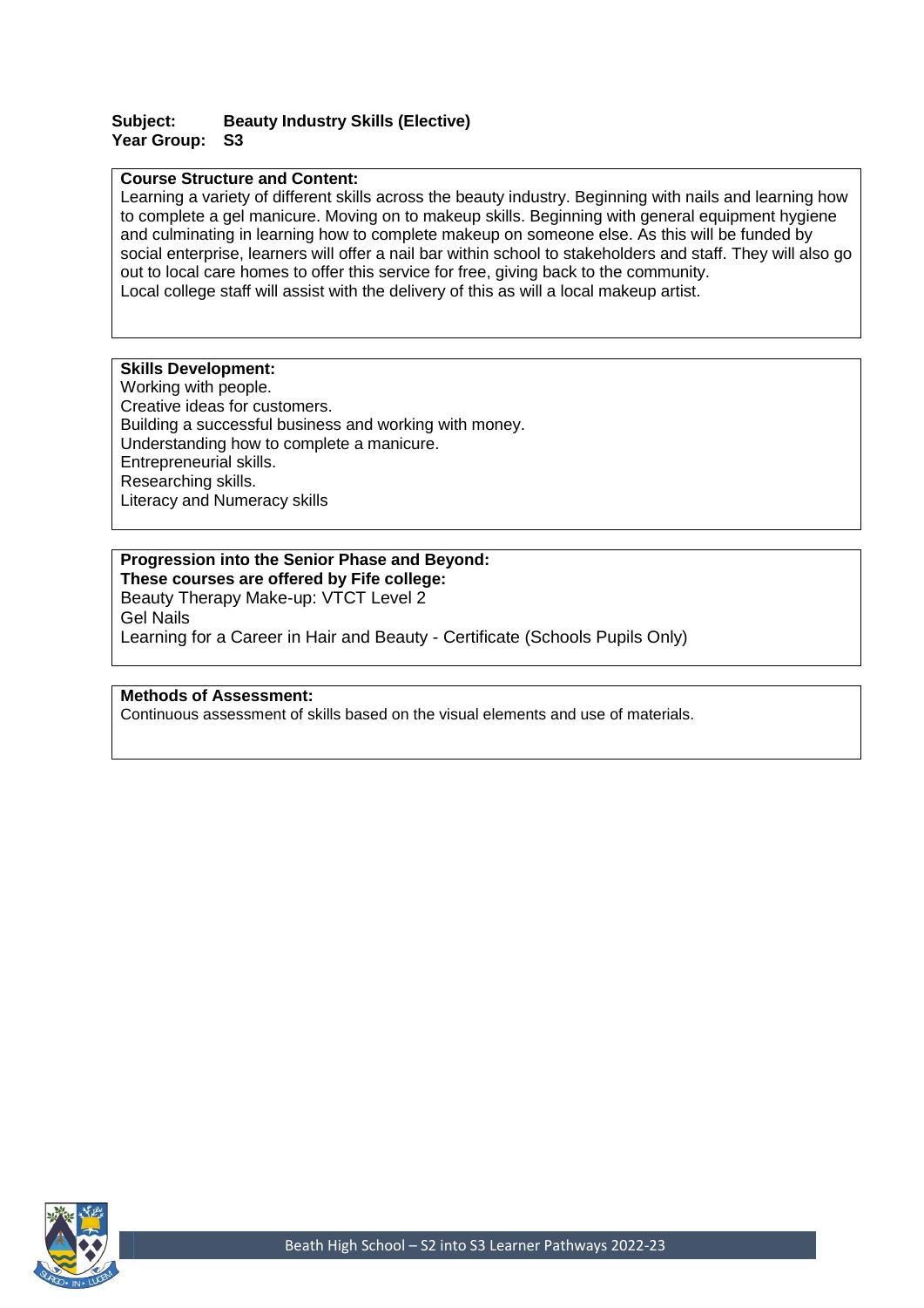**Subject:** **Beauty Industry Skills (Elective)**
**Year Group:** **S3**

**Course Structure and Content:**
Learning a variety of different skills across the beauty industry. Beginning with nails and learning how to complete a gel manicure. Moving on to makeup skills. Beginning with general equipment hygiene and culminating in learning how to complete makeup on someone else. As this will be funded by social enterprise, learners will offer a nail bar within school to stakeholders and staff. They will also go out to local care homes to offer this service for free, giving back to the community.
Local college staff will assist with the delivery of this as will a local makeup artist.

**Skills Development:**
Working with people.
Creative ideas for customers.
Building a successful business and working with money.
Understanding how to complete a manicure.
Entrepreneurial skills.
Researching skills.
Literacy and Numeracy skills

**Progression into the Senior Phase and Beyond:**
**These courses are offered by Fife college:**
Beauty Therapy Make-up: VTCT Level 2
Gel Nails
Learning for a Career in Hair and Beauty - Certificate (Schools Pupils Only)

**Methods of Assessment:**
Continuous assessment of skills based on the visual elements and use of materials.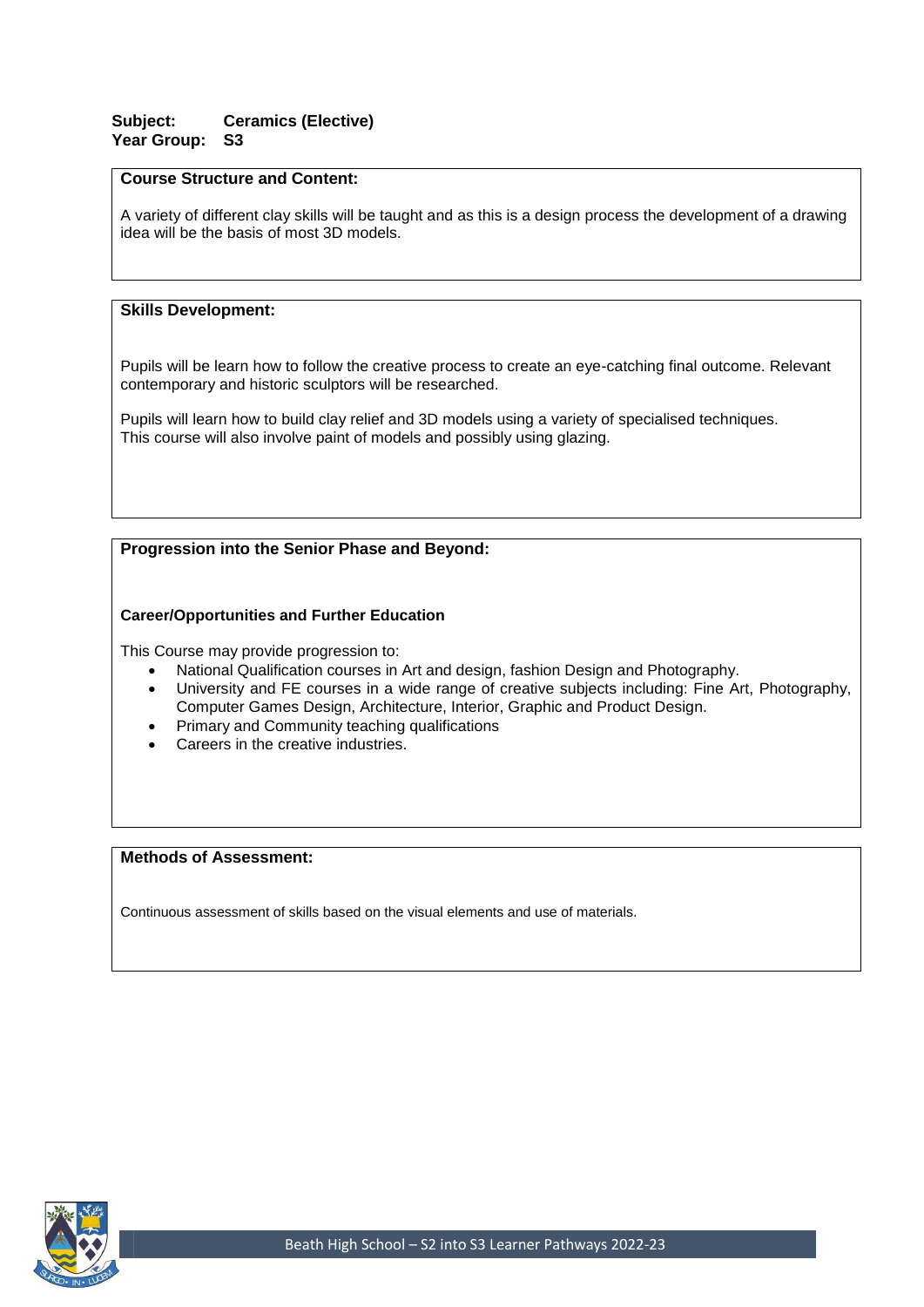**Subject:** **Ceramics (Elective)**
**Year Group:** **S3**

**Course Structure and Content:**

A variety of different clay skills will be taught and as this is a design process the development of a drawing idea will be the basis of most 3D models.

**Skills Development:**

Pupils will be learn how to follow the creative process to create an eye-catching final outcome. Relevant contemporary and historic sculptors will be researched.

Pupils will learn how to build clay relief and 3D models using a variety of specialised techniques. This course will also involve paint of models and possibly using glazing.

**Progression into the Senior Phase and Beyond:**

**Career/Opportunities and Further Education**

This Course may provide progression to:

- National Qualification courses in Art and design, fashion Design and Photography.
- University and FE courses in a wide range of creative subjects including: Fine Art, Photography, Computer Games Design, Architecture, Interior, Graphic and Product Design.
- Primary and Community teaching qualifications
- Careers in the creative industries.

**Methods of Assessment:**

Continuous assessment of skills based on the visual elements and use of materials.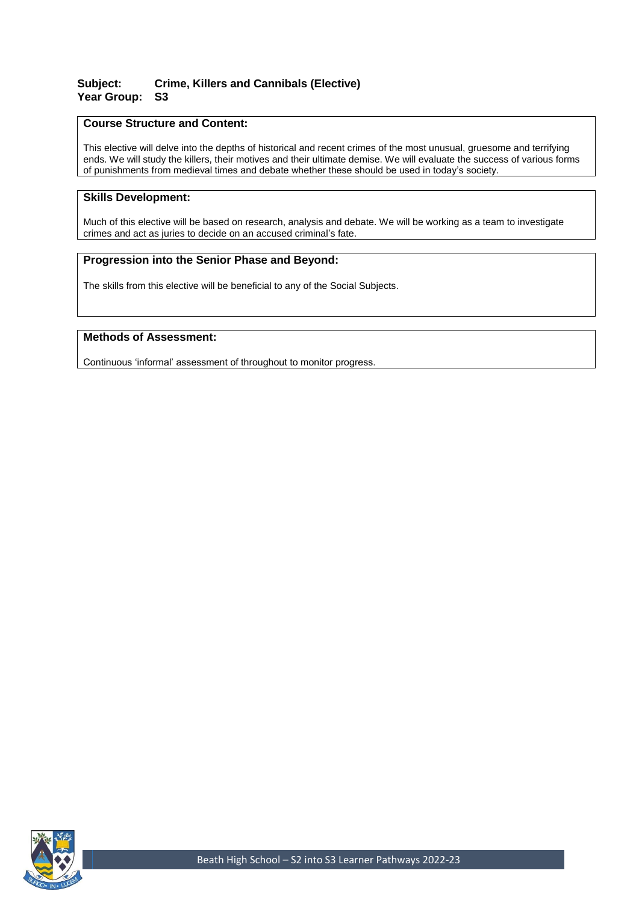**Subject:** **Crime, Killers and Cannibals (Elective)**
**Year Group:** **S3**

## Course Structure and Content:

This elective will delve into the depths of historical and recent crimes of the most unusual, gruesome and terrifying ends. We will study the killers, their motives and their ultimate demise. We will evaluate the success of various forms of punishments from medieval times and debate whether these should be used in today's society.

## Skills Development:

Much of this elective will be based on research, analysis and debate. We will be working as a team to investigate crimes and act as juries to decide on an accused criminal's fate.

## Progression into the Senior Phase and Beyond:

The skills from this elective will be beneficial to any of the Social Subjects.

## Methods of Assessment:

Continuous 'informal' assessment of throughout to monitor progress.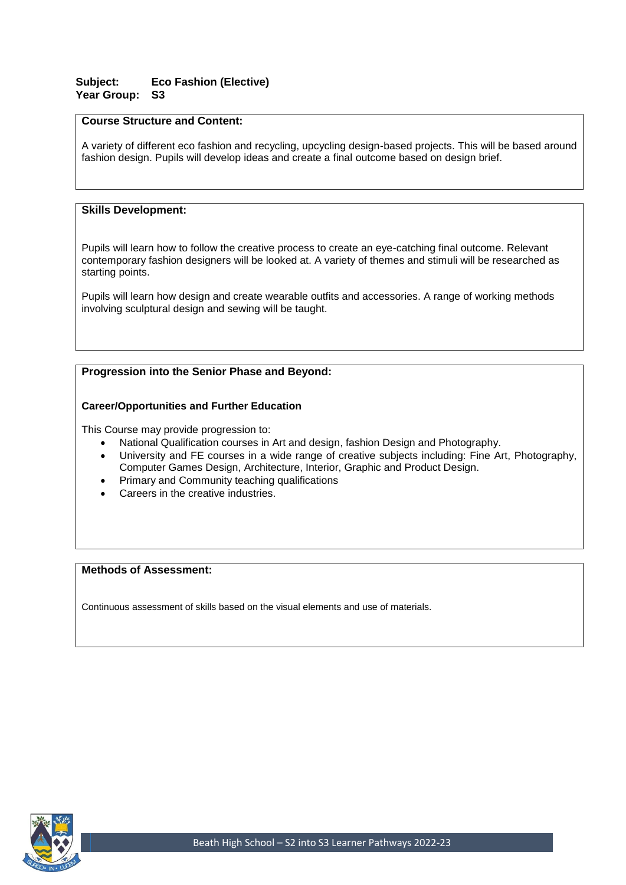**Subject:** **Eco Fashion (Elective)**
**Year Group:** **S3**

**Course Structure and Content:**

A variety of different eco fashion and recycling, upcycling design-based projects. This will be based around fashion design. Pupils will develop ideas and create a final outcome based on design brief.

**Skills Development:**

Pupils will learn how to follow the creative process to create an eye-catching final outcome. Relevant contemporary fashion designers will be looked at. A variety of themes and stimuli will be researched as starting points.

Pupils will learn how design and create wearable outfits and accessories. A range of working methods involving sculptural design and sewing will be taught.

**Progression into the Senior Phase and Beyond:**

**Career/Opportunities and Further Education**

This Course may provide progression to:

- National Qualification courses in Art and design, fashion Design and Photography.
- University and FE courses in a wide range of creative subjects including: Fine Art, Photography, Computer Games Design, Architecture, Interior, Graphic and Product Design.
- Primary and Community teaching qualifications
- Careers in the creative industries.

**Methods of Assessment:**

Continuous assessment of skills based on the visual elements and use of materials.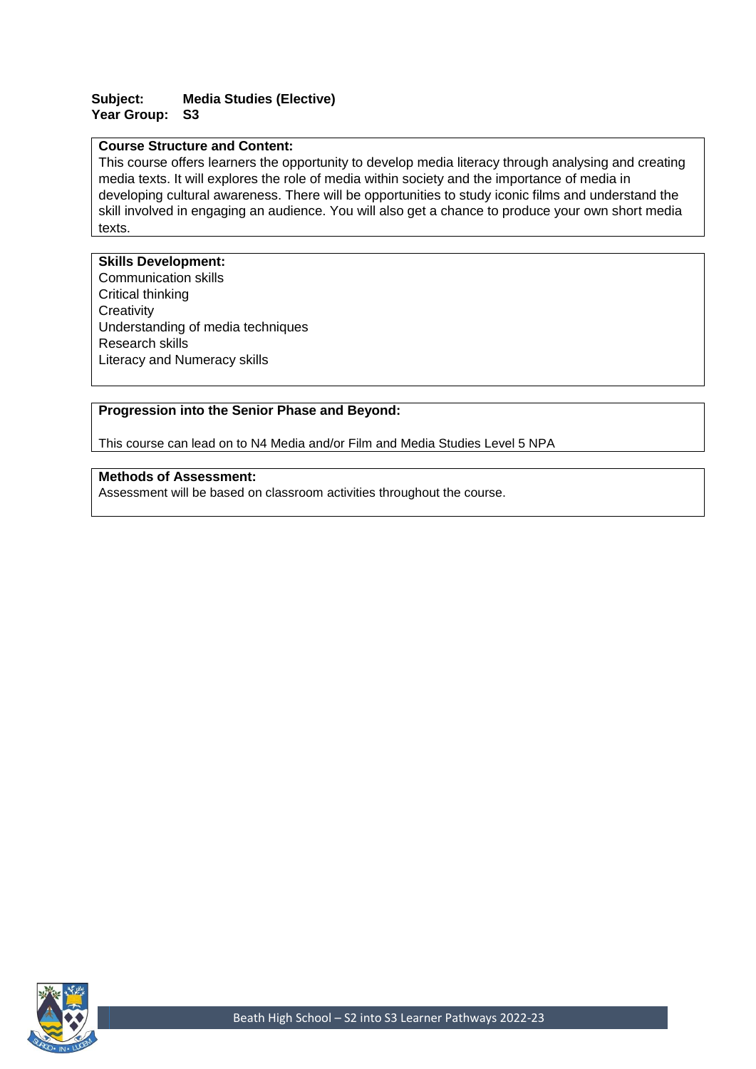**Subject:** **Media Studies (Elective)**
**Year Group:** **S3**

**Course Structure and Content:**

This course offers learners the opportunity to develop media literacy through analysing and creating media texts. It will explores the role of media within society and the importance of media in developing cultural awareness. There will be opportunities to study iconic films and understand the skill involved in engaging an audience. You will also get a chance to produce your own short media texts.

**Skills Development:**

Communication skills
Critical thinking
Creativity
Understanding of media techniques
Research skills
Literacy and Numeracy skills

**Progression into the Senior Phase and Beyond:**

This course can lead on to N4 Media and/or Film and Media Studies Level 5 NPA

**Methods of Assessment:**

Assessment will be based on classroom activities throughout the course.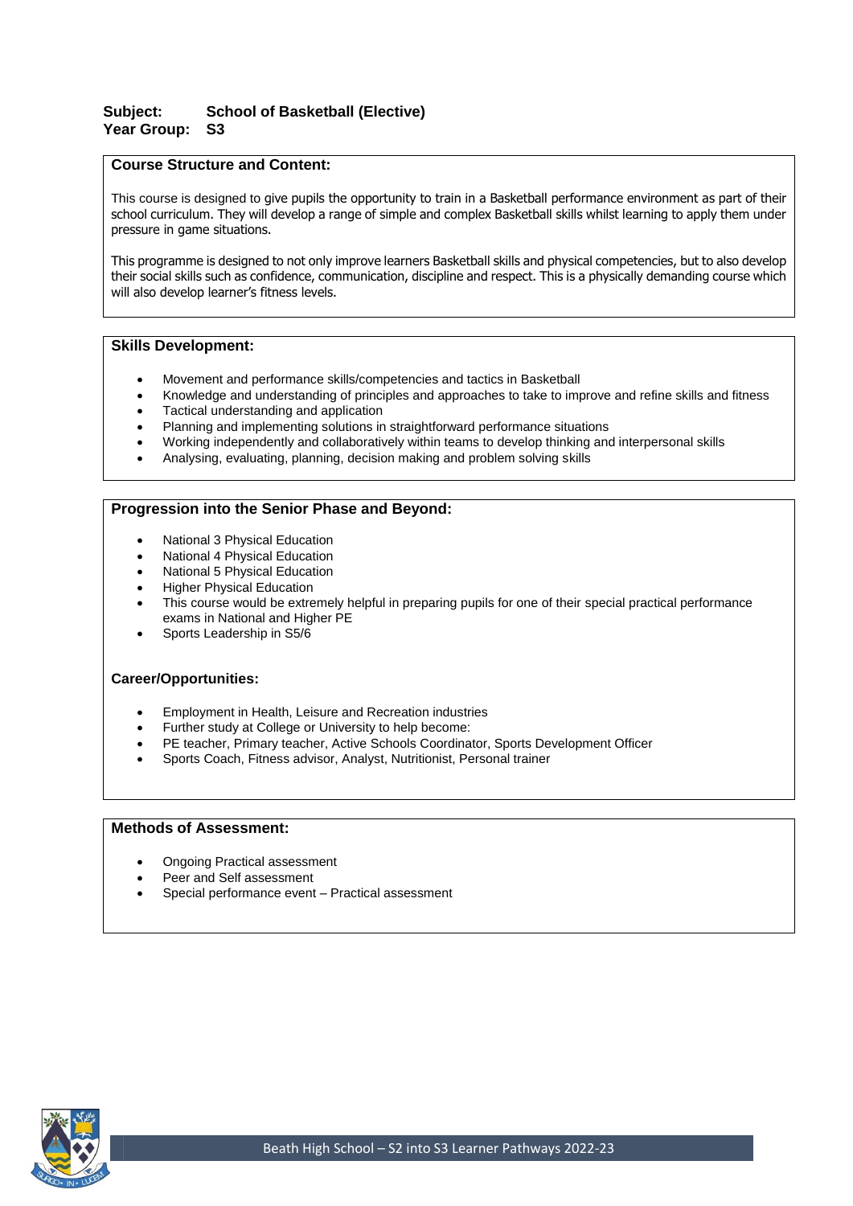**Subject:** **School of Basketball (Elective)**
**Year Group:** **S3**

## Course Structure and Content:

This course is designed to give pupils the opportunity to train in a Basketball performance environment as part of their school curriculum. They will develop a range of simple and complex Basketball skills whilst learning to apply them under pressure in game situations.

This programme is designed to not only improve learners Basketball skills and physical competencies, but to also develop their social skills such as confidence, communication, discipline and respect. This is a physically demanding course which will also develop learner's fitness levels.

## Skills Development:

- Movement and performance skills/competencies and tactics in Basketball
- Knowledge and understanding of principles and approaches to take to improve and refine skills and fitness
- Tactical understanding and application
- Planning and implementing solutions in straightforward performance situations
- Working independently and collaboratively within teams to develop thinking and interpersonal skills
- Analysing, evaluating, planning, decision making and problem solving skills

## Progression into the Senior Phase and Beyond:

- National 3 Physical Education
- National 4 Physical Education
- National 5 Physical Education
- Higher Physical Education
- This course would be extremely helpful in preparing pupils for one of their special practical performance exams in National and Higher PE
- Sports Leadership in S5/6

## Career/Opportunities:

- Employment in Health, Leisure and Recreation industries
- Further study at College or University to help become:
- PE teacher, Primary teacher, Active Schools Coordinator, Sports Development Officer
- Sports Coach, Fitness advisor, Analyst, Nutritionist, Personal trainer

## Methods of Assessment:

- Ongoing Practical assessment
- Peer and Self assessment
- Special performance event – Practical assessment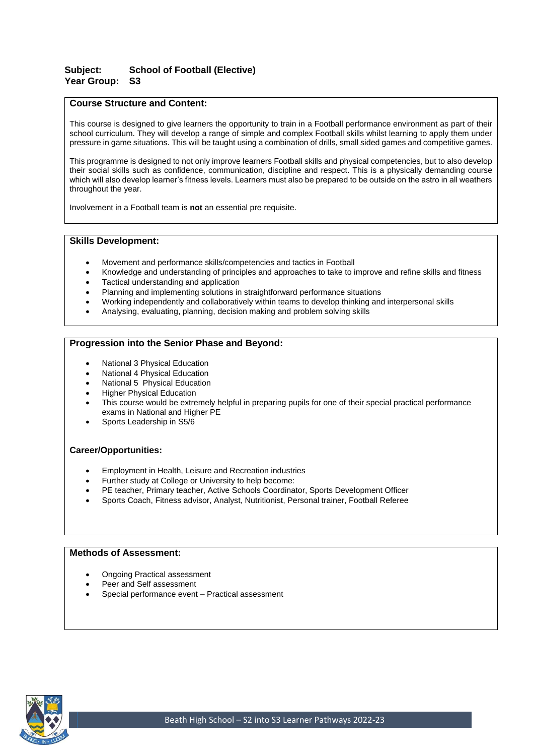**Subject:** **School of Football (Elective)**
**Year Group:** **S3**

## Course Structure and Content:

This course is designed to give learners the opportunity to train in a Football performance environment as part of their school curriculum. They will develop a range of simple and complex Football skills whilst learning to apply them under pressure in game situations. This will be taught using a combination of drills, small sided games and competitive games.

This programme is designed to not only improve learners Football skills and physical competencies, but to also develop their social skills such as confidence, communication, discipline and respect. This is a physically demanding course which will also develop learner's fitness levels. Learners must also be prepared to be outside on the astro in all weathers throughout the year.

Involvement in a Football team is **not** an essential pre requisite.

## Skills Development:

- Movement and performance skills/competencies and tactics in Football
- Knowledge and understanding of principles and approaches to take to improve and refine skills and fitness
- Tactical understanding and application
- Planning and implementing solutions in straightforward performance situations
- Working independently and collaboratively within teams to develop thinking and interpersonal skills
- Analysing, evaluating, planning, decision making and problem solving skills

## Progression into the Senior Phase and Beyond:

- National 3 Physical Education
- National 4 Physical Education
- National 5 Physical Education
- Higher Physical Education
- This course would be extremely helpful in preparing pupils for one of their special practical performance exams in National and Higher PE
- Sports Leadership in S5/6

### Career/Opportunities:

- Employment in Health, Leisure and Recreation industries
- Further study at College or University to help become:
- PE teacher, Primary teacher, Active Schools Coordinator, Sports Development Officer
- Sports Coach, Fitness advisor, Analyst, Nutritionist, Personal trainer, Football Referee

## Methods of Assessment:

- Ongoing Practical assessment
- Peer and Self assessment
- Special performance event – Practical assessment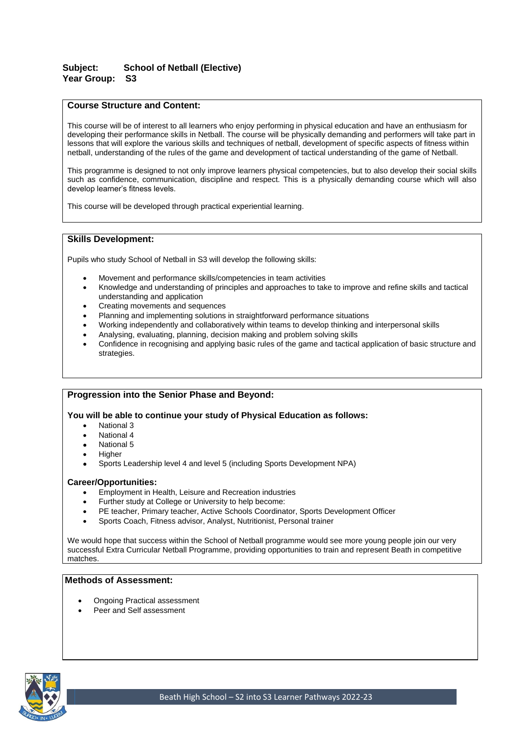**Subject:** **School of Netball (Elective)**
**Year Group:** **S3**

## Course Structure and Content:

This course will be of interest to all learners who enjoy performing in physical education and have an enthusiasm for developing their performance skills in Netball. The course will be physically demanding and performers will take part in lessons that will explore the various skills and techniques of netball, development of specific aspects of fitness within netball, understanding of the rules of the game and development of tactical understanding of the game of Netball.

This programme is designed to not only improve learners physical competencies, but to also develop their social skills such as confidence, communication, discipline and respect. This is a physically demanding course which will also develop learner's fitness levels.

This course will be developed through practical experiential learning.

## Skills Development:

Pupils who study School of Netball in S3 will develop the following skills:

- Movement and performance skills/competencies in team activities
- Knowledge and understanding of principles and approaches to take to improve and refine skills and tactical understanding and application
- Creating movements and sequences
- Planning and implementing solutions in straightforward performance situations
- Working independently and collaboratively within teams to develop thinking and interpersonal skills
- Analysing, evaluating, planning, decision making and problem solving skills
- Confidence in recognising and applying basic rules of the game and tactical application of basic structure and strategies.

## Progression into the Senior Phase and Beyond:

**You will be able to continue your study of Physical Education as follows:**

- National 3
- National 4
- National 5
- Higher
- Sports Leadership level 4 and level 5 (including Sports Development NPA)

**Career/Opportunities:**

- Employment in Health, Leisure and Recreation industries
- Further study at College or University to help become:
- PE teacher, Primary teacher, Active Schools Coordinator, Sports Development Officer
- Sports Coach, Fitness advisor, Analyst, Nutritionist, Personal trainer

We would hope that success within the School of Netball programme would see more young people join our very successful Extra Curricular Netball Programme, providing opportunities to train and represent Beath in competitive matches.

## Methods of Assessment:

- Ongoing Practical assessment
- Peer and Self assessment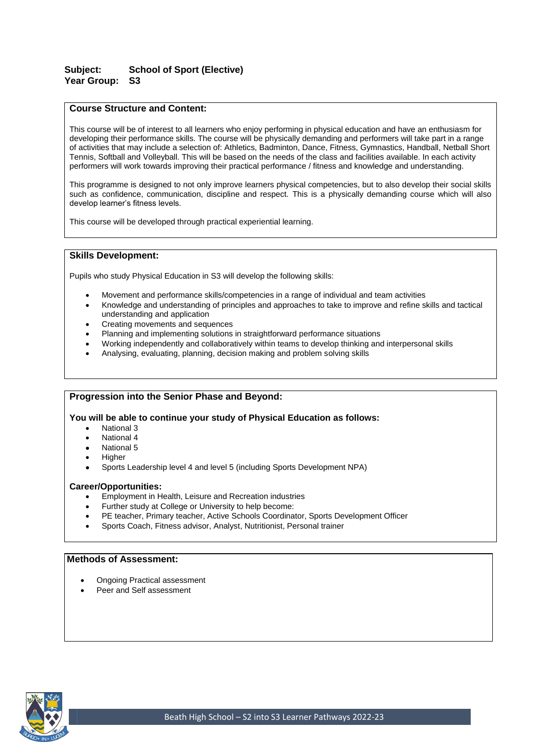**Subject:** **School of Sport (Elective)**
**Year Group:** **S3**

## Course Structure and Content:

This course will be of interest to all learners who enjoy performing in physical education and have an enthusiasm for developing their performance skills. The course will be physically demanding and performers will take part in a range of activities that may include a selection of: Athletics, Badminton, Dance, Fitness, Gymnastics, Handball, Netball Short Tennis, Softball and Volleyball. This will be based on the needs of the class and facilities available. In each activity performers will work towards improving their practical performance / fitness and knowledge and understanding.

This programme is designed to not only improve learners physical competencies, but to also develop their social skills such as confidence, communication, discipline and respect. This is a physically demanding course which will also develop learner's fitness levels.

This course will be developed through practical experiential learning.

## Skills Development:

Pupils who study Physical Education in S3 will develop the following skills:

- Movement and performance skills/competencies in a range of individual and team activities
- Knowledge and understanding of principles and approaches to take to improve and refine skills and tactical understanding and application
- Creating movements and sequences
- Planning and implementing solutions in straightforward performance situations
- Working independently and collaboratively within teams to develop thinking and interpersonal skills
- Analysing, evaluating, planning, decision making and problem solving skills

## Progression into the Senior Phase and Beyond:

**You will be able to continue your study of Physical Education as follows:**

- National 3
- National 4
- National 5
- Higher
- Sports Leadership level 4 and level 5 (including Sports Development NPA)

**Career/Opportunities:**

- Employment in Health, Leisure and Recreation industries
- Further study at College or University to help become:
- PE teacher, Primary teacher, Active Schools Coordinator, Sports Development Officer
- Sports Coach, Fitness advisor, Analyst, Nutritionist, Personal trainer

## Methods of Assessment:

- Ongoing Practical assessment
- Peer and Self assessment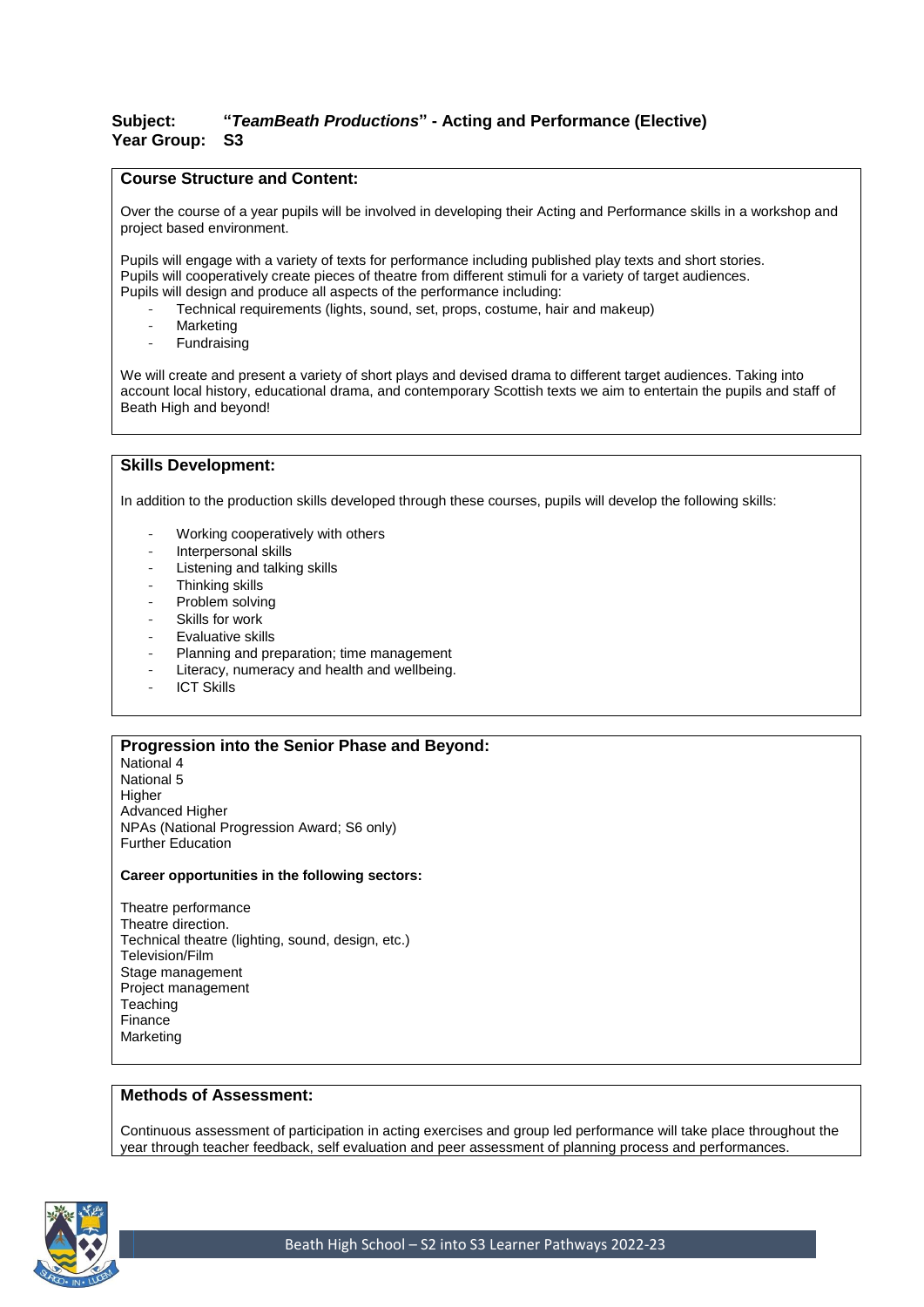**Subject:** "*TeamBeath Productions*" - Acting and Performance (Elective)
**Year Group:** S3

## Course Structure and Content:

Over the course of a year pupils will be involved in developing their Acting and Performance skills in a workshop and project based environment.

Pupils will engage with a variety of texts for performance including published play texts and short stories.
Pupils will cooperatively create pieces of theatre from different stimuli for a variety of target audiences.
Pupils will design and produce all aspects of the performance including:

- Technical requirements (lights, sound, set, props, costume, hair and makeup)
- Marketing
- Fundraising

We will create and present a variety of short plays and devised drama to different target audiences. Taking into account local history, educational drama, and contemporary Scottish texts we aim to entertain the pupils and staff of Beath High and beyond!

## Skills Development:

In addition to the production skills developed through these courses, pupils will develop the following skills:

- Working cooperatively with others
- Interpersonal skills
- Listening and talking skills
- Thinking skills
- Problem solving
- Skills for work
- Evaluative skills
- Planning and preparation; time management
- Literacy, numeracy and health and wellbeing.
- ICT Skills

## Progression into the Senior Phase and Beyond:

National 4
National 5
Higher
Advanced Higher
NPAs (National Progression Award; S6 only)
Further Education

**Career opportunities in the following sectors:**

Theatre performance
Theatre direction.
Technical theatre (lighting, sound, design, etc.)
Television/Film
Stage management
Project management
Teaching
Finance
Marketing

## Methods of Assessment:

Continuous assessment of participation in acting exercises and group led performance will take place throughout the year through teacher feedback, self evaluation and peer assessment of planning process and performances.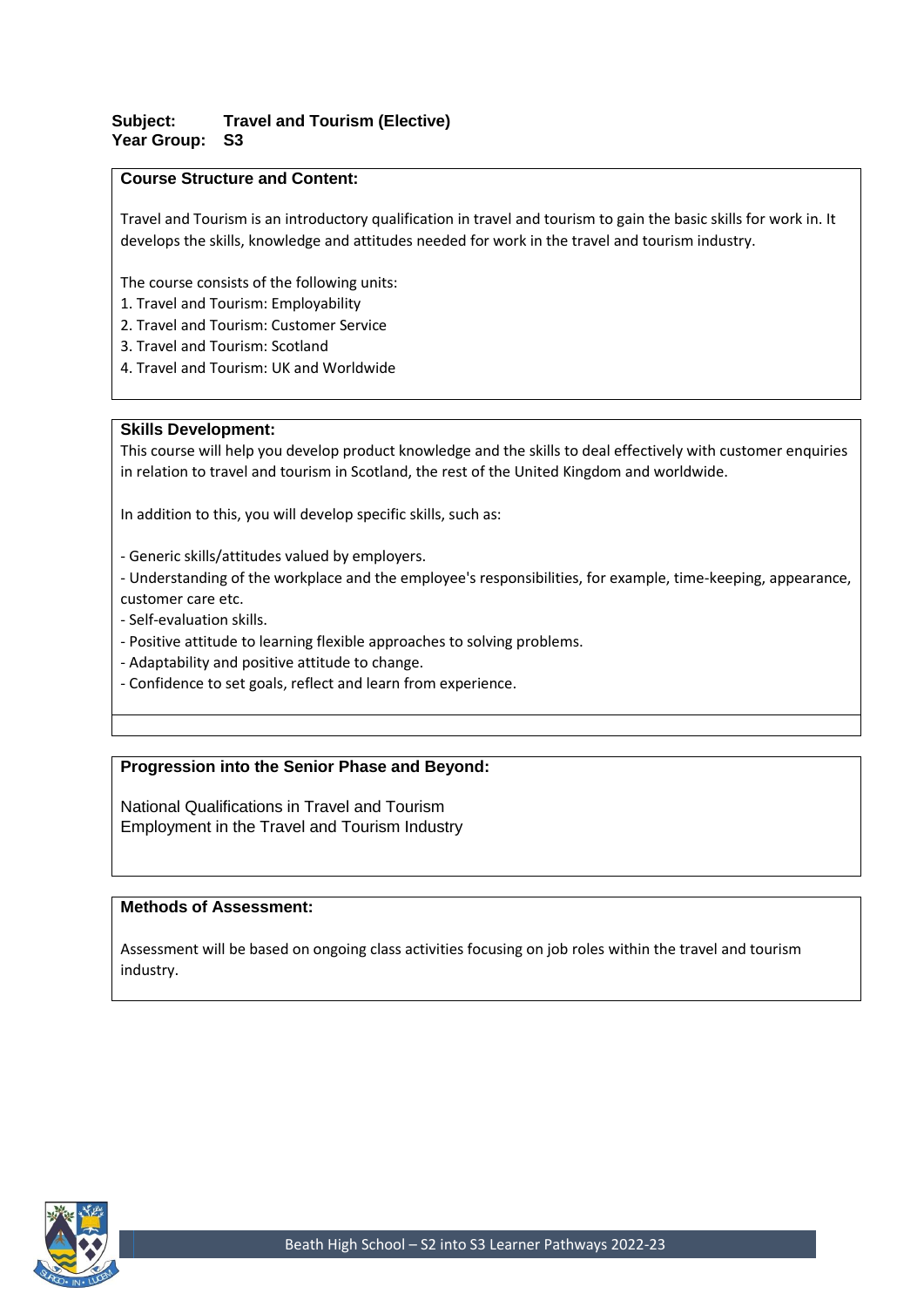**Subject:** **Travel and Tourism (Elective)**
**Year Group:** **S3**

## Course Structure and Content:

Travel and Tourism is an introductory qualification in travel and tourism to gain the basic skills for work in. It develops the skills, knowledge and attitudes needed for work in the travel and tourism industry.

The course consists of the following units:

1. Travel and Tourism: Employability
2. Travel and Tourism: Customer Service
3. Travel and Tourism: Scotland
4. Travel and Tourism: UK and Worldwide

## Skills Development:

This course will help you develop product knowledge and the skills to deal effectively with customer enquiries in relation to travel and tourism in Scotland, the rest of the United Kingdom and worldwide.

In addition to this, you will develop specific skills, such as:

- Generic skills/attitudes valued by employers.
- Understanding of the workplace and the employee's responsibilities, for example, time-keeping, appearance, customer care etc.
- Self-evaluation skills.
- Positive attitude to learning flexible approaches to solving problems.
- Adaptability and positive attitude to change.
- Confidence to set goals, reflect and learn from experience.

## Progression into the Senior Phase and Beyond:

National Qualifications in Travel and Tourism
Employment in the Travel and Tourism Industry

## Methods of Assessment:

Assessment will be based on ongoing class activities focusing on job roles within the travel and tourism industry.